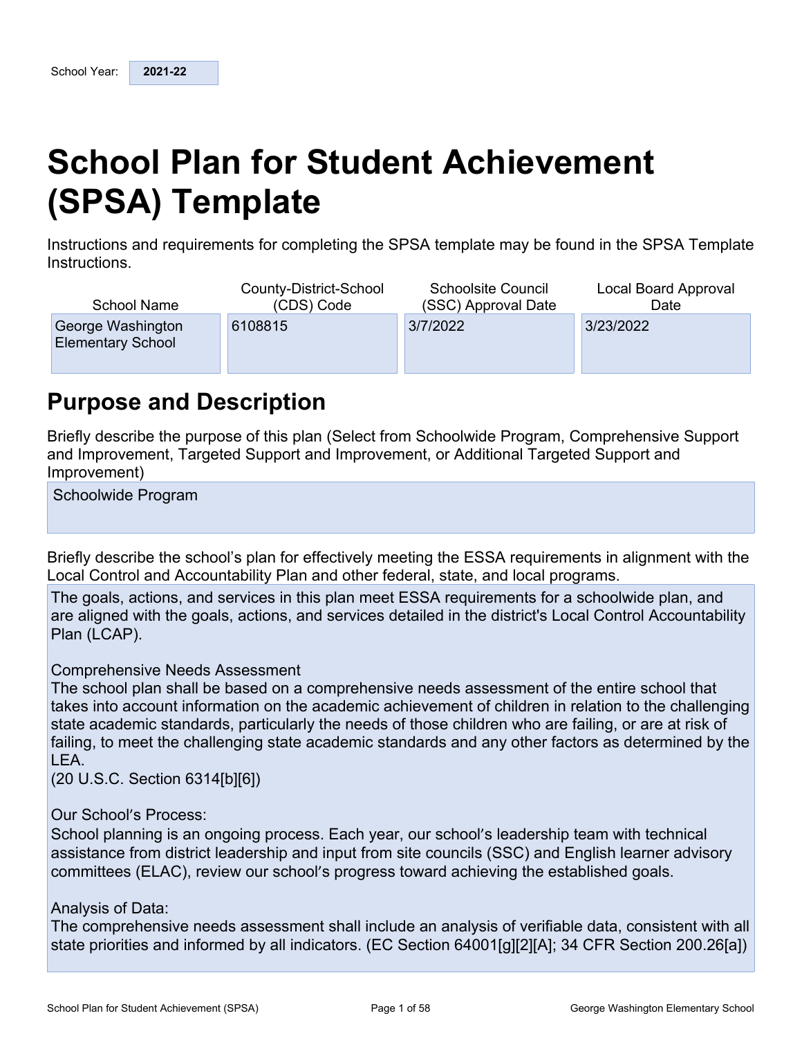School Year: **2021-22**

# School Plan for Student Achievement (SPSA) Template

Instructions and requirements for completing the SPSA template may be found in the SPSA Template Instructions.

| School Name | County-District-School (CDS) Code | Schoolsite Council (SSC) Approval Date | Local Board Approval Date |
|---|---|---|---|
| George Washington Elementary School | 6108815 | 3/7/2022 | 3/23/2022 |

## Purpose and Description

Briefly describe the purpose of this plan (Select from Schoolwide Program, Comprehensive Support and Improvement, Targeted Support and Improvement, or Additional Targeted Support and Improvement)

Schoolwide Program

Briefly describe the school's plan for effectively meeting the ESSA requirements in alignment with the Local Control and Accountability Plan and other federal, state, and local programs.

The goals, actions, and services in this plan meet ESSA requirements for a schoolwide plan, and are aligned with the goals, actions, and services detailed in the district's Local Control Accountability Plan (LCAP).

Comprehensive Needs Assessment
The school plan shall be based on a comprehensive needs assessment of the entire school that takes into account information on the academic achievement of children in relation to the challenging state academic standards, particularly the needs of those children who are failing, or are at risk of failing, to meet the challenging state academic standards and any other factors as determined by the LEA.
(20 U.S.C. Section 6314[b][6])

Our School's Process:
School planning is an ongoing process. Each year, our school's leadership team with technical assistance from district leadership and input from site councils (SSC) and English learner advisory committees (ELAC), review our school's progress toward achieving the established goals.

Analysis of Data:
The comprehensive needs assessment shall include an analysis of verifiable data, consistent with all state priorities and informed by all indicators. (EC Section 64001[g][2][A]; 34 CFR Section 200.26[a])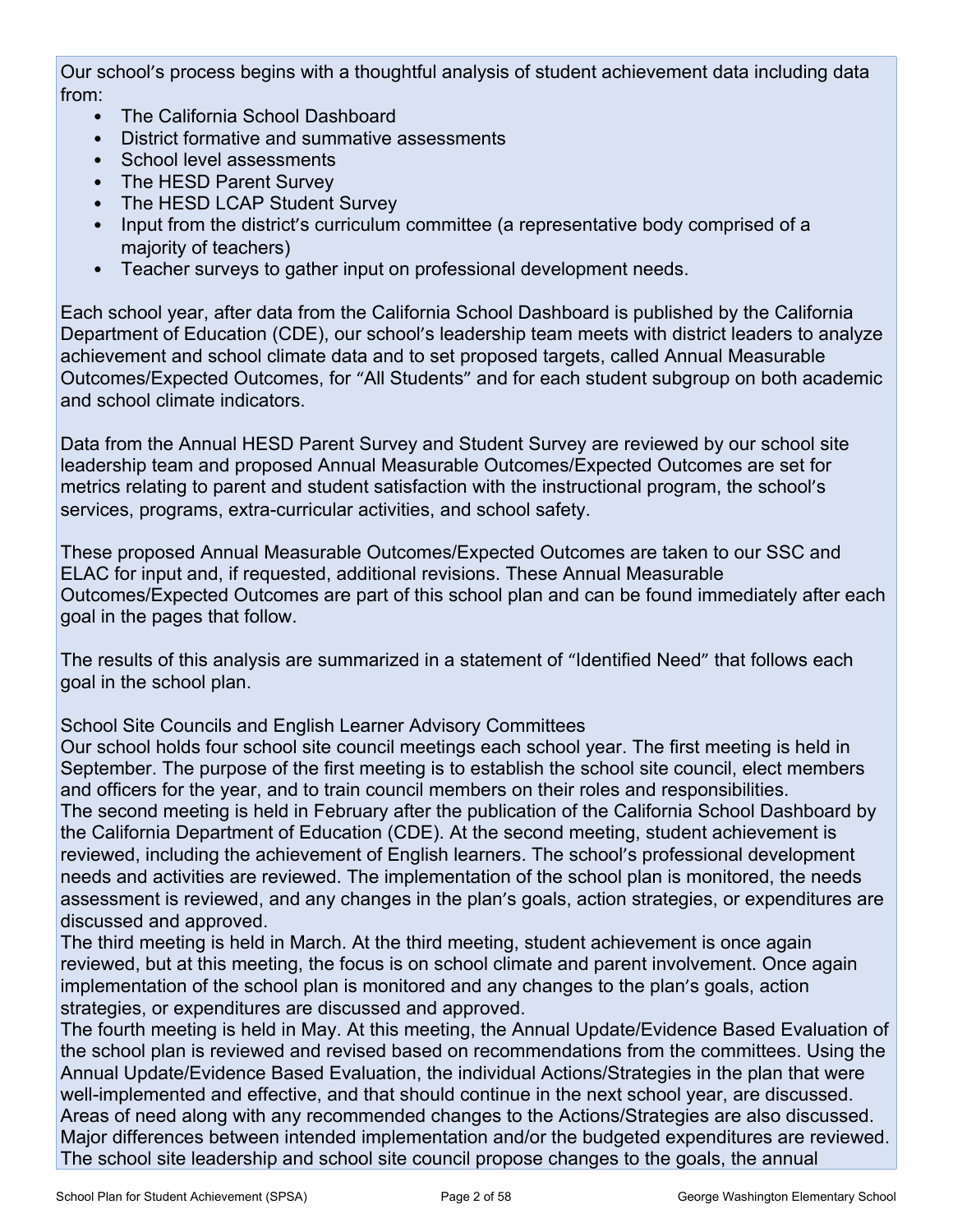Our school's process begins with a thoughtful analysis of student achievement data including data from:

- The California School Dashboard
- District formative and summative assessments
- School level assessments
- The HESD Parent Survey
- The HESD LCAP Student Survey
- Input from the district's curriculum committee (a representative body comprised of a majority of teachers)
- Teacher surveys to gather input on professional development needs.

Each school year, after data from the California School Dashboard is published by the California Department of Education (CDE), our school's leadership team meets with district leaders to analyze achievement and school climate data and to set proposed targets, called Annual Measurable Outcomes/Expected Outcomes, for "All Students" and for each student subgroup on both academic and school climate indicators.

Data from the Annual HESD Parent Survey and Student Survey are reviewed by our school site leadership team and proposed Annual Measurable Outcomes/Expected Outcomes are set for metrics relating to parent and student satisfaction with the instructional program, the school's services, programs, extra-curricular activities, and school safety.

These proposed Annual Measurable Outcomes/Expected Outcomes are taken to our SSC and ELAC for input and, if requested, additional revisions. These Annual Measurable Outcomes/Expected Outcomes are part of this school plan and can be found immediately after each goal in the pages that follow.

The results of this analysis are summarized in a statement of "Identified Need" that follows each goal in the school plan.

School Site Councils and English Learner Advisory Committees

Our school holds four school site council meetings each school year. The first meeting is held in September. The purpose of the first meeting is to establish the school site council, elect members and officers for the year, and to train council members on their roles and responsibilities.

The second meeting is held in February after the publication of the California School Dashboard by the California Department of Education (CDE). At the second meeting, student achievement is reviewed, including the achievement of English learners. The school's professional development needs and activities are reviewed. The implementation of the school plan is monitored, the needs assessment is reviewed, and any changes in the plan's goals, action strategies, or expenditures are discussed and approved.

The third meeting is held in March. At the third meeting, student achievement is once again reviewed, but at this meeting, the focus is on school climate and parent involvement. Once again implementation of the school plan is monitored and any changes to the plan's goals, action strategies, or expenditures are discussed and approved.

The fourth meeting is held in May. At this meeting, the Annual Update/Evidence Based Evaluation of the school plan is reviewed and revised based on recommendations from the committees. Using the Annual Update/Evidence Based Evaluation, the individual Actions/Strategies in the plan that were well-implemented and effective, and that should continue in the next school year, are discussed. Areas of need along with any recommended changes to the Actions/Strategies are also discussed. Major differences between intended implementation and/or the budgeted expenditures are reviewed. The school site leadership and school site council propose changes to the goals, the annual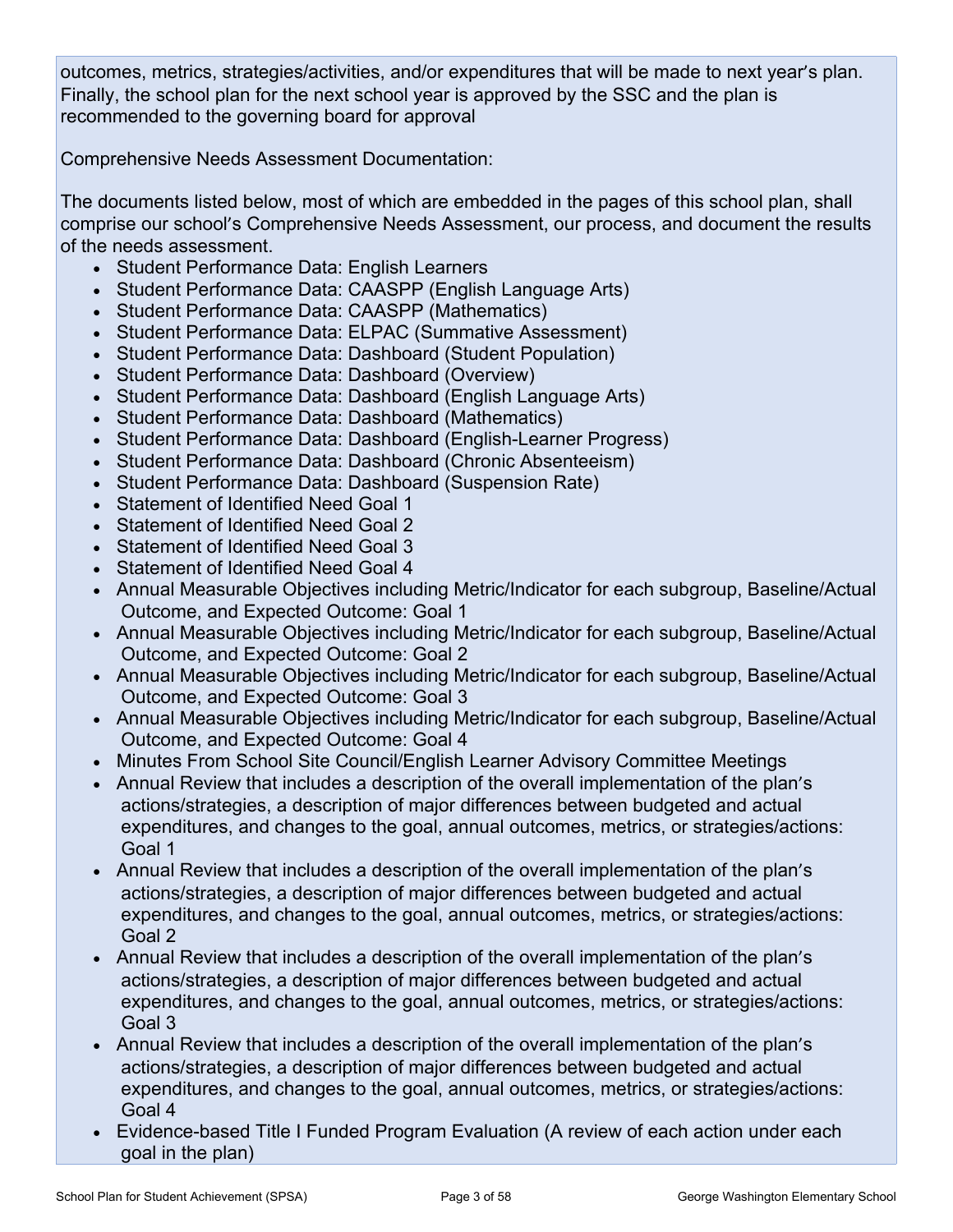outcomes, metrics, strategies/activities, and/or expenditures that will be made to next year's plan. Finally, the school plan for the next school year is approved by the SSC and the plan is recommended to the governing board for approval

Comprehensive Needs Assessment Documentation:

The documents listed below, most of which are embedded in the pages of this school plan, shall comprise our school's Comprehensive Needs Assessment, our process, and document the results of the needs assessment.

- Student Performance Data: English Learners
- Student Performance Data: CAASPP (English Language Arts)
- Student Performance Data: CAASPP (Mathematics)
- Student Performance Data: ELPAC (Summative Assessment)
- Student Performance Data: Dashboard (Student Population)
- Student Performance Data: Dashboard (Overview)
- Student Performance Data: Dashboard (English Language Arts)
- Student Performance Data: Dashboard (Mathematics)
- Student Performance Data: Dashboard (English-Learner Progress)
- Student Performance Data: Dashboard (Chronic Absenteeism)
- Student Performance Data: Dashboard (Suspension Rate)
- Statement of Identified Need Goal 1
- Statement of Identified Need Goal 2
- Statement of Identified Need Goal 3
- Statement of Identified Need Goal 4
- Annual Measurable Objectives including Metric/Indicator for each subgroup, Baseline/Actual Outcome, and Expected Outcome: Goal 1
- Annual Measurable Objectives including Metric/Indicator for each subgroup, Baseline/Actual Outcome, and Expected Outcome: Goal 2
- Annual Measurable Objectives including Metric/Indicator for each subgroup, Baseline/Actual Outcome, and Expected Outcome: Goal 3
- Annual Measurable Objectives including Metric/Indicator for each subgroup, Baseline/Actual Outcome, and Expected Outcome: Goal 4
- Minutes From School Site Council/English Learner Advisory Committee Meetings
- Annual Review that includes a description of the overall implementation of the plan's actions/strategies, a description of major differences between budgeted and actual expenditures, and changes to the goal, annual outcomes, metrics, or strategies/actions: Goal 1
- Annual Review that includes a description of the overall implementation of the plan's actions/strategies, a description of major differences between budgeted and actual expenditures, and changes to the goal, annual outcomes, metrics, or strategies/actions: Goal 2
- Annual Review that includes a description of the overall implementation of the plan's actions/strategies, a description of major differences between budgeted and actual expenditures, and changes to the goal, annual outcomes, metrics, or strategies/actions: Goal 3
- Annual Review that includes a description of the overall implementation of the plan's actions/strategies, a description of major differences between budgeted and actual expenditures, and changes to the goal, annual outcomes, metrics, or strategies/actions: Goal 4
- Evidence-based Title I Funded Program Evaluation (A review of each action under each goal in the plan)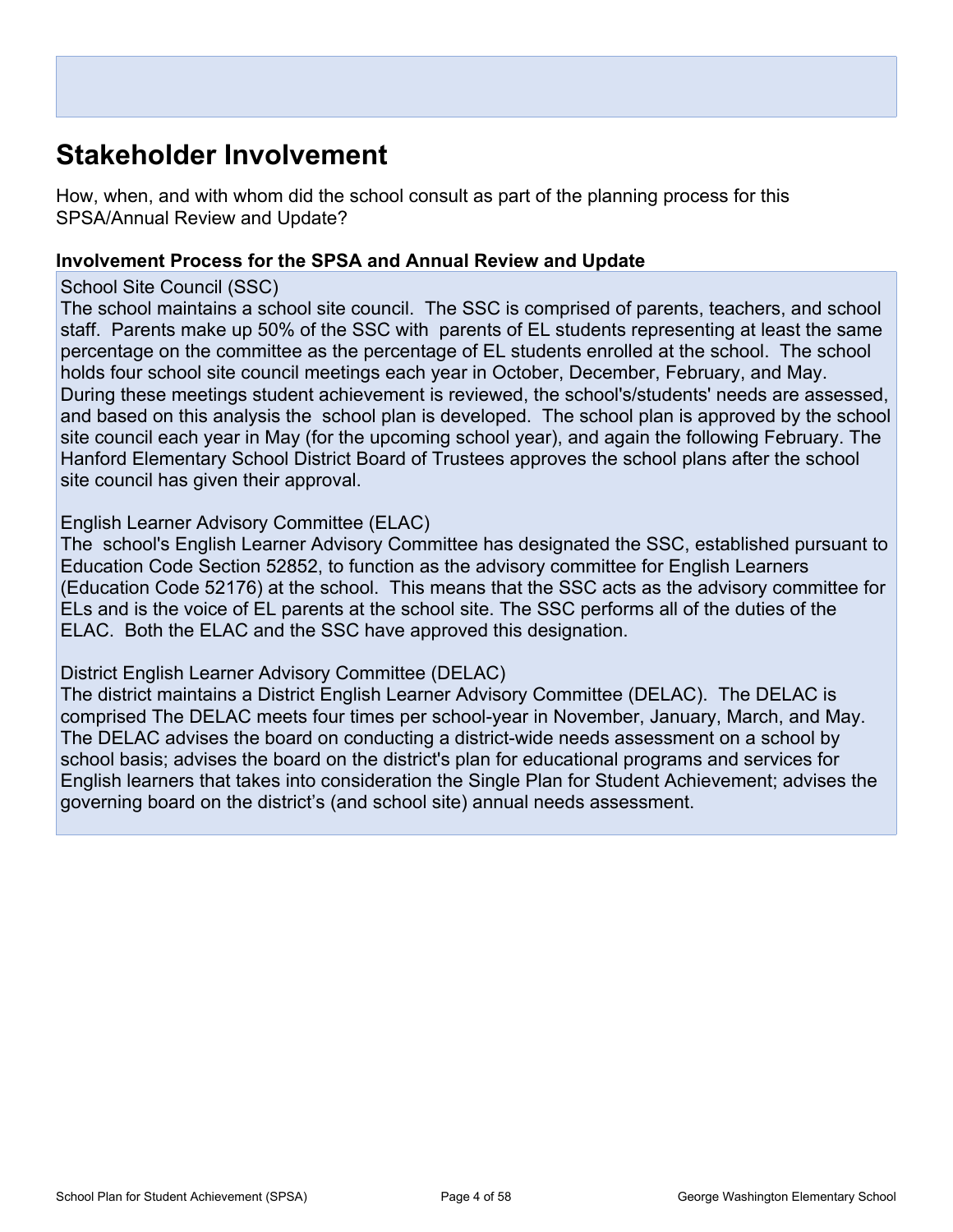## Stakeholder Involvement

How, when, and with whom did the school consult as part of the planning process for this SPSA/Annual Review and Update?

### Involvement Process for the SPSA and Annual Review and Update

School Site Council (SSC)
The school maintains a school site council. The SSC is comprised of parents, teachers, and school staff. Parents make up 50% of the SSC with parents of EL students representing at least the same percentage on the committee as the percentage of EL students enrolled at the school. The school holds four school site council meetings each year in October, December, February, and May. During these meetings student achievement is reviewed, the school's/students' needs are assessed, and based on this analysis the school plan is developed. The school plan is approved by the school site council each year in May (for the upcoming school year), and again the following February. The Hanford Elementary School District Board of Trustees approves the school plans after the school site council has given their approval.

English Learner Advisory Committee (ELAC)
The school's English Learner Advisory Committee has designated the SSC, established pursuant to Education Code Section 52852, to function as the advisory committee for English Learners (Education Code 52176) at the school. This means that the SSC acts as the advisory committee for ELs and is the voice of EL parents at the school site. The SSC performs all of the duties of the ELAC. Both the ELAC and the SSC have approved this designation.

District English Learner Advisory Committee (DELAC)
The district maintains a District English Learner Advisory Committee (DELAC). The DELAC is comprised The DELAC meets four times per school-year in November, January, March, and May. The DELAC advises the board on conducting a district-wide needs assessment on a school by school basis; advises the board on the district's plan for educational programs and services for English learners that takes into consideration the Single Plan for Student Achievement; advises the governing board on the district's (and school site) annual needs assessment.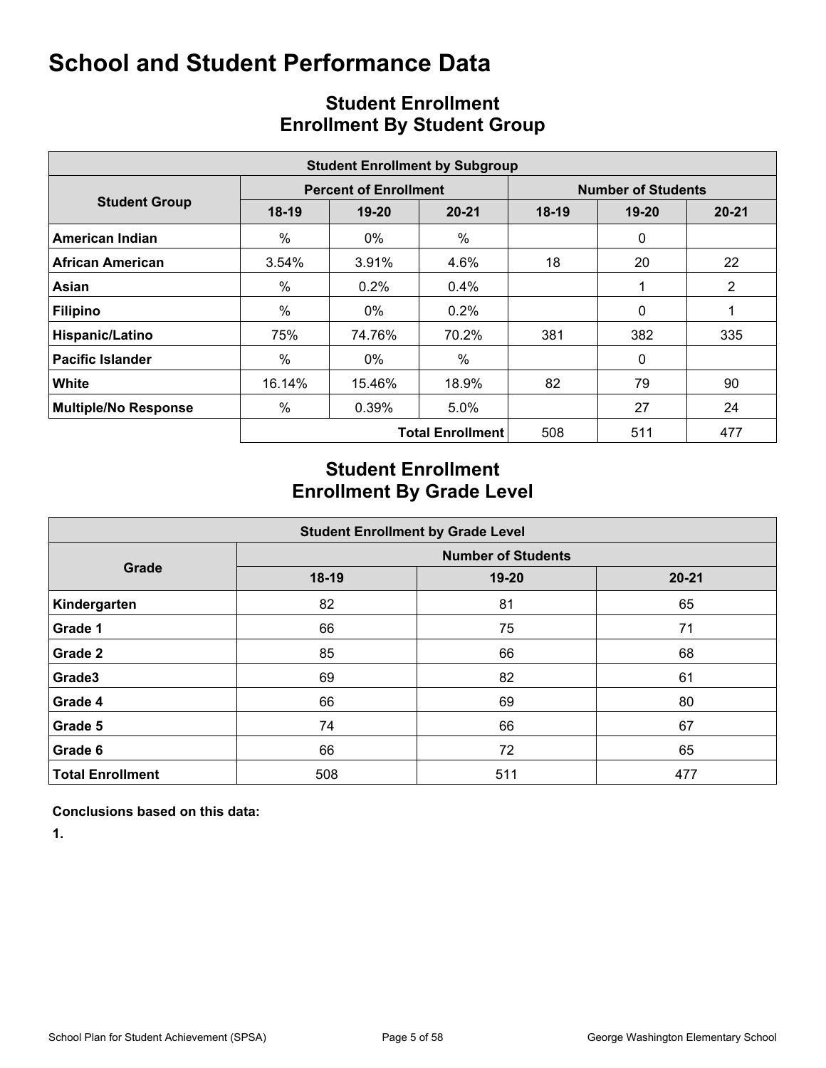# School and Student Performance Data

## Student Enrollment
## Enrollment By Student Group

| Student Enrollment by Subgroup | | | | | | |
|---|---|---|---|---|---|---|
| Student Group | Percent of Enrollment | | | Number of Students | | |
| | 18-19 | 19-20 | 20-21 | 18-19 | 19-20 | 20-21 |
| **American Indian** | % | 0% | % | | 0 | |
| **African American** | 3.54% | 3.91% | 4.6% | 18 | 20 | 22 |
| **Asian** | % | 0.2% | 0.4% | | 1 | 2 |
| **Filipino** | % | 0% | 0.2% | | 0 | 1 |
| **Hispanic/Latino** | 75% | 74.76% | 70.2% | 381 | 382 | 335 |
| **Pacific Islander** | % | 0% | % | | 0 | |
| **White** | 16.14% | 15.46% | 18.9% | 82 | 79 | 90 |
| **Multiple/No Response** | % | 0.39% | 5.0% | | 27 | 24 |
| | | | **Total Enrollment** | 508 | 511 | 477 |

## Student Enrollment
## Enrollment By Grade Level

| Student Enrollment by Grade Level | | | |
|---|---|---|---|
| Grade | Number of Students | | |
| | 18-19 | 19-20 | 20-21 |
| **Kindergarten** | 82 | 81 | 65 |
| **Grade 1** | 66 | 75 | 71 |
| **Grade 2** | 85 | 66 | 68 |
| **Grade3** | 69 | 82 | 61 |
| **Grade 4** | 66 | 69 | 80 |
| **Grade 5** | 74 | 66 | 67 |
| **Grade 6** | 66 | 72 | 65 |
| **Total Enrollment** | 508 | 511 | 477 |

**Conclusions based on this data:**

**1.**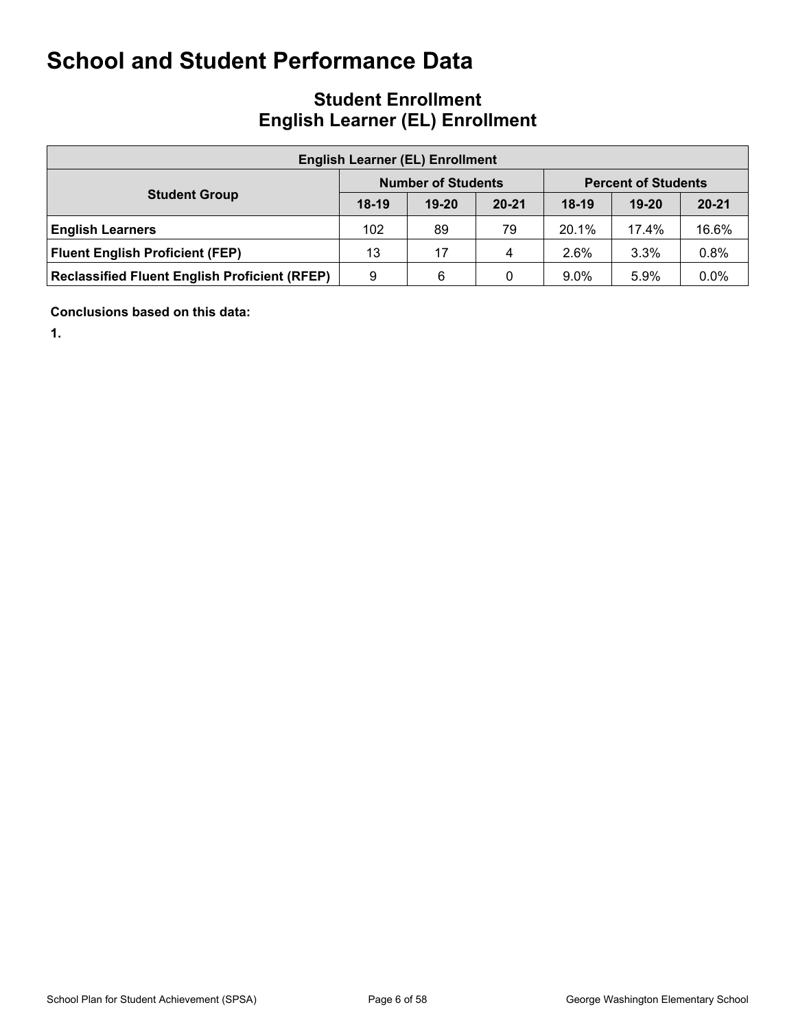# School and Student Performance Data

## Student Enrollment
## English Learner (EL) Enrollment

| English Learner (EL) Enrollment | | | | | | |
|---|---|---|---|---|---|---|
| **Student Group** | **Number of Students** | | | **Percent of Students** | | |
| | **18-19** | **19-20** | **20-21** | **18-19** | **19-20** | **20-21** |
| **English Learners** | 102 | 89 | 79 | 20.1% | 17.4% | 16.6% |
| **Fluent English Proficient (FEP)** | 13 | 17 | 4 | 2.6% | 3.3% | 0.8% |
| **Reclassified Fluent English Proficient (RFEP)** | 9 | 6 | 0 | 9.0% | 5.9% | 0.0% |

**Conclusions based on this data:**

**1.**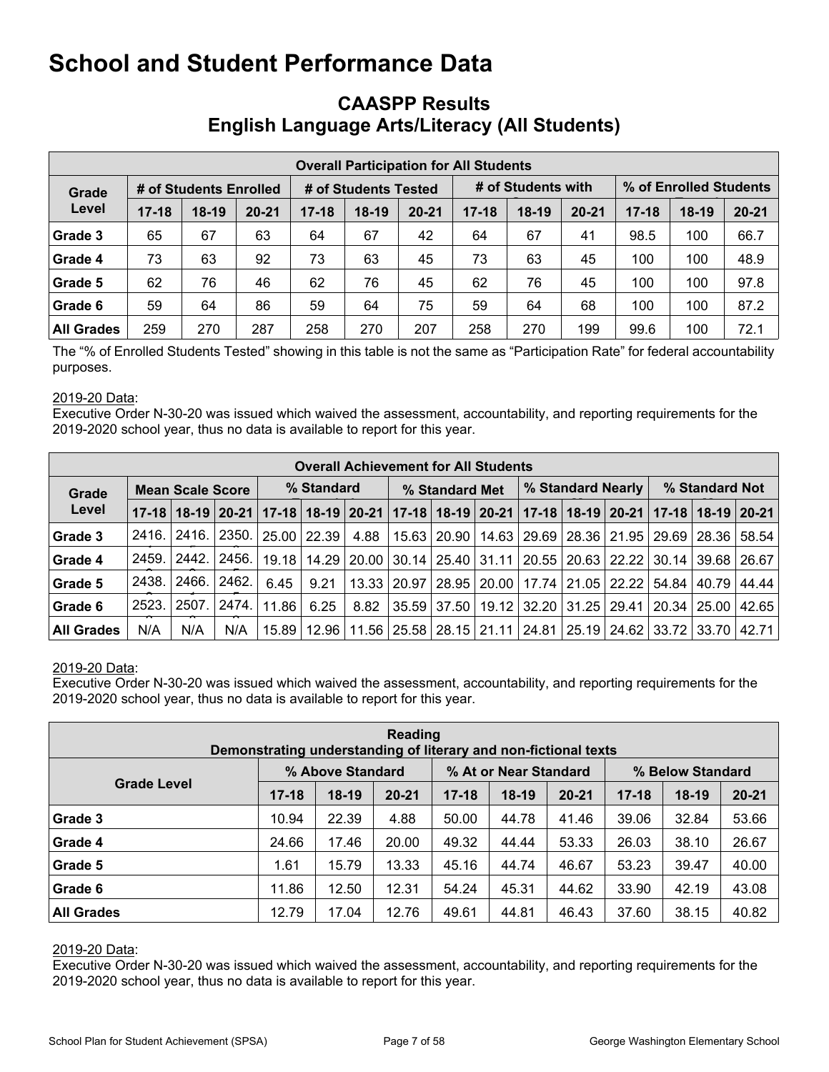# School and Student Performance Data

## CAASPP Results
## English Language Arts/Literacy (All Students)

| Overall Participation for All Students | | | | | | | | | | | | |
|---|---|---|---|---|---|---|---|---|---|---|---|---|
| Grade Level | # of Students Enrolled | | | # of Students Tested | | | # of Students with | | | % of Enrolled Students | | |
| | 17-18 | 18-19 | 20-21 | 17-18 | 18-19 | 20-21 | 17-18 | 18-19 | 20-21 | 17-18 | 18-19 | 20-21 |
| Grade 3 | 65 | 67 | 63 | 64 | 67 | 42 | 64 | 67 | 41 | 98.5 | 100 | 66.7 |
| Grade 4 | 73 | 63 | 92 | 73 | 63 | 45 | 73 | 63 | 45 | 100 | 100 | 48.9 |
| Grade 5 | 62 | 76 | 46 | 62 | 76 | 45 | 62 | 76 | 45 | 100 | 100 | 97.8 |
| Grade 6 | 59 | 64 | 86 | 59 | 64 | 75 | 59 | 64 | 68 | 100 | 100 | 87.2 |
| All Grades | 259 | 270 | 287 | 258 | 270 | 207 | 258 | 270 | 199 | 99.6 | 100 | 72.1 |

The "% of Enrolled Students Tested" showing in this table is not the same as "Participation Rate" for federal accountability purposes.

2019-20 Data:
Executive Order N-30-20 was issued which waived the assessment, accountability, and reporting requirements for the 2019-2020 school year, thus no data is available to report for this year.

| Overall Achievement for All Students | | | | | | | | | | | | | | | |
|---|---|---|---|---|---|---|---|---|---|---|---|---|---|---|---|
| Grade Level | Mean Scale Score | | | % Standard | | | % Standard Met | | | % Standard Nearly | | | % Standard Not | | |
| | 17-18 | 18-19 | 20-21 | 17-18 | 18-19 | 20-21 | 17-18 | 18-19 | 20-21 | 17-18 | 18-19 | 20-21 | 17-18 | 18-19 | 20-21 |
| Grade 3 | 2416. | 2416. | 2350. | 25.00 | 22.39 | 4.88 | 15.63 | 20.90 | 14.63 | 29.69 | 28.36 | 21.95 | 29.69 | 28.36 | 58.54 |
| Grade 4 | 2459. | 2442. | 2456. | 19.18 | 14.29 | 20.00 | 30.14 | 25.40 | 31.11 | 20.55 | 20.63 | 22.22 | 30.14 | 39.68 | 26.67 |
| Grade 5 | 2438. | 2466. | 2462. | 6.45 | 9.21 | 13.33 | 20.97 | 28.95 | 20.00 | 17.74 | 21.05 | 22.22 | 54.84 | 40.79 | 44.44 |
| Grade 6 | 2523. | 2507. | 2474. | 11.86 | 6.25 | 8.82 | 35.59 | 37.50 | 19.12 | 32.20 | 31.25 | 29.41 | 20.34 | 25.00 | 42.65 |
| All Grades | N/A | N/A | N/A | 15.89 | 12.96 | 11.56 | 25.58 | 28.15 | 21.11 | 24.81 | 25.19 | 24.62 | 33.72 | 33.70 | 42.71 |

2019-20 Data:
Executive Order N-30-20 was issued which waived the assessment, accountability, and reporting requirements for the 2019-2020 school year, thus no data is available to report for this year.

| Reading<br>Demonstrating understanding of literary and non-fictional texts | | | | | | | | | |
|---|---|---|---|---|---|---|---|---|---|
| Grade Level | % Above Standard | | | % At or Near Standard | | | % Below Standard | | |
| | 17-18 | 18-19 | 20-21 | 17-18 | 18-19 | 20-21 | 17-18 | 18-19 | 20-21 |
| Grade 3 | 10.94 | 22.39 | 4.88 | 50.00 | 44.78 | 41.46 | 39.06 | 32.84 | 53.66 |
| Grade 4 | 24.66 | 17.46 | 20.00 | 49.32 | 44.44 | 53.33 | 26.03 | 38.10 | 26.67 |
| Grade 5 | 1.61 | 15.79 | 13.33 | 45.16 | 44.74 | 46.67 | 53.23 | 39.47 | 40.00 |
| Grade 6 | 11.86 | 12.50 | 12.31 | 54.24 | 45.31 | 44.62 | 33.90 | 42.19 | 43.08 |
| All Grades | 12.79 | 17.04 | 12.76 | 49.61 | 44.81 | 46.43 | 37.60 | 38.15 | 40.82 |

2019-20 Data:
Executive Order N-30-20 was issued which waived the assessment, accountability, and reporting requirements for the 2019-2020 school year, thus no data is available to report for this year.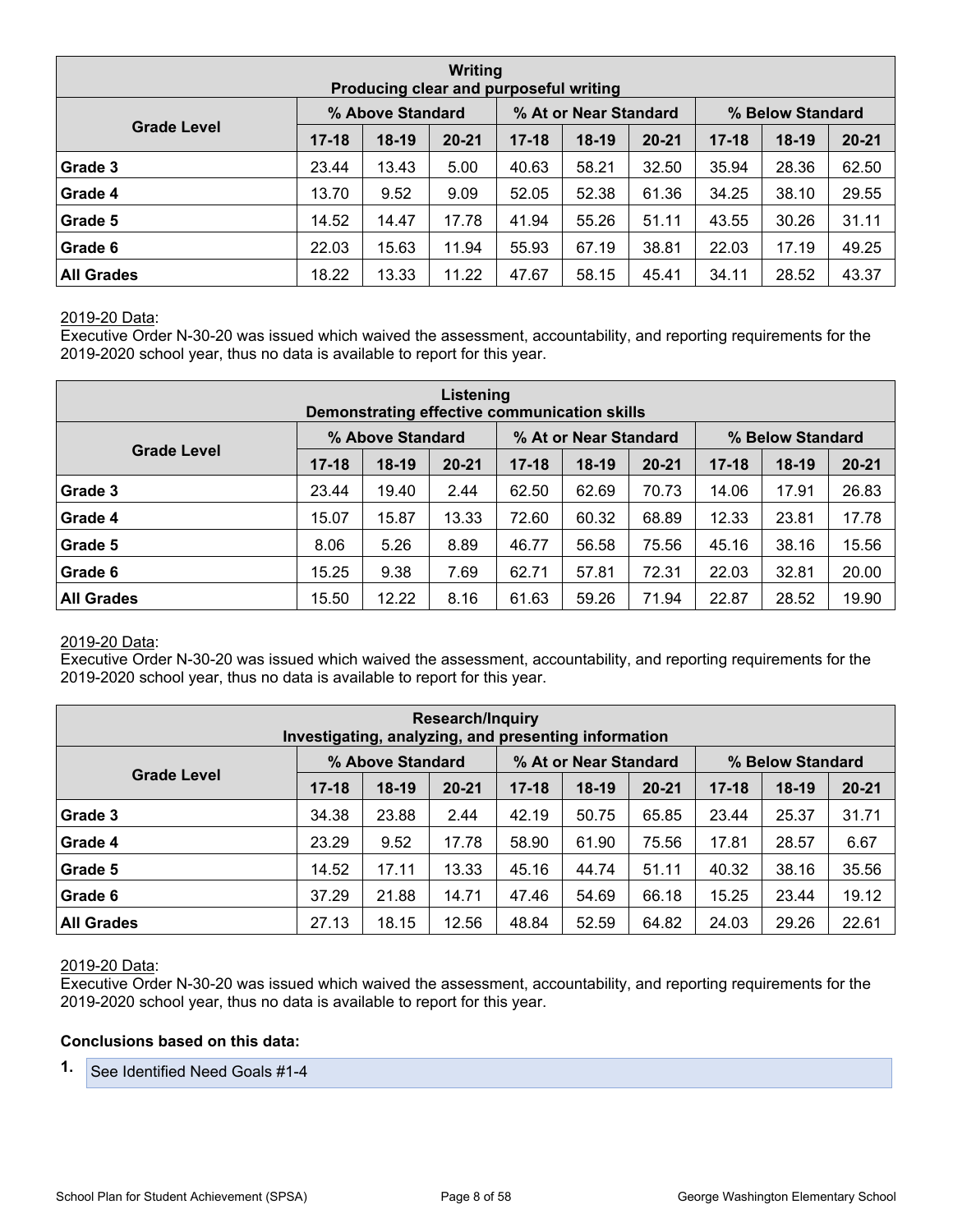| Writing<br>Producing clear and purposeful writing | | | | | | | | | |
|---|---|---|---|---|---|---|---|---|---|
| Grade Level | % Above Standard | | | % At or Near Standard | | | % Below Standard | | |
| | 17-18 | 18-19 | 20-21 | 17-18 | 18-19 | 20-21 | 17-18 | 18-19 | 20-21 |
| Grade 3 | 23.44 | 13.43 | 5.00 | 40.63 | 58.21 | 32.50 | 35.94 | 28.36 | 62.50 |
| Grade 4 | 13.70 | 9.52 | 9.09 | 52.05 | 52.38 | 61.36 | 34.25 | 38.10 | 29.55 |
| Grade 5 | 14.52 | 14.47 | 17.78 | 41.94 | 55.26 | 51.11 | 43.55 | 30.26 | 31.11 |
| Grade 6 | 22.03 | 15.63 | 11.94 | 55.93 | 67.19 | 38.81 | 22.03 | 17.19 | 49.25 |
| All Grades | 18.22 | 13.33 | 11.22 | 47.67 | 58.15 | 45.41 | 34.11 | 28.52 | 43.37 |

2019-20 Data:
Executive Order N-30-20 was issued which waived the assessment, accountability, and reporting requirements for the 2019-2020 school year, thus no data is available to report for this year.

| Listening<br>Demonstrating effective communication skills | | | | | | | | | |
|---|---|---|---|---|---|---|---|---|---|
| Grade Level | % Above Standard | | | % At or Near Standard | | | % Below Standard | | |
| | 17-18 | 18-19 | 20-21 | 17-18 | 18-19 | 20-21 | 17-18 | 18-19 | 20-21 |
| Grade 3 | 23.44 | 19.40 | 2.44 | 62.50 | 62.69 | 70.73 | 14.06 | 17.91 | 26.83 |
| Grade 4 | 15.07 | 15.87 | 13.33 | 72.60 | 60.32 | 68.89 | 12.33 | 23.81 | 17.78 |
| Grade 5 | 8.06 | 5.26 | 8.89 | 46.77 | 56.58 | 75.56 | 45.16 | 38.16 | 15.56 |
| Grade 6 | 15.25 | 9.38 | 7.69 | 62.71 | 57.81 | 72.31 | 22.03 | 32.81 | 20.00 |
| All Grades | 15.50 | 12.22 | 8.16 | 61.63 | 59.26 | 71.94 | 22.87 | 28.52 | 19.90 |

2019-20 Data:
Executive Order N-30-20 was issued which waived the assessment, accountability, and reporting requirements for the 2019-2020 school year, thus no data is available to report for this year.

| Research/Inquiry<br>Investigating, analyzing, and presenting information | | | | | | | | | |
|---|---|---|---|---|---|---|---|---|---|
| Grade Level | % Above Standard | | | % At or Near Standard | | | % Below Standard | | |
| | 17-18 | 18-19 | 20-21 | 17-18 | 18-19 | 20-21 | 17-18 | 18-19 | 20-21 |
| Grade 3 | 34.38 | 23.88 | 2.44 | 42.19 | 50.75 | 65.85 | 23.44 | 25.37 | 31.71 |
| Grade 4 | 23.29 | 9.52 | 17.78 | 58.90 | 61.90 | 75.56 | 17.81 | 28.57 | 6.67 |
| Grade 5 | 14.52 | 17.11 | 13.33 | 45.16 | 44.74 | 51.11 | 40.32 | 38.16 | 35.56 |
| Grade 6 | 37.29 | 21.88 | 14.71 | 47.46 | 54.69 | 66.18 | 15.25 | 23.44 | 19.12 |
| All Grades | 27.13 | 18.15 | 12.56 | 48.84 | 52.59 | 64.82 | 24.03 | 29.26 | 22.61 |

2019-20 Data:
Executive Order N-30-20 was issued which waived the assessment, accountability, and reporting requirements for the 2019-2020 school year, thus no data is available to report for this year.

**Conclusions based on this data:**

1. See Identified Need Goals #1-4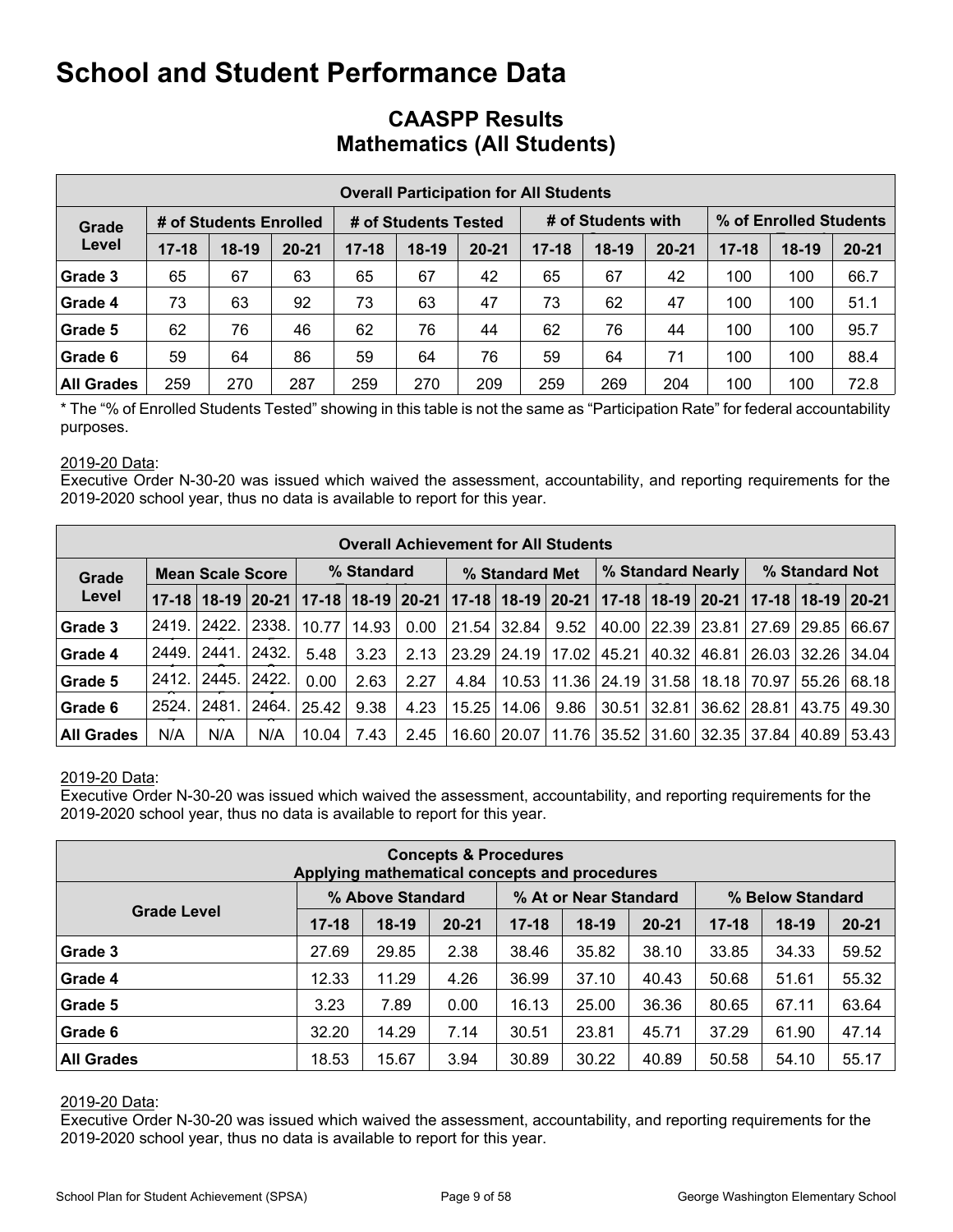# School and Student Performance Data

## CAASPP Results
## Mathematics (All Students)

| Overall Participation for All Students | | | | | | | | | | | | |
|---|---|---|---|---|---|---|---|---|---|---|---|---|
| Grade Level | # of Students Enrolled | | | # of Students Tested | | | # of Students with | | | % of Enrolled Students | | |
| | 17-18 | 18-19 | 20-21 | 17-18 | 18-19 | 20-21 | 17-18 | 18-19 | 20-21 | 17-18 | 18-19 | 20-21 |
| Grade 3 | 65 | 67 | 63 | 65 | 67 | 42 | 65 | 67 | 42 | 100 | 100 | 66.7 |
| Grade 4 | 73 | 63 | 92 | 73 | 63 | 47 | 73 | 62 | 47 | 100 | 100 | 51.1 |
| Grade 5 | 62 | 76 | 46 | 62 | 76 | 44 | 62 | 76 | 44 | 100 | 100 | 95.7 |
| Grade 6 | 59 | 64 | 86 | 59 | 64 | 76 | 59 | 64 | 71 | 100 | 100 | 88.4 |
| All Grades | 259 | 270 | 287 | 259 | 270 | 209 | 259 | 269 | 204 | 100 | 100 | 72.8 |

* The "% of Enrolled Students Tested" showing in this table is not the same as "Participation Rate" for federal accountability purposes.

2019-20 Data:
Executive Order N-30-20 was issued which waived the assessment, accountability, and reporting requirements for the 2019-2020 school year, thus no data is available to report for this year.

| Overall Achievement for All Students | | | | | | | | | | | | | | | |
|---|---|---|---|---|---|---|---|---|---|---|---|---|---|---|---|
| Grade Level | Mean Scale Score | | | % Standard | | | % Standard Met | | | % Standard Nearly | | | % Standard Not | | |
| | 17-18 | 18-19 | 20-21 | 17-18 | 18-19 | 20-21 | 17-18 | 18-19 | 20-21 | 17-18 | 18-19 | 20-21 | 17-18 | 18-19 | 20-21 |
| Grade 3 | 2419. | 2422. | 2338. | 10.77 | 14.93 | 0.00 | 21.54 | 32.84 | 9.52 | 40.00 | 22.39 | 23.81 | 27.69 | 29.85 | 66.67 |
| Grade 4 | 2449. | 2441. | 2432. | 5.48 | 3.23 | 2.13 | 23.29 | 24.19 | 17.02 | 45.21 | 40.32 | 46.81 | 26.03 | 32.26 | 34.04 |
| Grade 5 | 2412. | 2445. | 2422. | 0.00 | 2.63 | 2.27 | 4.84 | 10.53 | 11.36 | 24.19 | 31.58 | 18.18 | 70.97 | 55.26 | 68.18 |
| Grade 6 | 2524. | 2481. | 2464. | 25.42 | 9.38 | 4.23 | 15.25 | 14.06 | 9.86 | 30.51 | 32.81 | 36.62 | 28.81 | 43.75 | 49.30 |
| All Grades | N/A | N/A | N/A | 10.04 | 7.43 | 2.45 | 16.60 | 20.07 | 11.76 | 35.52 | 31.60 | 32.35 | 37.84 | 40.89 | 53.43 |

2019-20 Data:
Executive Order N-30-20 was issued which waived the assessment, accountability, and reporting requirements for the 2019-2020 school year, thus no data is available to report for this year.

| Concepts & Procedures<br>Applying mathematical concepts and procedures | | | | | | | | | |
|---|---|---|---|---|---|---|---|---|---|
| Grade Level | % Above Standard | | | % At or Near Standard | | | % Below Standard | | |
| | 17-18 | 18-19 | 20-21 | 17-18 | 18-19 | 20-21 | 17-18 | 18-19 | 20-21 |
| Grade 3 | 27.69 | 29.85 | 2.38 | 38.46 | 35.82 | 38.10 | 33.85 | 34.33 | 59.52 |
| Grade 4 | 12.33 | 11.29 | 4.26 | 36.99 | 37.10 | 40.43 | 50.68 | 51.61 | 55.32 |
| Grade 5 | 3.23 | 7.89 | 0.00 | 16.13 | 25.00 | 36.36 | 80.65 | 67.11 | 63.64 |
| Grade 6 | 32.20 | 14.29 | 7.14 | 30.51 | 23.81 | 45.71 | 37.29 | 61.90 | 47.14 |
| All Grades | 18.53 | 15.67 | 3.94 | 30.89 | 30.22 | 40.89 | 50.58 | 54.10 | 55.17 |

2019-20 Data:
Executive Order N-30-20 was issued which waived the assessment, accountability, and reporting requirements for the 2019-2020 school year, thus no data is available to report for this year.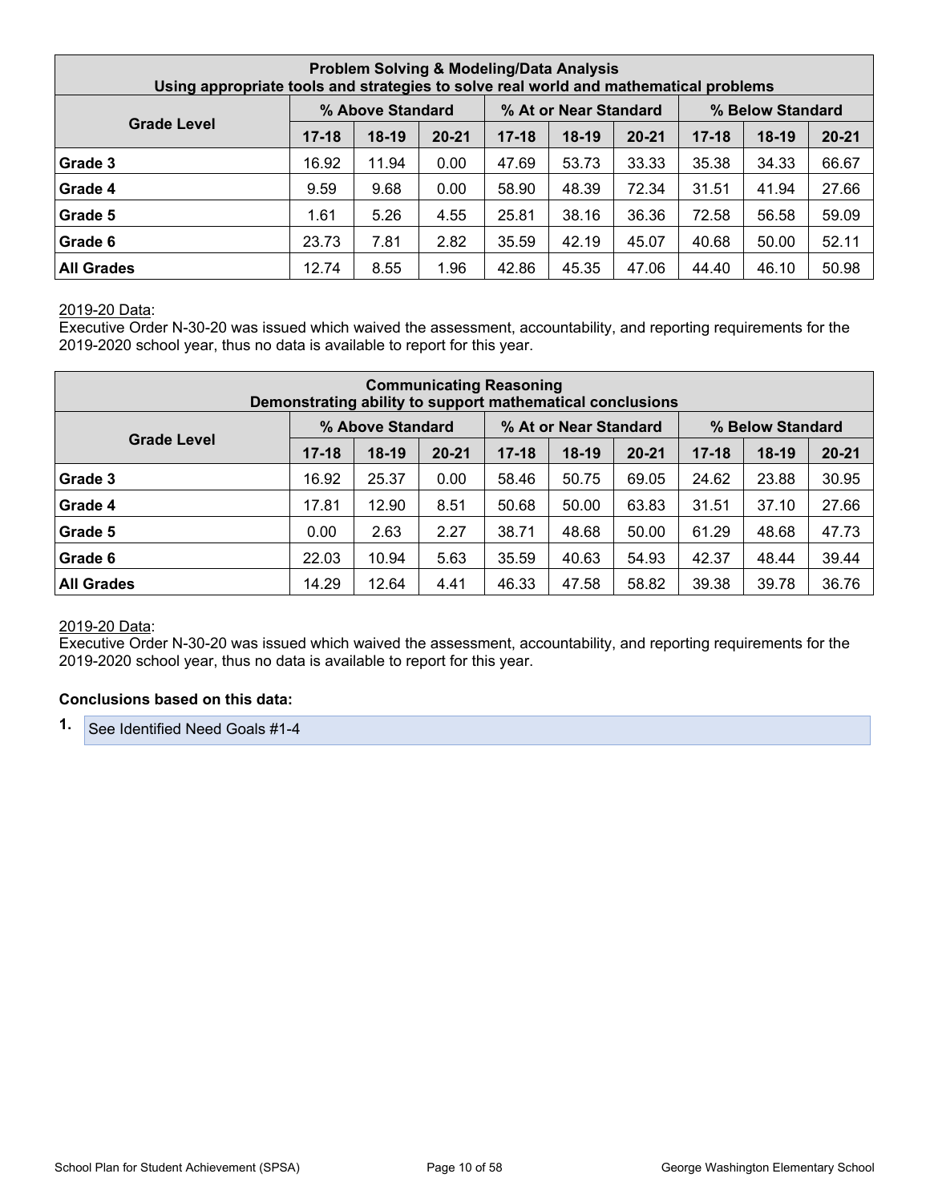| Problem Solving & Modeling/Data Analysis<br>Using appropriate tools and strategies to solve real world and mathematical problems | | | | | | | | | |
|---|---|---|---|---|---|---|---|---|---|
| **Grade Level** | **% Above Standard** | | | **% At or Near Standard** | | | **% Below Standard** | | |
| | **17-18** | **18-19** | **20-21** | **17-18** | **18-19** | **20-21** | **17-18** | **18-19** | **20-21** |
| **Grade 3** | 16.92 | 11.94 | 0.00 | 47.69 | 53.73 | 33.33 | 35.38 | 34.33 | 66.67 |
| **Grade 4** | 9.59 | 9.68 | 0.00 | 58.90 | 48.39 | 72.34 | 31.51 | 41.94 | 27.66 |
| **Grade 5** | 1.61 | 5.26 | 4.55 | 25.81 | 38.16 | 36.36 | 72.58 | 56.58 | 59.09 |
| **Grade 6** | 23.73 | 7.81 | 2.82 | 35.59 | 42.19 | 45.07 | 40.68 | 50.00 | 52.11 |
| **All Grades** | 12.74 | 8.55 | 1.96 | 42.86 | 45.35 | 47.06 | 44.40 | 46.10 | 50.98 |

2019-20 Data:
Executive Order N-30-20 was issued which waived the assessment, accountability, and reporting requirements for the 2019-2020 school year, thus no data is available to report for this year.

| Communicating Reasoning<br>Demonstrating ability to support mathematical conclusions | | | | | | | | | |
|---|---|---|---|---|---|---|---|---|---|
| **Grade Level** | **% Above Standard** | | | **% At or Near Standard** | | | **% Below Standard** | | |
| | **17-18** | **18-19** | **20-21** | **17-18** | **18-19** | **20-21** | **17-18** | **18-19** | **20-21** |
| **Grade 3** | 16.92 | 25.37 | 0.00 | 58.46 | 50.75 | 69.05 | 24.62 | 23.88 | 30.95 |
| **Grade 4** | 17.81 | 12.90 | 8.51 | 50.68 | 50.00 | 63.83 | 31.51 | 37.10 | 27.66 |
| **Grade 5** | 0.00 | 2.63 | 2.27 | 38.71 | 48.68 | 50.00 | 61.29 | 48.68 | 47.73 |
| **Grade 6** | 22.03 | 10.94 | 5.63 | 35.59 | 40.63 | 54.93 | 42.37 | 48.44 | 39.44 |
| **All Grades** | 14.29 | 12.64 | 4.41 | 46.33 | 47.58 | 58.82 | 39.38 | 39.78 | 36.76 |

2019-20 Data:
Executive Order N-30-20 was issued which waived the assessment, accountability, and reporting requirements for the 2019-2020 school year, thus no data is available to report for this year.

**Conclusions based on this data:**

1. See Identified Need Goals #1-4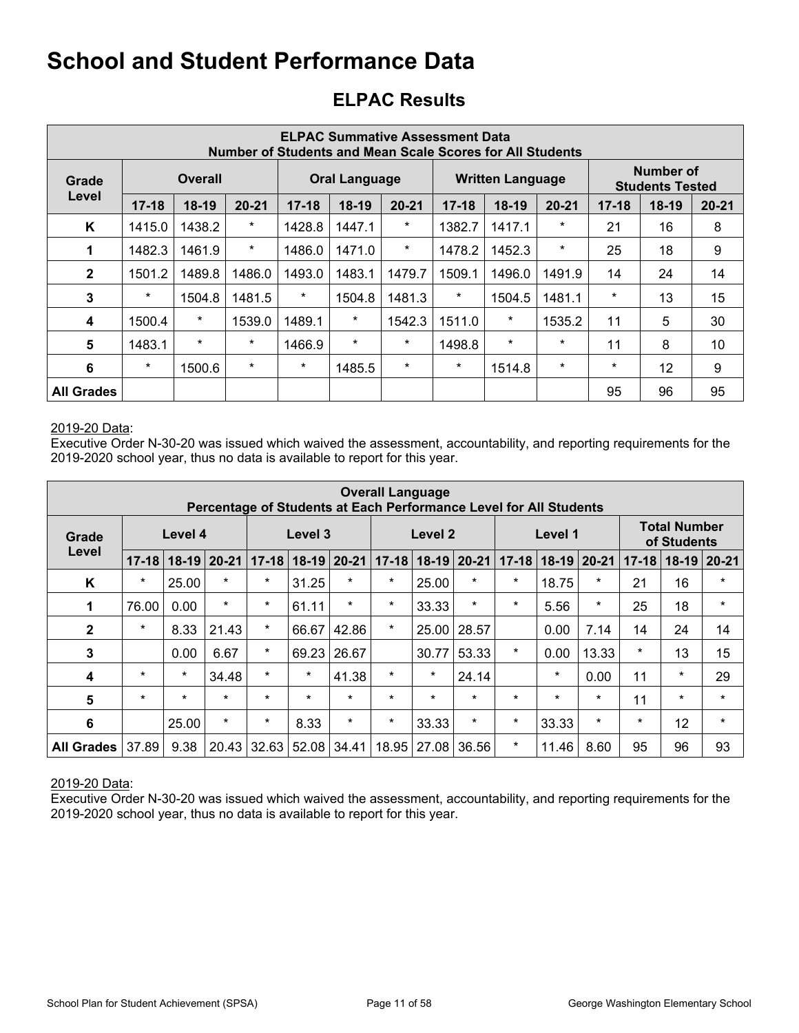// Note: page footer (SPSA / page 11 of 58 / George Washington Elementary School) omitted as running footer.
# School and Student Performance Data

## ELPAC Results

| ELPAC Summative Assessment Data<br>Number of Students and Mean Scale Scores for All Students | | | | | | | | | | | | |
|---|---|---|---|---|---|---|---|---|---|---|---|---|
| Grade Level | Overall | | | Oral Language | | | Written Language | | | Number of Students Tested | | |
| | 17-18 | 18-19 | 20-21 | 17-18 | 18-19 | 20-21 | 17-18 | 18-19 | 20-21 | 17-18 | 18-19 | 20-21 |
| K | 1415.0 | 1438.2 | * | 1428.8 | 1447.1 | * | 1382.7 | 1417.1 | * | 21 | 16 | 8 |
| 1 | 1482.3 | 1461.9 | * | 1486.0 | 1471.0 | * | 1478.2 | 1452.3 | * | 25 | 18 | 9 |
| 2 | 1501.2 | 1489.8 | 1486.0 | 1493.0 | 1483.1 | 1479.7 | 1509.1 | 1496.0 | 1491.9 | 14 | 24 | 14 |
| 3 | * | 1504.8 | 1481.5 | * | 1504.8 | 1481.3 | * | 1504.5 | 1481.1 | * | 13 | 15 |
| 4 | 1500.4 | * | 1539.0 | 1489.1 | * | 1542.3 | 1511.0 | * | 1535.2 | 11 | 5 | 30 |
| 5 | 1483.1 | * | * | 1466.9 | * | * | 1498.8 | * | * | 11 | 8 | 10 |
| 6 | * | 1500.6 | * | * | 1485.5 | * | * | 1514.8 | * | * | 12 | 9 |
| All Grades | | | | | | | | | | 95 | 96 | 95 |

2019-20 Data:
Executive Order N-30-20 was issued which waived the assessment, accountability, and reporting requirements for the 2019-2020 school year, thus no data is available to report for this year.

| Overall Language<br>Percentage of Students at Each Performance Level for All Students | | | | | | | | | | | | | | | |
|---|---|---|---|---|---|---|---|---|---|---|---|---|---|---|---|
| Grade Level | Level 4 | | | Level 3 | | | Level 2 | | | Level 1 | | | Total Number of Students | | |
| | 17-18 | 18-19 | 20-21 | 17-18 | 18-19 | 20-21 | 17-18 | 18-19 | 20-21 | 17-18 | 18-19 | 20-21 | 17-18 | 18-19 | 20-21 |
| K | * | 25.00 | * | * | 31.25 | * | * | 25.00 | * | * | 18.75 | * | 21 | 16 | * |
| 1 | 76.00 | 0.00 | * | * | 61.11 | * | * | 33.33 | * | * | 5.56 | * | 25 | 18 | * |
| 2 | * | 8.33 | 21.43 | * | 66.67 | 42.86 | * | 25.00 | 28.57 | | 0.00 | 7.14 | 14 | 24 | 14 |
| 3 | | 0.00 | 6.67 | * | 69.23 | 26.67 | | 30.77 | 53.33 | * | 0.00 | 13.33 | * | 13 | 15 |
| 4 | * | * | 34.48 | * | * | 41.38 | * | * | 24.14 | | * | 0.00 | 11 | * | 29 |
| 5 | * | * | * | * | * | * | * | * | * | * | * | * | 11 | * | * |
| 6 | | 25.00 | * | * | 8.33 | * | * | 33.33 | * | * | 33.33 | * | * | 12 | * |
| All Grades | 37.89 | 9.38 | 20.43 | 32.63 | 52.08 | 34.41 | 18.95 | 27.08 | 36.56 | * | 11.46 | 8.60 | 95 | 96 | 93 |

2019-20 Data:
Executive Order N-30-20 was issued which waived the assessment, accountability, and reporting requirements for the 2019-2020 school year, thus no data is available to report for this year.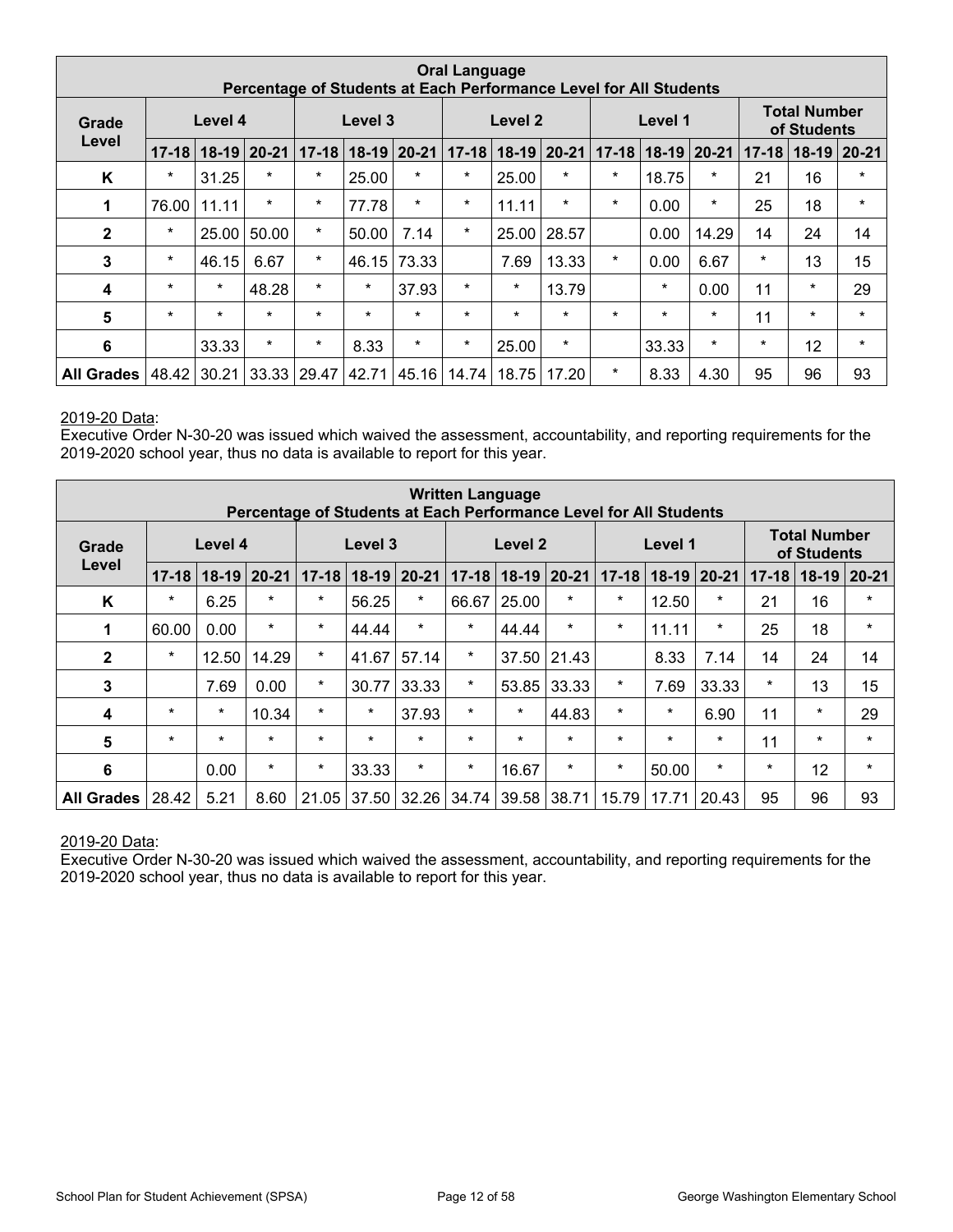| Oral Language<br>Percentage of Students at Each Performance Level for All Students | | | | | | | | | | | | | | | |
|---|---|---|---|---|---|---|---|---|---|---|---|---|---|---|---|
| Grade Level | Level 4 | | | Level 3 | | | Level 2 | | | Level 1 | | | Total Number of Students | | |
| | 17-18 | 18-19 | 20-21 | 17-18 | 18-19 | 20-21 | 17-18 | 18-19 | 20-21 | 17-18 | 18-19 | 20-21 | 17-18 | 18-19 | 20-21 |
| K | * | 31.25 | * | * | 25.00 | * | * | 25.00 | * | * | 18.75 | * | 21 | 16 | * |
| 1 | 76.00 | 11.11 | * | * | 77.78 | * | * | 11.11 | * | * | 0.00 | * | 25 | 18 | * |
| 2 | * | 25.00 | 50.00 | * | 50.00 | 7.14 | * | 25.00 | 28.57 | | 0.00 | 14.29 | 14 | 24 | 14 |
| 3 | * | 46.15 | 6.67 | * | 46.15 | 73.33 | | 7.69 | 13.33 | * | 0.00 | 6.67 | * | 13 | 15 |
| 4 | * | * | 48.28 | * | * | 37.93 | * | * | 13.79 | | * | 0.00 | 11 | * | 29 |
| 5 | * | * | * | * | * | * | * | * | * | * | * | * | 11 | * | * |
| 6 | | 33.33 | * | * | 8.33 | * | * | 25.00 | * | | 33.33 | * | * | 12 | * |
| All Grades | 48.42 | 30.21 | 33.33 | 29.47 | 42.71 | 45.16 | 14.74 | 18.75 | 17.20 | * | 8.33 | 4.30 | 95 | 96 | 93 |

2019-20 Data:
Executive Order N-30-20 was issued which waived the assessment, accountability, and reporting requirements for the 2019-2020 school year, thus no data is available to report for this year.

| Written Language<br>Percentage of Students at Each Performance Level for All Students | | | | | | | | | | | | | | | |
|---|---|---|---|---|---|---|---|---|---|---|---|---|---|---|---|
| Grade Level | Level 4 | | | Level 3 | | | Level 2 | | | Level 1 | | | Total Number of Students | | |
| | 17-18 | 18-19 | 20-21 | 17-18 | 18-19 | 20-21 | 17-18 | 18-19 | 20-21 | 17-18 | 18-19 | 20-21 | 17-18 | 18-19 | 20-21 |
| K | * | 6.25 | * | * | 56.25 | * | 66.67 | 25.00 | * | * | 12.50 | * | 21 | 16 | * |
| 1 | 60.00 | 0.00 | * | * | 44.44 | * | * | 44.44 | * | * | 11.11 | * | 25 | 18 | * |
| 2 | * | 12.50 | 14.29 | * | 41.67 | 57.14 | * | 37.50 | 21.43 | | 8.33 | 7.14 | 14 | 24 | 14 |
| 3 | | 7.69 | 0.00 | * | 30.77 | 33.33 | * | 53.85 | 33.33 | * | 7.69 | 33.33 | * | 13 | 15 |
| 4 | * | * | 10.34 | * | * | 37.93 | * | * | 44.83 | * | * | 6.90 | 11 | * | 29 |
| 5 | * | * | * | * | * | * | * | * | * | * | * | * | 11 | * | * |
| 6 | | 0.00 | * | * | 33.33 | * | * | 16.67 | * | * | 50.00 | * | * | 12 | * |
| All Grades | 28.42 | 5.21 | 8.60 | 21.05 | 37.50 | 32.26 | 34.74 | 39.58 | 38.71 | 15.79 | 17.71 | 20.43 | 95 | 96 | 93 |

2019-20 Data:
Executive Order N-30-20 was issued which waived the assessment, accountability, and reporting requirements for the 2019-2020 school year, thus no data is available to report for this year.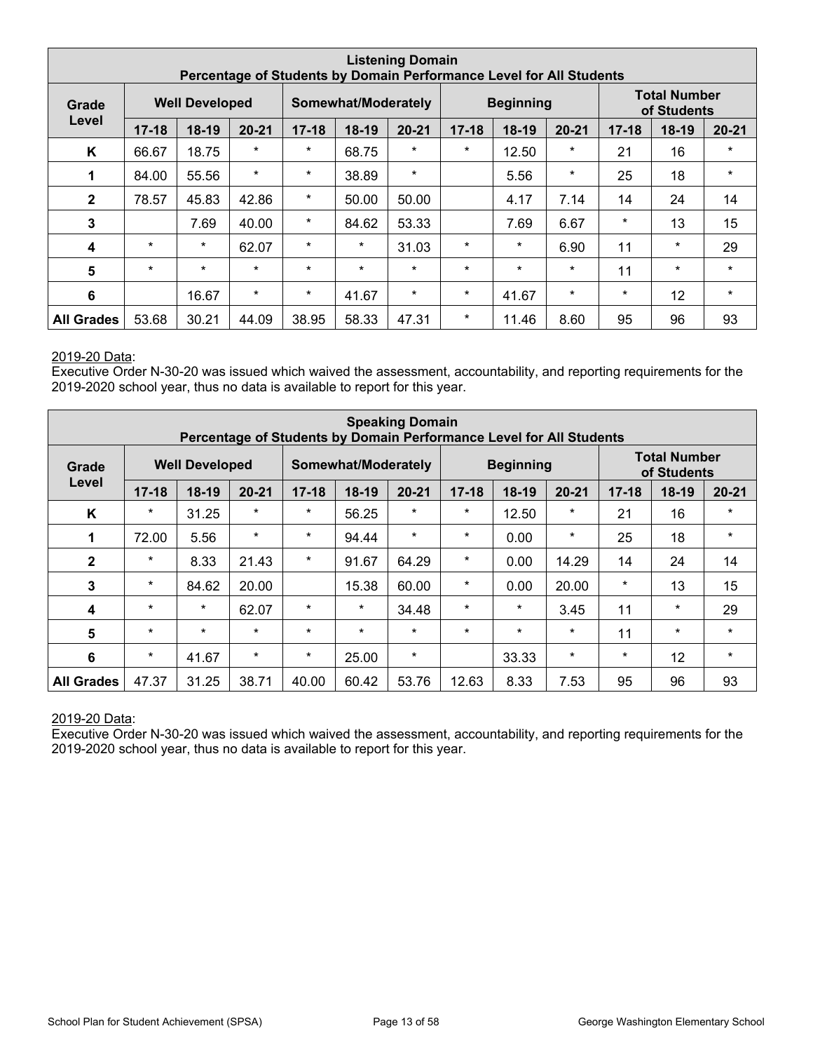| Listening Domain<br>Percentage of Students by Domain Performance Level for All Students | | | | | | | | | | | | |
|---|---|---|---|---|---|---|---|---|---|---|---|---|
| Grade Level | Well Developed | | | Somewhat/Moderately | | | Beginning | | | Total Number of Students | | |
| | 17-18 | 18-19 | 20-21 | 17-18 | 18-19 | 20-21 | 17-18 | 18-19 | 20-21 | 17-18 | 18-19 | 20-21 |
| K | 66.67 | 18.75 | * | * | 68.75 | * | * | 12.50 | * | 21 | 16 | * |
| 1 | 84.00 | 55.56 | * | * | 38.89 | * | | 5.56 | * | 25 | 18 | * |
| 2 | 78.57 | 45.83 | 42.86 | * | 50.00 | 50.00 | | 4.17 | 7.14 | 14 | 24 | 14 |
| 3 | | 7.69 | 40.00 | * | 84.62 | 53.33 | | 7.69 | 6.67 | * | 13 | 15 |
| 4 | * | * | 62.07 | * | * | 31.03 | * | * | 6.90 | 11 | * | 29 |
| 5 | * | * | * | * | * | * | * | * | * | 11 | * | * |
| 6 | | 16.67 | * | * | 41.67 | * | * | 41.67 | * | * | 12 | * |
| All Grades | 53.68 | 30.21 | 44.09 | 38.95 | 58.33 | 47.31 | * | 11.46 | 8.60 | 95 | 96 | 93 |

2019-20 Data:
Executive Order N-30-20 was issued which waived the assessment, accountability, and reporting requirements for the 2019-2020 school year, thus no data is available to report for this year.

| Speaking Domain<br>Percentage of Students by Domain Performance Level for All Students | | | | | | | | | | | | |
|---|---|---|---|---|---|---|---|---|---|---|---|---|
| Grade Level | Well Developed | | | Somewhat/Moderately | | | Beginning | | | Total Number of Students | | |
| | 17-18 | 18-19 | 20-21 | 17-18 | 18-19 | 20-21 | 17-18 | 18-19 | 20-21 | 17-18 | 18-19 | 20-21 |
| K | * | 31.25 | * | * | 56.25 | * | * | 12.50 | * | 21 | 16 | * |
| 1 | 72.00 | 5.56 | * | * | 94.44 | * | * | 0.00 | * | 25 | 18 | * |
| 2 | * | 8.33 | 21.43 | * | 91.67 | 64.29 | * | 0.00 | 14.29 | 14 | 24 | 14 |
| 3 | * | 84.62 | 20.00 | | 15.38 | 60.00 | * | 0.00 | 20.00 | * | 13 | 15 |
| 4 | * | * | 62.07 | * | * | 34.48 | * | * | 3.45 | 11 | * | 29 |
| 5 | * | * | * | * | * | * | * | * | * | 11 | * | * |
| 6 | * | 41.67 | * | * | 25.00 | * | | 33.33 | * | * | 12 | * |
| All Grades | 47.37 | 31.25 | 38.71 | 40.00 | 60.42 | 53.76 | 12.63 | 8.33 | 7.53 | 95 | 96 | 93 |

2019-20 Data:
Executive Order N-30-20 was issued which waived the assessment, accountability, and reporting requirements for the 2019-2020 school year, thus no data is available to report for this year.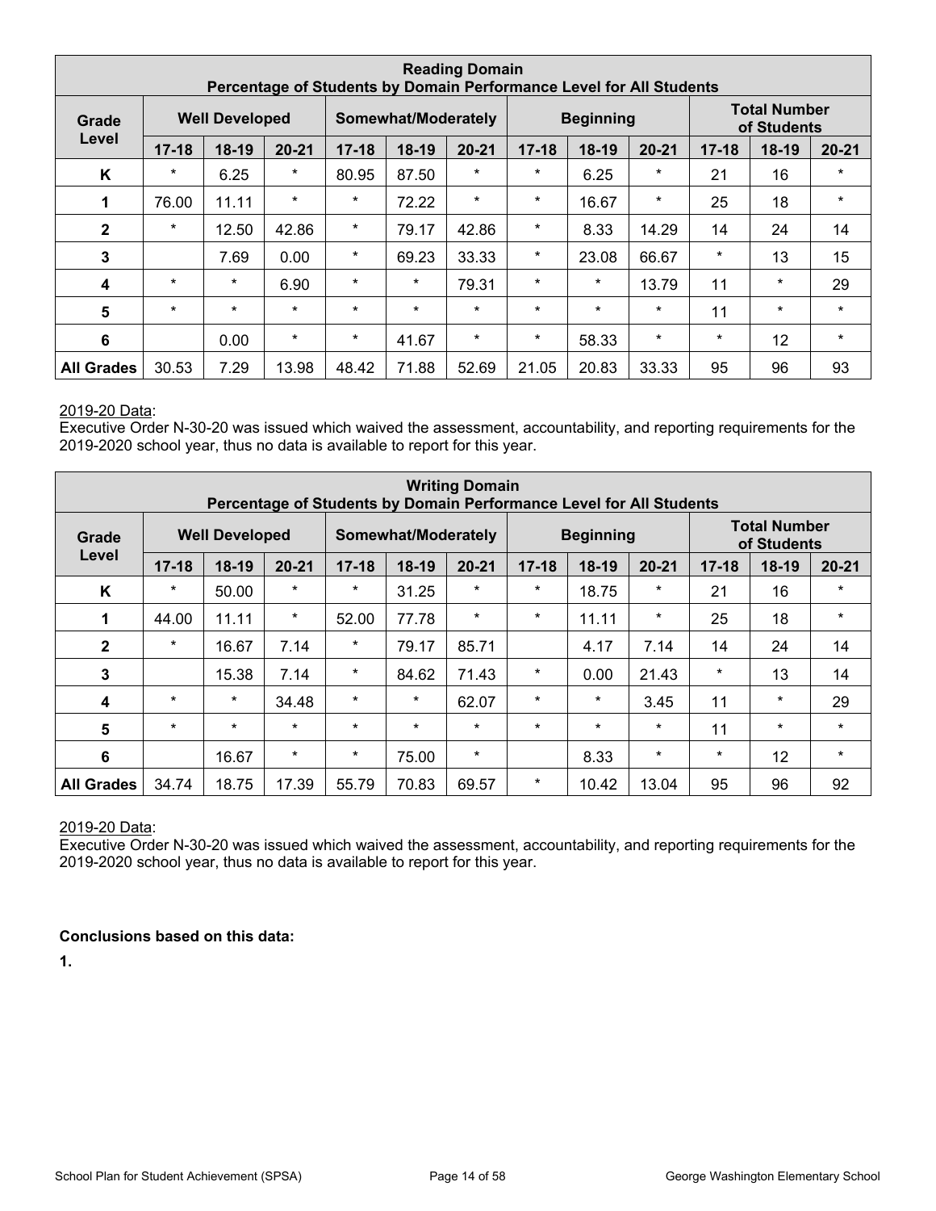| Reading Domain<br>Percentage of Students by Domain Performance Level for All Students | | | | | | | | | | | | |
|---|---|---|---|---|---|---|---|---|---|---|---|---|
| Grade Level | Well Developed | | | Somewhat/Moderately | | | Beginning | | | Total Number of Students | | |
| | 17-18 | 18-19 | 20-21 | 17-18 | 18-19 | 20-21 | 17-18 | 18-19 | 20-21 | 17-18 | 18-19 | 20-21 |
| K | * | 6.25 | * | 80.95 | 87.50 | * | * | 6.25 | * | 21 | 16 | * |
| 1 | 76.00 | 11.11 | * | * | 72.22 | * | * | 16.67 | * | 25 | 18 | * |
| 2 | * | 12.50 | 42.86 | * | 79.17 | 42.86 | * | 8.33 | 14.29 | 14 | 24 | 14 |
| 3 | | 7.69 | 0.00 | * | 69.23 | 33.33 | * | 23.08 | 66.67 | * | 13 | 15 |
| 4 | * | * | 6.90 | * | * | 79.31 | * | * | 13.79 | 11 | * | 29 |
| 5 | * | * | * | * | * | * | * | * | * | 11 | * | * |
| 6 | | 0.00 | * | * | 41.67 | * | * | 58.33 | * | * | 12 | * |
| All Grades | 30.53 | 7.29 | 13.98 | 48.42 | 71.88 | 52.69 | 21.05 | 20.83 | 33.33 | 95 | 96 | 93 |

2019-20 Data:
Executive Order N-30-20 was issued which waived the assessment, accountability, and reporting requirements for the 2019-2020 school year, thus no data is available to report for this year.

| Writing Domain<br>Percentage of Students by Domain Performance Level for All Students | | | | | | | | | | | | |
|---|---|---|---|---|---|---|---|---|---|---|---|---|
| Grade Level | Well Developed | | | Somewhat/Moderately | | | Beginning | | | Total Number of Students | | |
| | 17-18 | 18-19 | 20-21 | 17-18 | 18-19 | 20-21 | 17-18 | 18-19 | 20-21 | 17-18 | 18-19 | 20-21 |
| K | * | 50.00 | * | * | 31.25 | * | * | 18.75 | * | 21 | 16 | * |
| 1 | 44.00 | 11.11 | * | 52.00 | 77.78 | * | * | 11.11 | * | 25 | 18 | * |
| 2 | * | 16.67 | 7.14 | * | 79.17 | 85.71 | | 4.17 | 7.14 | 14 | 24 | 14 |
| 3 | | 15.38 | 7.14 | * | 84.62 | 71.43 | * | 0.00 | 21.43 | * | 13 | 14 |
| 4 | * | * | 34.48 | * | * | 62.07 | * | * | 3.45 | 11 | * | 29 |
| 5 | * | * | * | * | * | * | * | * | * | 11 | * | * |
| 6 | | 16.67 | * | * | 75.00 | * | | 8.33 | * | * | 12 | * |
| All Grades | 34.74 | 18.75 | 17.39 | 55.79 | 70.83 | 69.57 | * | 10.42 | 13.04 | 95 | 96 | 92 |

2019-20 Data:
Executive Order N-30-20 was issued which waived the assessment, accountability, and reporting requirements for the 2019-2020 school year, thus no data is available to report for this year.

**Conclusions based on this data:**

**1.**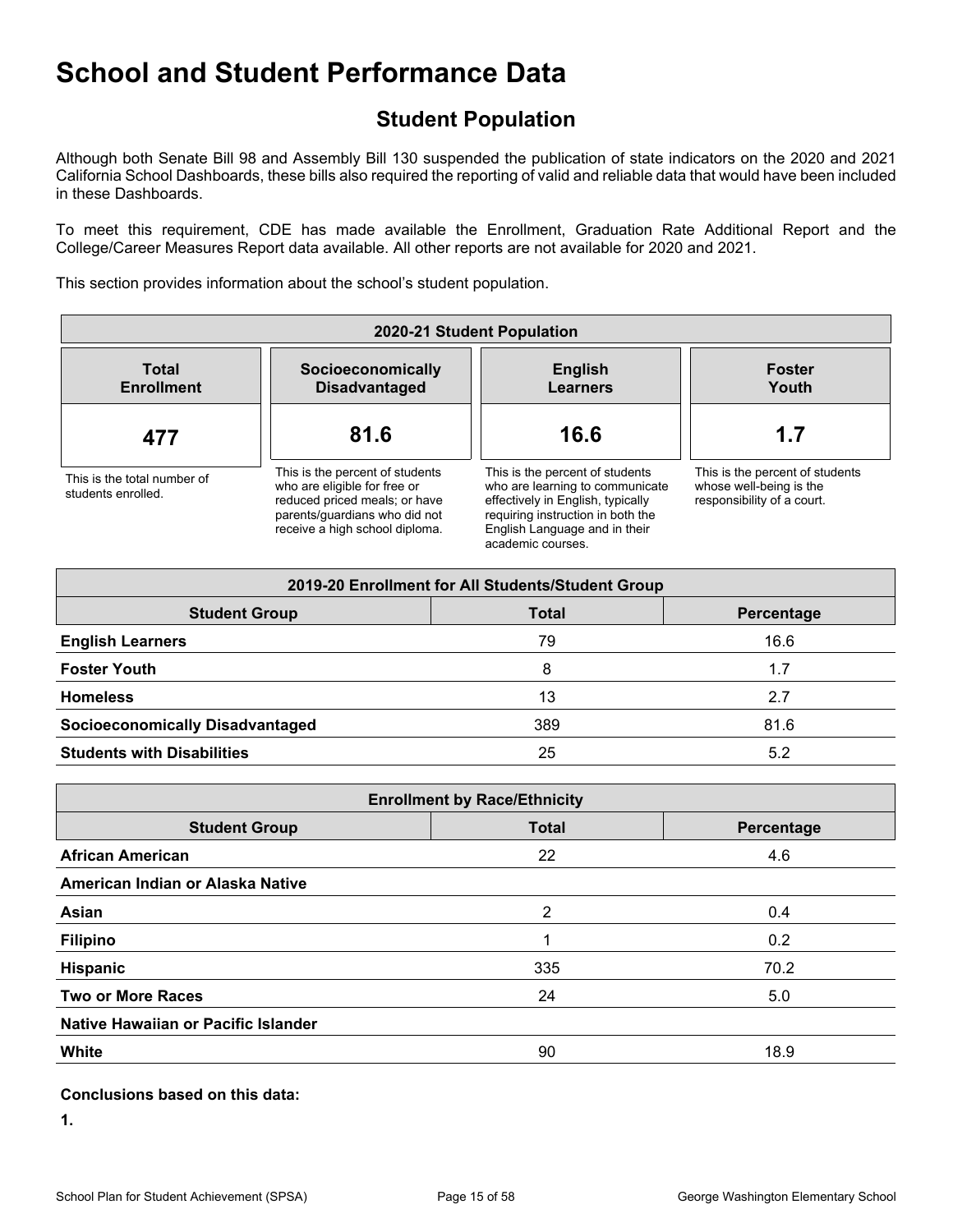# School and Student Performance Data

## Student Population

Although both Senate Bill 98 and Assembly Bill 130 suspended the publication of state indicators on the 2020 and 2021 California School Dashboards, these bills also required the reporting of valid and reliable data that would have been included in these Dashboards.

To meet this requirement, CDE has made available the Enrollment, Graduation Rate Additional Report and the College/Career Measures Report data available. All other reports are not available for 2020 and 2021.

This section provides information about the school's student population.

| 2020-21 Student Population | | | |
|---|---|---|---|
| **Total Enrollment** | **Socioeconomically Disadvantaged** | **English Learners** | **Foster Youth** |
| **477** | **81.6** | **16.6** | **1.7** |
| This is the total number of students enrolled. | This is the percent of students who are eligible for free or reduced priced meals; or have parents/guardians who did not receive a high school diploma. | This is the percent of students who are learning to communicate effectively in English, typically requiring instruction in both the English Language and in their academic courses. | This is the percent of students whose well-being is the responsibility of a court. |

| 2019-20 Enrollment for All Students/Student Group | | |
|---|---|---|
| **Student Group** | **Total** | **Percentage** |
| **English Learners** | 79 | 16.6 |
| **Foster Youth** | 8 | 1.7 |
| **Homeless** | 13 | 2.7 |
| **Socioeconomically Disadvantaged** | 389 | 81.6 |
| **Students with Disabilities** | 25 | 5.2 |

| Enrollment by Race/Ethnicity | | |
|---|---|---|
| **Student Group** | **Total** | **Percentage** |
| **African American** | 22 | 4.6 |
| **American Indian or Alaska Native** | | |
| **Asian** | 2 | 0.4 |
| **Filipino** | 1 | 0.2 |
| **Hispanic** | 335 | 70.2 |
| **Two or More Races** | 24 | 5.0 |
| **Native Hawaiian or Pacific Islander** | | |
| **White** | 90 | 18.9 |

**Conclusions based on this data:**

**1.**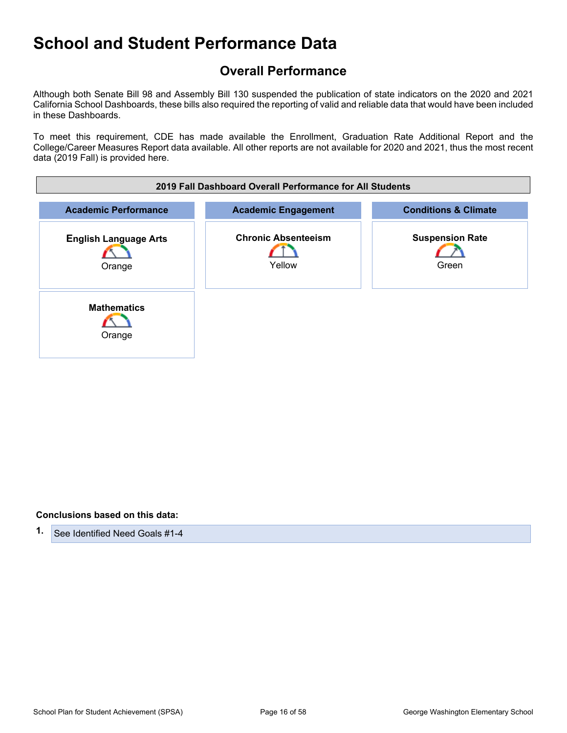# School and Student Performance Data

## Overall Performance

Although both Senate Bill 98 and Assembly Bill 130 suspended the publication of state indicators on the 2020 and 2021 California School Dashboards, these bills also required the reporting of valid and reliable data that would have been included in these Dashboards.

To meet this requirement, CDE has made available the Enrollment, Graduation Rate Additional Report and the College/Career Measures Report data available. All other reports are not available for 2020 and 2021, thus the most recent data (2019 Fall) is provided here.

| 2019 Fall Dashboard Overall Performance for All Students | | |
|---|---|---|
| **Academic Performance** | **Academic Engagement** | **Conditions & Climate** |
| **English Language Arts** Orange | **Chronic Absenteeism** Yellow | **Suspension Rate** Green |
| **Mathematics** Orange | | |

**Conclusions based on this data:**

1. See Identified Need Goals #1-4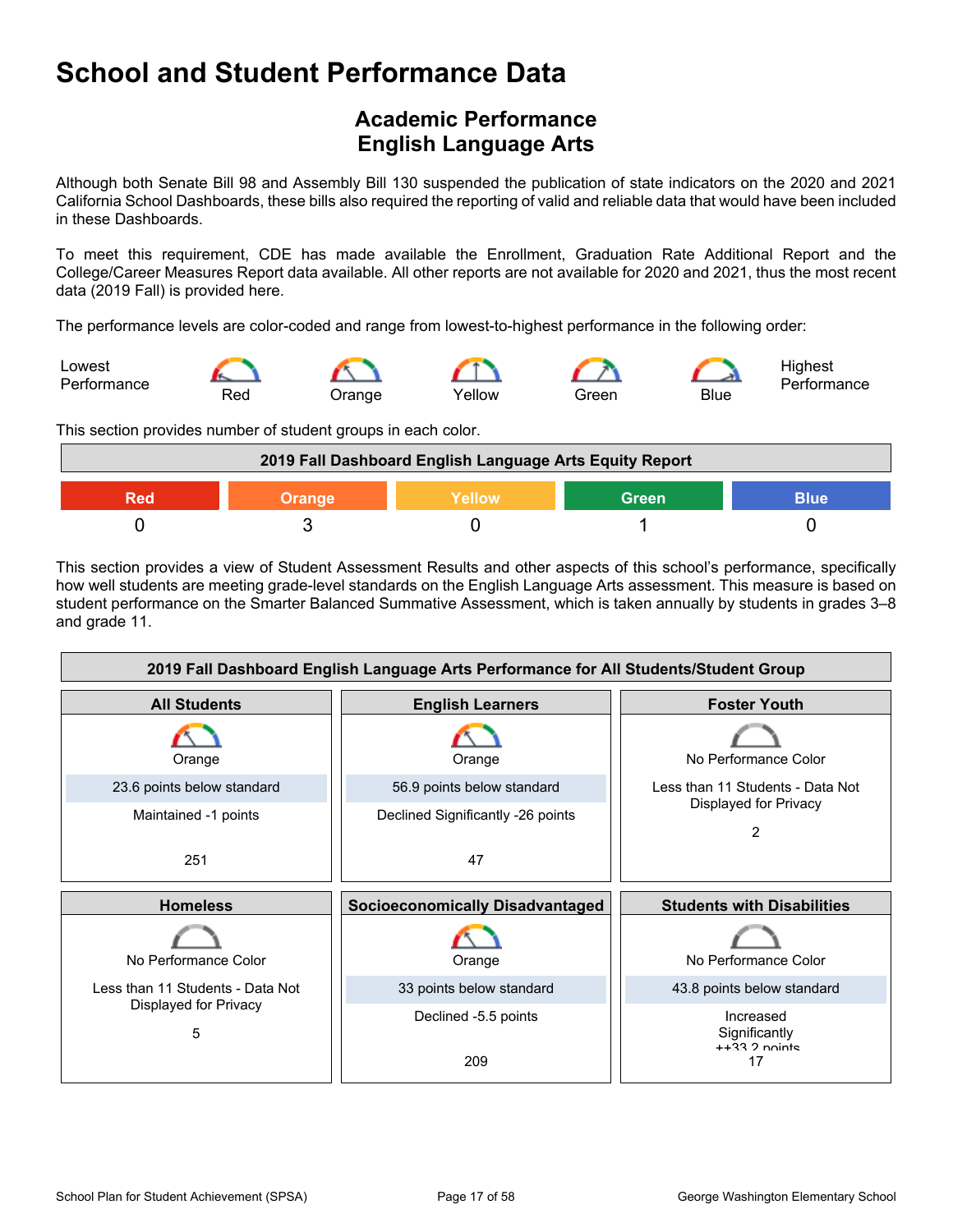# School and Student Performance Data

## Academic Performance
## English Language Arts

Although both Senate Bill 98 and Assembly Bill 130 suspended the publication of state indicators on the 2020 and 2021 California School Dashboards, these bills also required the reporting of valid and reliable data that would have been included in these Dashboards.

To meet this requirement, CDE has made available the Enrollment, Graduation Rate Additional Report and the College/Career Measures Report data available. All other reports are not available for 2020 and 2021, thus the most recent data (2019 Fall) is provided here.

The performance levels are color-coded and range from lowest-to-highest performance in the following order:

Lowest Performance — Red — Orange — Yellow — Green — Blue — Highest Performance

This section provides number of student groups in each color.

| 2019 Fall Dashboard English Language Arts Equity Report | | | | |
|---|---|---|---|---|
| Red | Orange | Yellow | Green | Blue |
| 0 | 3 | 0 | 1 | 0 |

This section provides a view of Student Assessment Results and other aspects of this school's performance, specifically how well students are meeting grade-level standards on the English Language Arts assessment. This measure is based on student performance on the Smarter Balanced Summative Assessment, which is taken annually by students in grades 3–8 and grade 11.

| 2019 Fall Dashboard English Language Arts Performance for All Students/Student Group | | |
|---|---|---|
| **All Students** | **English Learners** | **Foster Youth** |
| Orange | Orange | No Performance Color |
| 23.6 points below standard | 56.9 points below standard | Less than 11 Students - Data Not Displayed for Privacy |
| Maintained -1 points | Declined Significantly -26 points | 2 |
| 251 | 47 | |
| **Homeless** | **Socioeconomically Disadvantaged** | **Students with Disabilities** |
| No Performance Color | Orange | No Performance Color |
| Less than 11 Students - Data Not Displayed for Privacy | 33 points below standard | 43.8 points below standard |
| 5 | Declined -5.5 points | Increased Significantly ++33.2 points |
| | 209 | 17 |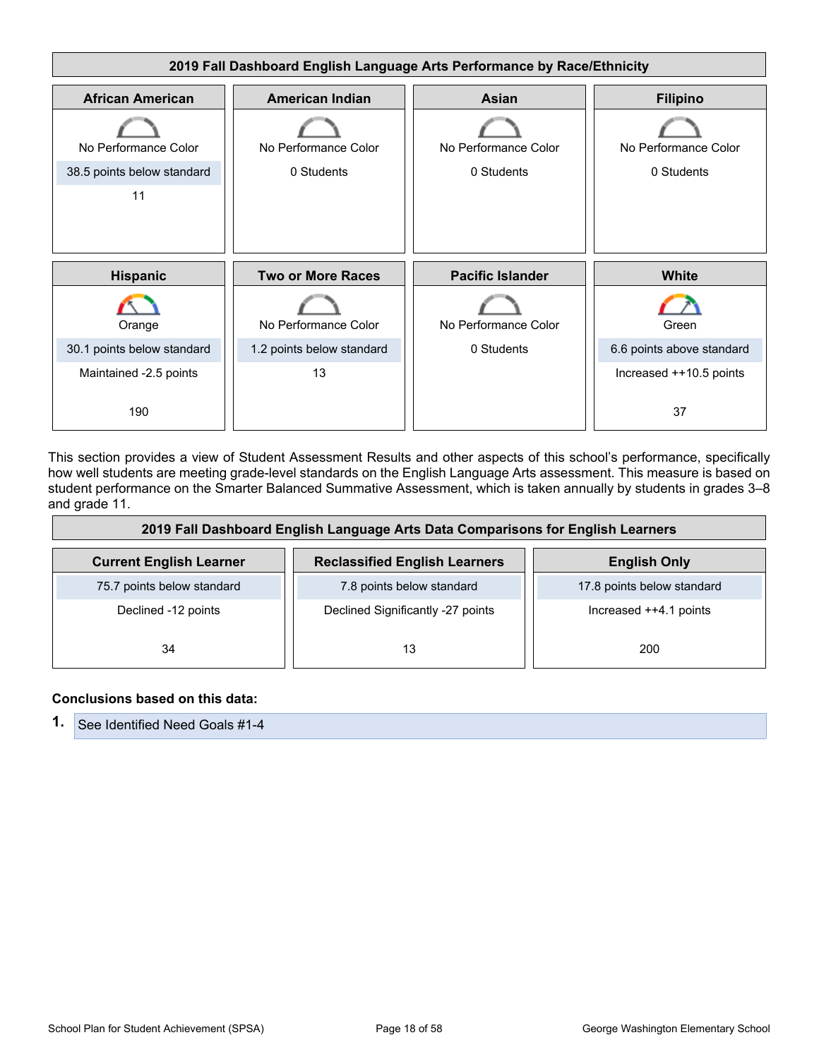## 2019 Fall Dashboard English Language Arts Performance by Race/Ethnicity

| African American | American Indian | Asian | Filipino |
|---|---|---|---|
| No Performance Color | No Performance Color | No Performance Color | No Performance Color |
| 38.5 points below standard | 0 Students | 0 Students | 0 Students |
| 11 | | | |

| Hispanic | Two or More Races | Pacific Islander | White |
|---|---|---|---|
| Orange | No Performance Color | No Performance Color | Green |
| 30.1 points below standard | 1.2 points below standard | 0 Students | 6.6 points above standard |
| Maintained -2.5 points | 13 | | Increased ++10.5 points |
| 190 | | | 37 |

This section provides a view of Student Assessment Results and other aspects of this school's performance, specifically how well students are meeting grade-level standards on the English Language Arts assessment. This measure is based on student performance on the Smarter Balanced Summative Assessment, which is taken annually by students in grades 3–8 and grade 11.

## 2019 Fall Dashboard English Language Arts Data Comparisons for English Learners

| Current English Learner | Reclassified English Learners | English Only |
|---|---|---|
| 75.7 points below standard | 7.8 points below standard | 17.8 points below standard |
| Declined -12 points | Declined Significantly -27 points | Increased ++4.1 points |
| 34 | 13 | 200 |

**Conclusions based on this data:**

1. See Identified Need Goals #1-4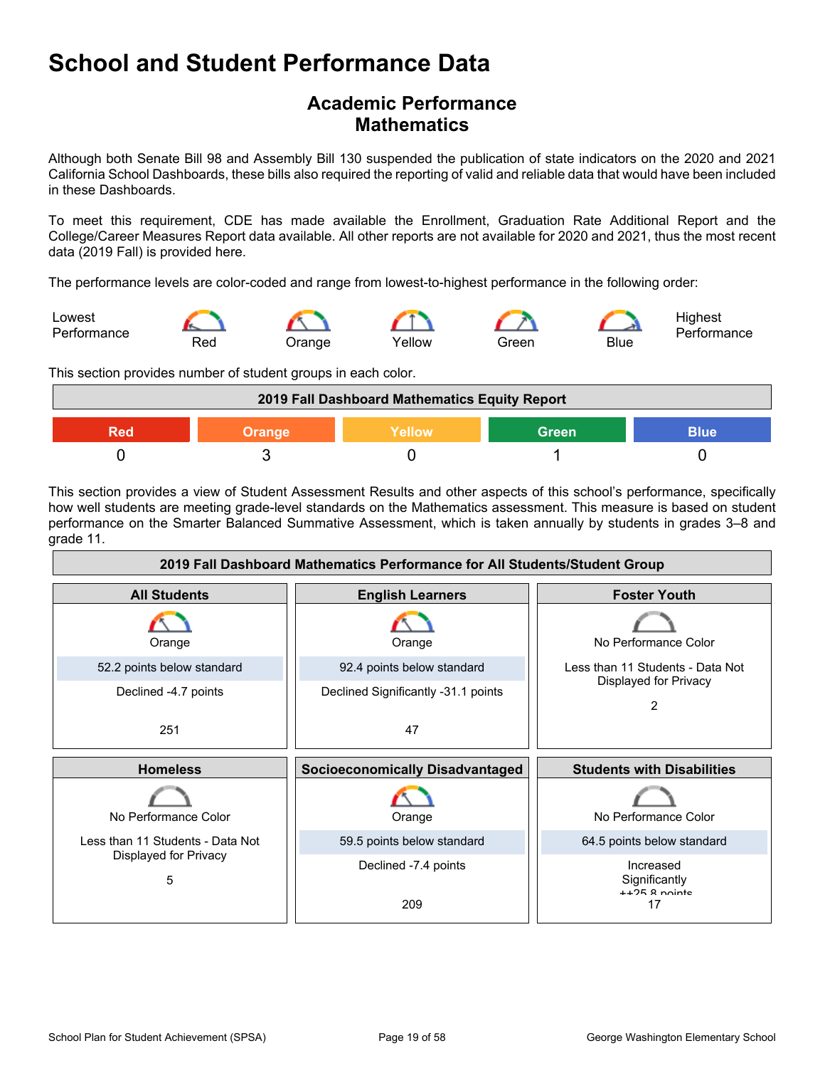# School and Student Performance Data

## Academic Performance
## Mathematics

Although both Senate Bill 98 and Assembly Bill 130 suspended the publication of state indicators on the 2020 and 2021 California School Dashboards, these bills also required the reporting of valid and reliable data that would have been included in these Dashboards.

To meet this requirement, CDE has made available the Enrollment, Graduation Rate Additional Report and the College/Career Measures Report data available. All other reports are not available for 2020 and 2021, thus the most recent data (2019 Fall) is provided here.

The performance levels are color-coded and range from lowest-to-highest performance in the following order:

Lowest Performance — Red — Orange — Yellow — Green — Blue — Highest Performance

This section provides number of student groups in each color.

| 2019 Fall Dashboard Mathematics Equity Report | | | | |
|---|---|---|---|---|
| Red | Orange | Yellow | Green | Blue |
| 0 | 3 | 0 | 1 | 0 |

This section provides a view of Student Assessment Results and other aspects of this school's performance, specifically how well students are meeting grade-level standards on the Mathematics assessment. This measure is based on student performance on the Smarter Balanced Summative Assessment, which is taken annually by students in grades 3–8 and grade 11.

| 2019 Fall Dashboard Mathematics Performance for All Students/Student Group | | |
|---|---|---|
| **All Students** | **English Learners** | **Foster Youth** |
| Orange<br>52.2 points below standard<br>Declined -4.7 points<br>251 | Orange<br>92.4 points below standard<br>Declined Significantly -31.1 points<br>47 | No Performance Color<br>Less than 11 Students - Data Not Displayed for Privacy<br>2 |
| **Homeless** | **Socioeconomically Disadvantaged** | **Students with Disabilities** |
| No Performance Color<br>Less than 11 Students - Data Not Displayed for Privacy<br>5 | Orange<br>59.5 points below standard<br>Declined -7.4 points<br>209 | No Performance Color<br>64.5 points below standard<br>Increased Significantly ++25.8 points<br>17 |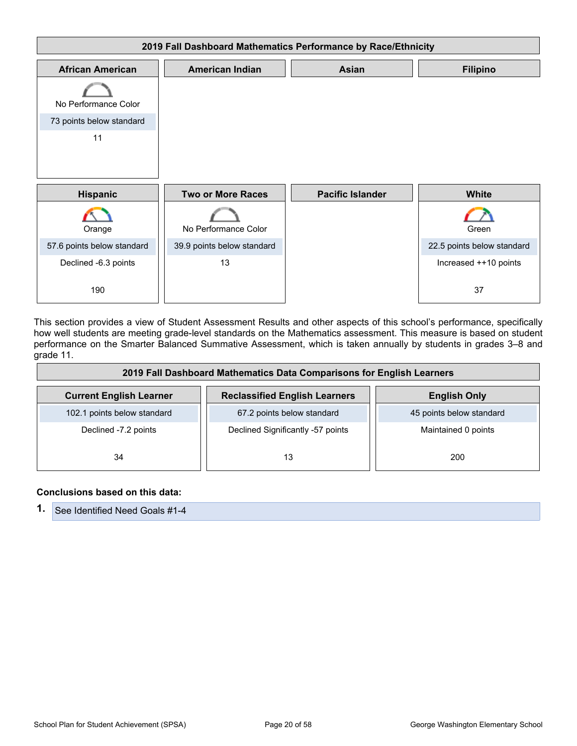| 2019 Fall Dashboard Mathematics Performance by Race/Ethnicity | | | |
|---|---|---|---|
| **African American** | **American Indian** | **Asian** | **Filipino** |
| No Performance Color<br>73 points below standard<br>11 | | | |
| **Hispanic** | **Two or More Races** | **Pacific Islander** | **White** |
| Orange<br>57.6 points below standard<br>Declined -6.3 points<br>190 | No Performance Color<br>39.9 points below standard<br>13 | | Green<br>22.5 points below standard<br>Increased ++10 points<br>37 |

This section provides a view of Student Assessment Results and other aspects of this school's performance, specifically how well students are meeting grade-level standards on the Mathematics assessment. This measure is based on student performance on the Smarter Balanced Summative Assessment, which is taken annually by students in grades 3–8 and grade 11.

| 2019 Fall Dashboard Mathematics Data Comparisons for English Learners | | |
|---|---|---|
| **Current English Learner** | **Reclassified English Learners** | **English Only** |
| 102.1 points below standard<br>Declined -7.2 points<br>34 | 67.2 points below standard<br>Declined Significantly -57 points<br>13 | 45 points below standard<br>Maintained 0 points<br>200 |

**Conclusions based on this data:**

1. See Identified Need Goals #1-4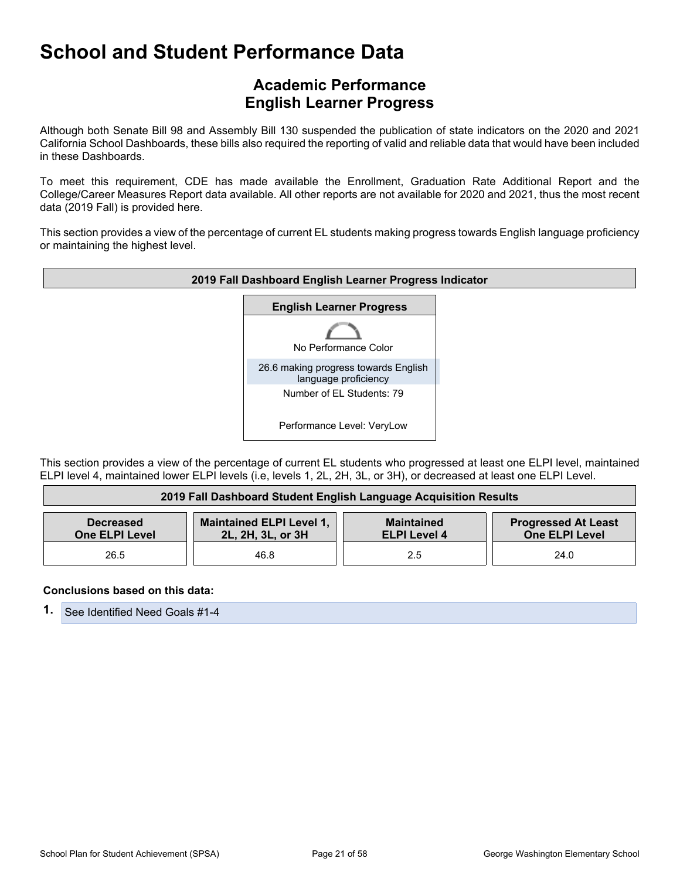# School and Student Performance Data

## Academic Performance
## English Learner Progress

Although both Senate Bill 98 and Assembly Bill 130 suspended the publication of state indicators on the 2020 and 2021 California School Dashboards, these bills also required the reporting of valid and reliable data that would have been included in these Dashboards.

To meet this requirement, CDE has made available the Enrollment, Graduation Rate Additional Report and the College/Career Measures Report data available. All other reports are not available for 2020 and 2021, thus the most recent data (2019 Fall) is provided here.

This section provides a view of the percentage of current EL students making progress towards English language proficiency or maintaining the highest level.

| 2019 Fall Dashboard English Learner Progress Indicator |
|---|
| **English Learner Progress** |
| No Performance Color |
| 26.6 making progress towards English language proficiency |
| Number of EL Students: 79 |
| Performance Level: VeryLow |

This section provides a view of the percentage of current EL students who progressed at least one ELPI level, maintained ELPI level 4, maintained lower ELPI levels (i.e, levels 1, 2L, 2H, 3L, or 3H), or decreased at least one ELPI Level.

| 2019 Fall Dashboard Student English Language Acquisition Results | | | |
|---|---|---|---|
| **Decreased One ELPI Level** | **Maintained ELPI Level 1, 2L, 2H, 3L, or 3H** | **Maintained ELPI Level 4** | **Progressed At Least One ELPI Level** |
| 26.5 | 46.8 | 2.5 | 24.0 |

**Conclusions based on this data:**

1. See Identified Need Goals #1-4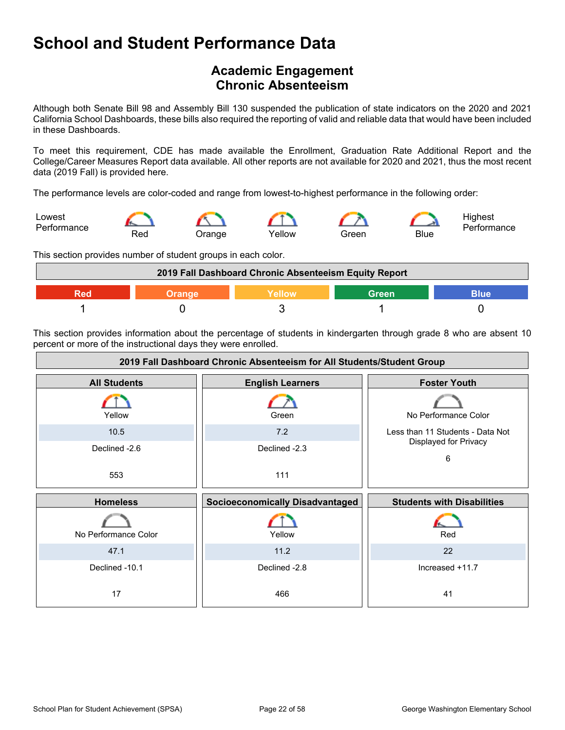# School and Student Performance Data

## Academic Engagement
## Chronic Absenteeism

Although both Senate Bill 98 and Assembly Bill 130 suspended the publication of state indicators on the 2020 and 2021 California School Dashboards, these bills also required the reporting of valid and reliable data that would have been included in these Dashboards.

To meet this requirement, CDE has made available the Enrollment, Graduation Rate Additional Report and the College/Career Measures Report data available. All other reports are not available for 2020 and 2021, thus the most recent data (2019 Fall) is provided here.

The performance levels are color-coded and range from lowest-to-highest performance in the following order:

Lowest Performance — Red — Orange — Yellow — Green — Blue — Highest Performance

This section provides number of student groups in each color.

| 2019 Fall Dashboard Chronic Absenteeism Equity Report | | | | |
|---|---|---|---|---|
| Red | Orange | Yellow | Green | Blue |
| 1 | 0 | 3 | 1 | 0 |

This section provides information about the percentage of students in kindergarten through grade 8 who are absent 10 percent or more of the instructional days they were enrolled.

| 2019 Fall Dashboard Chronic Absenteeism for All Students/Student Group | | |
|---|---|---|
| **All Students** | **English Learners** | **Foster Youth** |
| Yellow | Green | No Performance Color |
| 10.5 | 7.2 | Less than 11 Students - Data Not Displayed for Privacy |
| Declined -2.6 | Declined -2.3 | |
| 553 | 111 | 6 |
| **Homeless** | **Socioeconomically Disadvantaged** | **Students with Disabilities** |
| No Performance Color | Yellow | Red |
| 47.1 | 11.2 | 22 |
| Declined -10.1 | Declined -2.8 | Increased +11.7 |
| 17 | 466 | 41 |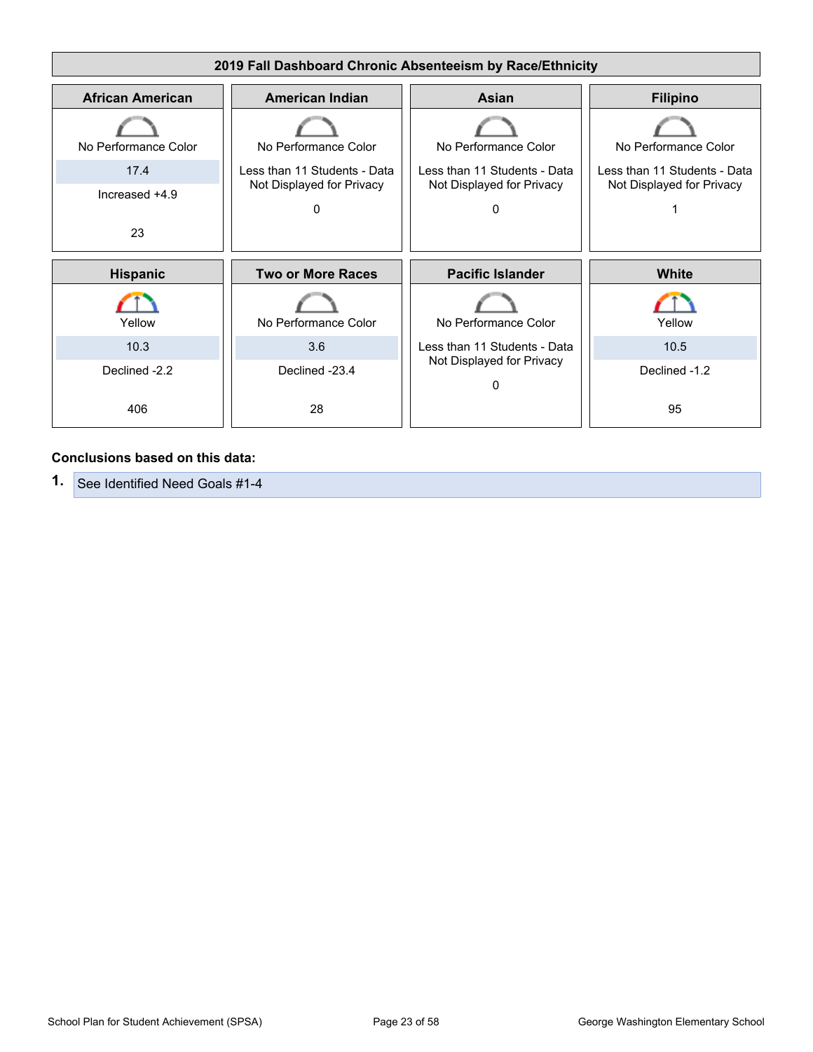## 2019 Fall Dashboard Chronic Absenteeism by Race/Ethnicity

| African American | American Indian | Asian | Filipino |
|---|---|---|---|
| No Performance Color | No Performance Color | No Performance Color | No Performance Color |
| 17.4 | Less than 11 Students - Data Not Displayed for Privacy | Less than 11 Students - Data Not Displayed for Privacy | Less than 11 Students - Data Not Displayed for Privacy |
| Increased +4.9 | | | |
| 23 | 0 | 0 | 1 |

| Hispanic | Two or More Races | Pacific Islander | White |
|---|---|---|---|
| Yellow | No Performance Color | No Performance Color | Yellow |
| 10.3 | 3.6 | Less than 11 Students - Data Not Displayed for Privacy | 10.5 |
| Declined -2.2 | Declined -23.4 | | Declined -1.2 |
| 406 | 28 | 0 | 95 |

**Conclusions based on this data:**

1. See Identified Need Goals #1-4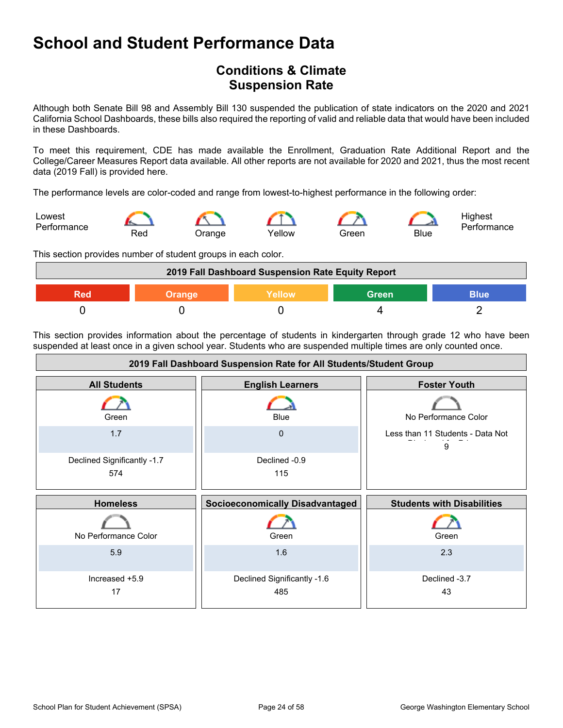# School and Student Performance Data

## Conditions & Climate
## Suspension Rate

Although both Senate Bill 98 and Assembly Bill 130 suspended the publication of state indicators on the 2020 and 2021 California School Dashboards, these bills also required the reporting of valid and reliable data that would have been included in these Dashboards.

To meet this requirement, CDE has made available the Enrollment, Graduation Rate Additional Report and the College/Career Measures Report data available. All other reports are not available for 2020 and 2021, thus the most recent data (2019 Fall) is provided here.

The performance levels are color-coded and range from lowest-to-highest performance in the following order:

Lowest Performance — Red — Orange — Yellow — Green — Blue — Highest Performance

This section provides number of student groups in each color.

| 2019 Fall Dashboard Suspension Rate Equity Report | | | | |
|---|---|---|---|---|
| Red | Orange | Yellow | Green | Blue |
| 0 | 0 | 0 | 4 | 2 |

This section provides information about the percentage of students in kindergarten through grade 12 who have been suspended at least once in a given school year. Students who are suspended multiple times are only counted once.

| 2019 Fall Dashboard Suspension Rate for All Students/Student Group | | |
|---|---|---|
| **All Students** | **English Learners** | **Foster Youth** |
| Green | Blue | No Performance Color |
| 1.7 | 0 | Less than 11 Students - Data Not Displayed for Privacy |
| Declined Significantly -1.7 | Declined -0.9 | |
| 574 | 115 | 9 |
| **Homeless** | **Socioeconomically Disadvantaged** | **Students with Disabilities** |
| No Performance Color | Green | Green |
| 5.9 | 1.6 | 2.3 |
| Increased +5.9 | Declined Significantly -1.6 | Declined -3.7 |
| 17 | 485 | 43 |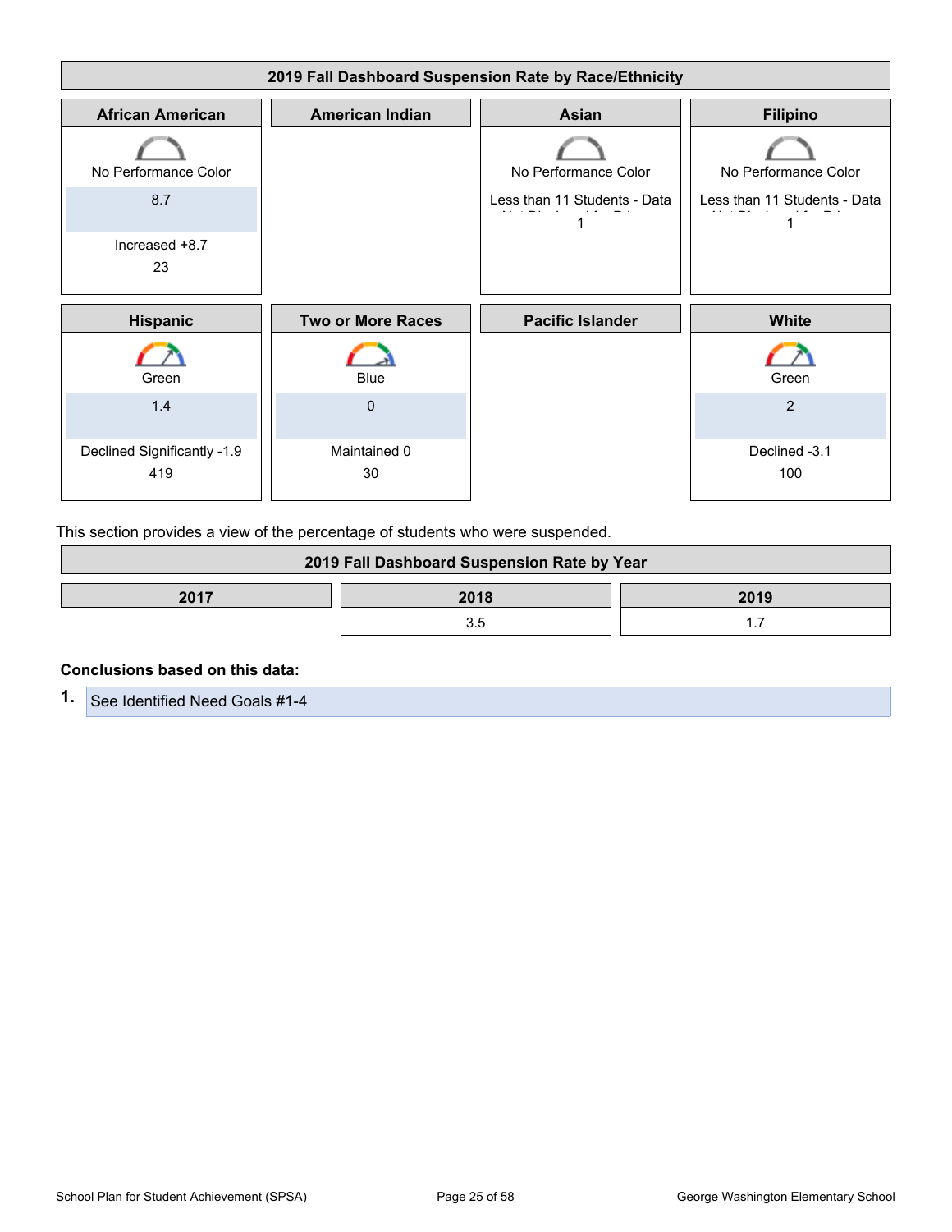## 2019 Fall Dashboard Suspension Rate by Race/Ethnicity

| African American | American Indian | Asian | Filipino |
|---|---|---|---|
| No Performance Color<br>8.7<br>Increased +8.7<br>23 | | No Performance Color<br>Less than 11 Students - Data Not Displayed for Privacy<br>1 | No Performance Color<br>Less than 11 Students - Data Not Displayed for Privacy<br>1 |

| Hispanic | Two or More Races | Pacific Islander | White |
|---|---|---|---|
| Green<br>1.4<br>Declined Significantly -1.9<br>419 | Blue<br>0<br>Maintained 0<br>30 | | Green<br>2<br>Declined -3.1<br>100 |

This section provides a view of the percentage of students who were suspended.

## 2019 Fall Dashboard Suspension Rate by Year

| 2017 | 2018 | 2019 |
|---|---|---|
| | 3.5 | 1.7 |

**Conclusions based on this data:**

1. See Identified Need Goals #1-4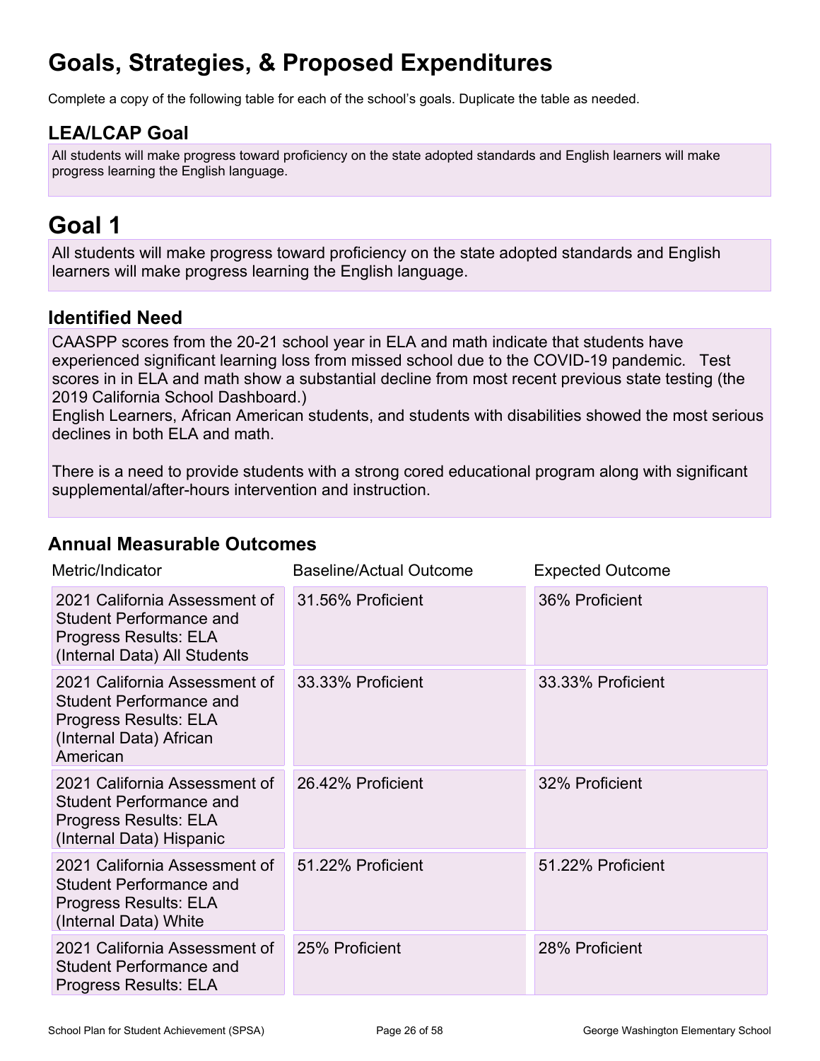# Goals, Strategies, & Proposed Expenditures

Complete a copy of the following table for each of the school's goals. Duplicate the table as needed.

## LEA/LCAP Goal

All students will make progress toward proficiency on the state adopted standards and English learners will make progress learning the English language.

# Goal 1

All students will make progress toward proficiency on the state adopted standards and English learners will make progress learning the English language.

## Identified Need

CAASPP scores from the 20-21 school year in ELA and math indicate that students have experienced significant learning loss from missed school due to the COVID-19 pandemic. Test scores in in ELA and math show a substantial decline from most recent previous state testing (the 2019 California School Dashboard.)
English Learners, African American students, and students with disabilities showed the most serious declines in both ELA and math.

There is a need to provide students with a strong cored educational program along with significant supplemental/after-hours intervention and instruction.

## Annual Measurable Outcomes

| Metric/Indicator | Baseline/Actual Outcome | Expected Outcome |
| --- | --- | --- |
| 2021 California Assessment of Student Performance and Progress Results: ELA (Internal Data) All Students | 31.56% Proficient | 36% Proficient |
| 2021 California Assessment of Student Performance and Progress Results: ELA (Internal Data) African American | 33.33% Proficient | 33.33% Proficient |
| 2021 California Assessment of Student Performance and Progress Results: ELA (Internal Data) Hispanic | 26.42% Proficient | 32% Proficient |
| 2021 California Assessment of Student Performance and Progress Results: ELA (Internal Data) White | 51.22% Proficient | 51.22% Proficient |
| 2021 California Assessment of Student Performance and Progress Results: ELA | 25% Proficient | 28% Proficient |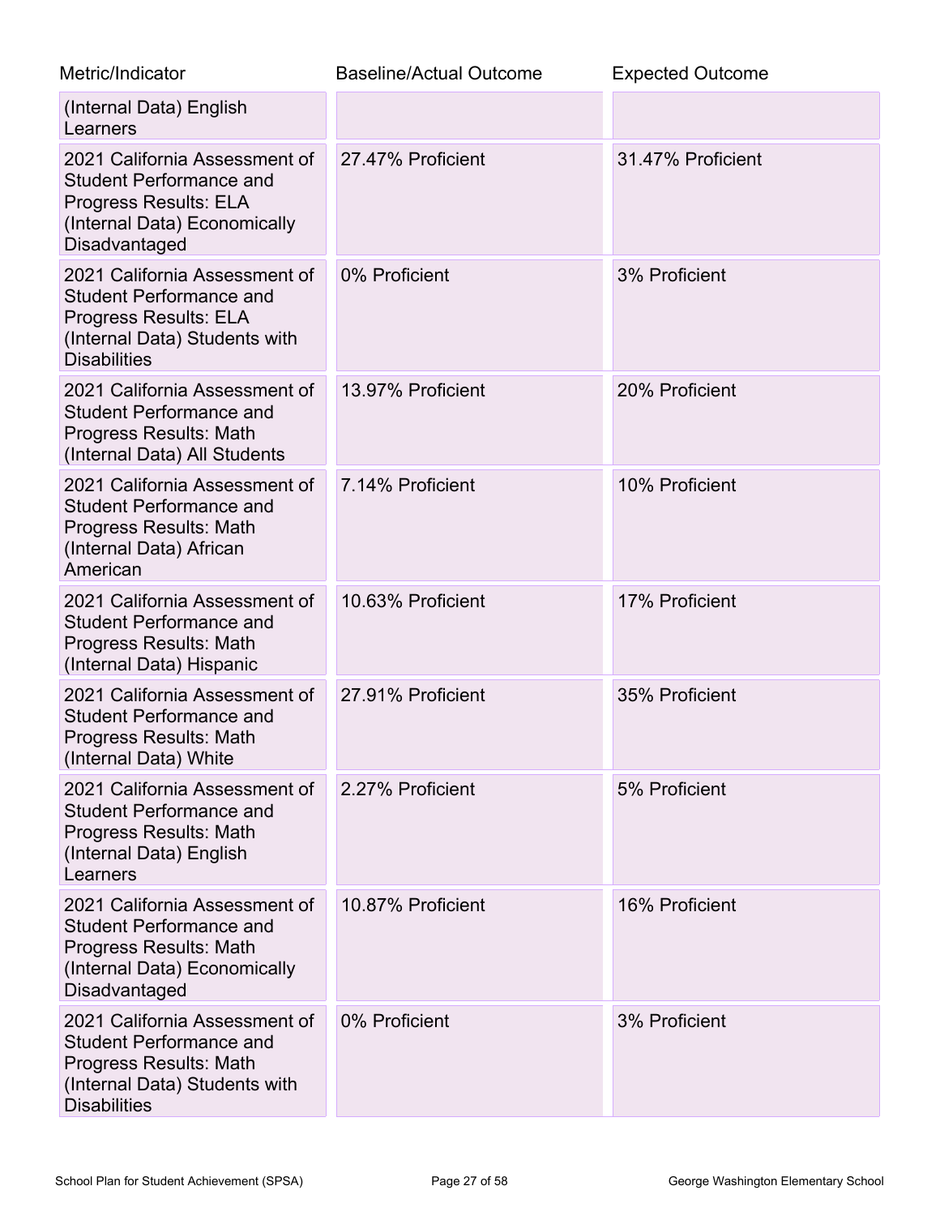| Metric/Indicator | Baseline/Actual Outcome | Expected Outcome |
|---|---|---|
| (Internal Data) English Learners | | |
| 2021 California Assessment of Student Performance and Progress Results: ELA (Internal Data) Economically Disadvantaged | 27.47% Proficient | 31.47% Proficient |
| 2021 California Assessment of Student Performance and Progress Results: ELA (Internal Data) Students with Disabilities | 0% Proficient | 3% Proficient |
| 2021 California Assessment of Student Performance and Progress Results: Math (Internal Data) All Students | 13.97% Proficient | 20% Proficient |
| 2021 California Assessment of Student Performance and Progress Results: Math (Internal Data) African American | 7.14% Proficient | 10% Proficient |
| 2021 California Assessment of Student Performance and Progress Results: Math (Internal Data) Hispanic | 10.63% Proficient | 17% Proficient |
| 2021 California Assessment of Student Performance and Progress Results: Math (Internal Data) White | 27.91% Proficient | 35% Proficient |
| 2021 California Assessment of Student Performance and Progress Results: Math (Internal Data) English Learners | 2.27% Proficient | 5% Proficient |
| 2021 California Assessment of Student Performance and Progress Results: Math (Internal Data) Economically Disadvantaged | 10.87% Proficient | 16% Proficient |
| 2021 California Assessment of Student Performance and Progress Results: Math (Internal Data) Students with Disabilities | 0% Proficient | 3% Proficient |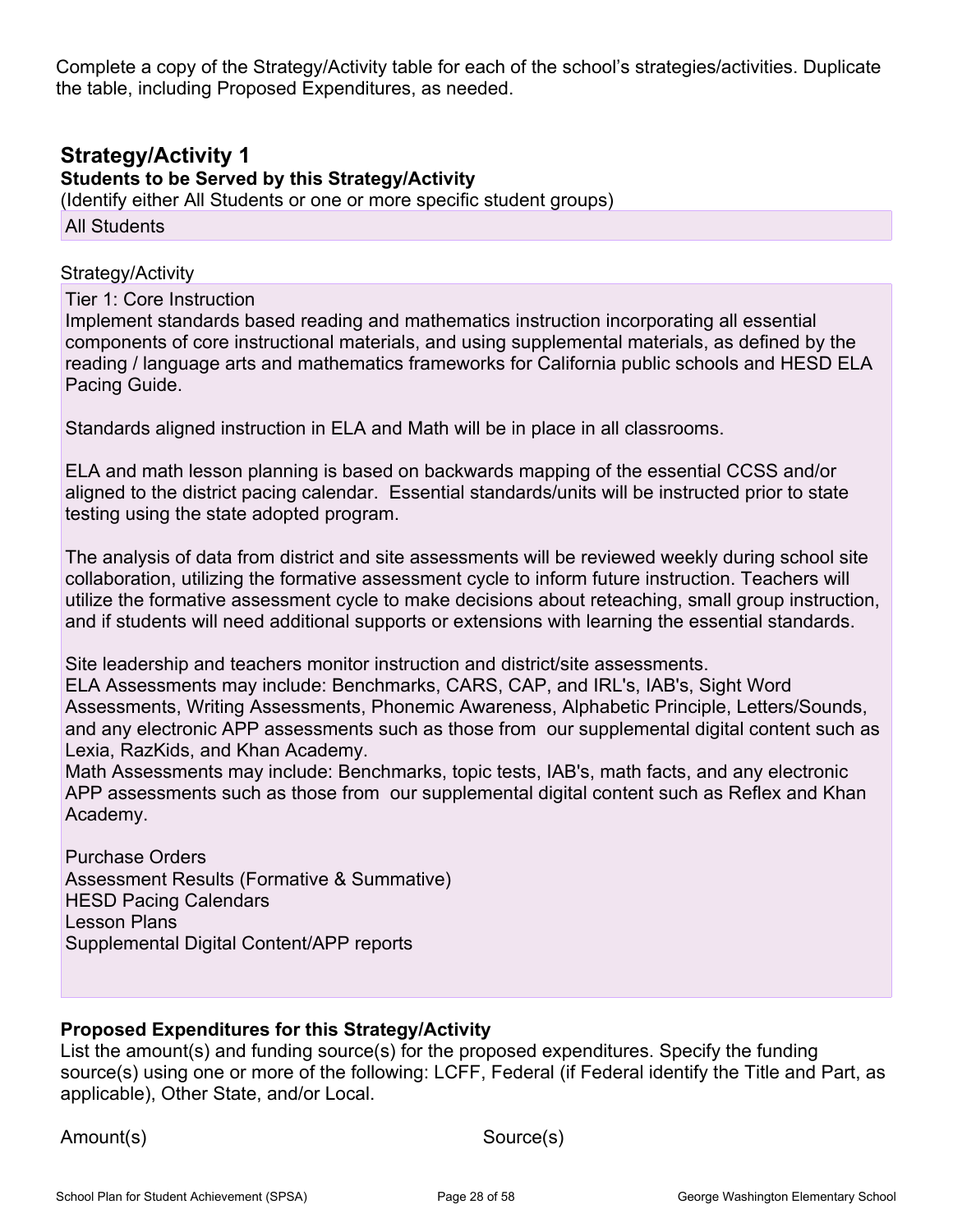Complete a copy of the Strategy/Activity table for each of the school's strategies/activities. Duplicate the table, including Proposed Expenditures, as needed.

## Strategy/Activity 1

### Students to be Served by this Strategy/Activity

(Identify either All Students or one or more specific student groups)

All Students

Strategy/Activity

Tier 1: Core Instruction
Implement standards based reading and mathematics instruction incorporating all essential components of core instructional materials, and using supplemental materials, as defined by the reading / language arts and mathematics frameworks for California public schools and HESD ELA Pacing Guide.

Standards aligned instruction in ELA and Math will be in place in all classrooms.

ELA and math lesson planning is based on backwards mapping of the essential CCSS and/or aligned to the district pacing calendar. Essential standards/units will be instructed prior to state testing using the state adopted program.

The analysis of data from district and site assessments will be reviewed weekly during school site collaboration, utilizing the formative assessment cycle to inform future instruction. Teachers will utilize the formative assessment cycle to make decisions about reteaching, small group instruction, and if students will need additional supports or extensions with learning the essential standards.

Site leadership and teachers monitor instruction and district/site assessments.
ELA Assessments may include: Benchmarks, CARS, CAP, and IRL's, IAB's, Sight Word Assessments, Writing Assessments, Phonemic Awareness, Alphabetic Principle, Letters/Sounds, and any electronic APP assessments such as those from our supplemental digital content such as Lexia, RazKids, and Khan Academy.
Math Assessments may include: Benchmarks, topic tests, IAB's, math facts, and any electronic APP assessments such as those from our supplemental digital content such as Reflex and Khan Academy.

Purchase Orders
Assessment Results (Formative & Summative)
HESD Pacing Calendars
Lesson Plans
Supplemental Digital Content/APP reports

### Proposed Expenditures for this Strategy/Activity

List the amount(s) and funding source(s) for the proposed expenditures. Specify the funding source(s) using one or more of the following: LCFF, Federal (if Federal identify the Title and Part, as applicable), Other State, and/or Local.

| Amount(s) | Source(s) |
|---|---|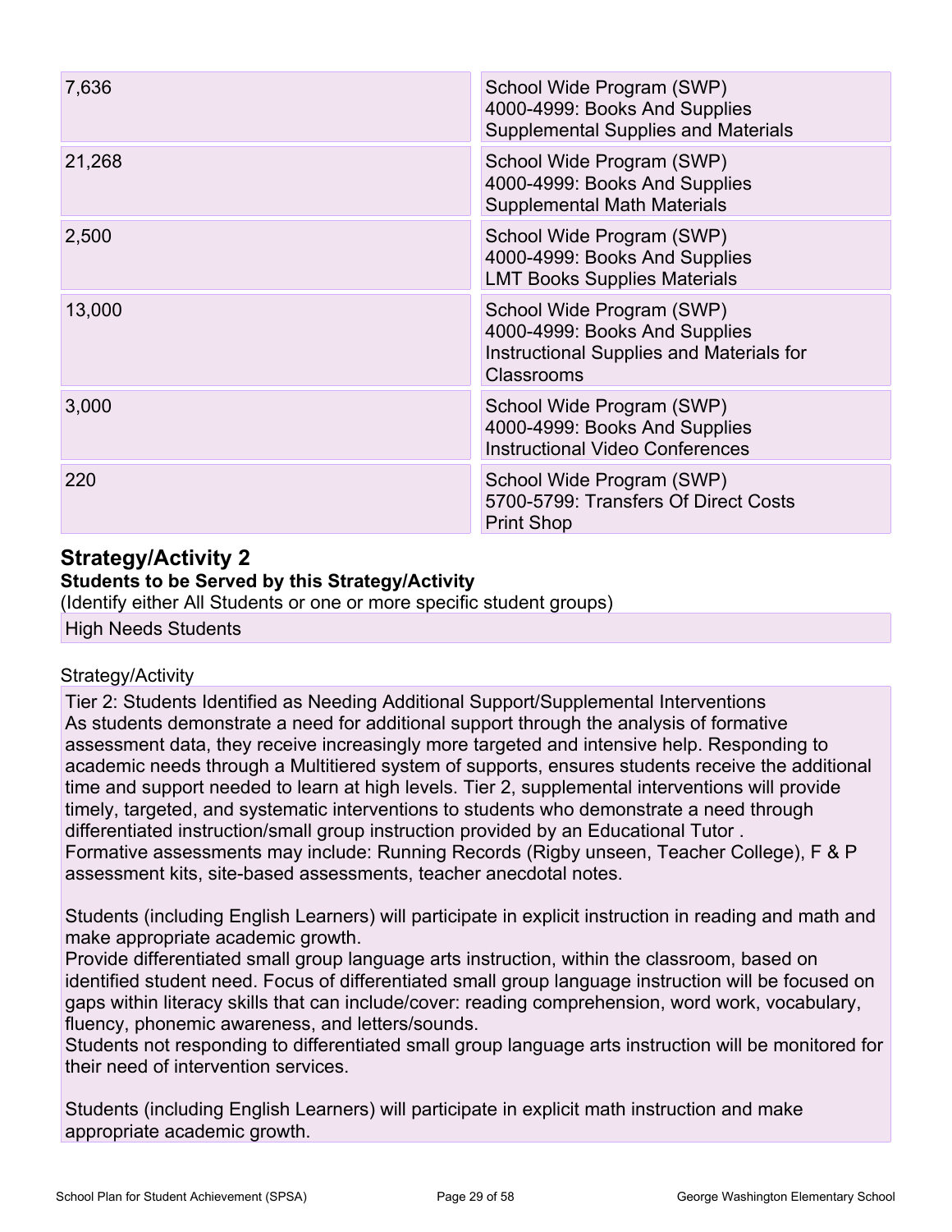| | |
|---|---|
| 7,636 | School Wide Program (SWP)<br>4000-4999: Books And Supplies<br>Supplemental Supplies and Materials |
| 21,268 | School Wide Program (SWP)<br>4000-4999: Books And Supplies<br>Supplemental Math Materials |
| 2,500 | School Wide Program (SWP)<br>4000-4999: Books And Supplies<br>LMT Books Supplies Materials |
| 13,000 | School Wide Program (SWP)<br>4000-4999: Books And Supplies<br>Instructional Supplies and Materials for Classrooms |
| 3,000 | School Wide Program (SWP)<br>4000-4999: Books And Supplies<br>Instructional Video Conferences |
| 220 | School Wide Program (SWP)<br>5700-5799: Transfers Of Direct Costs<br>Print Shop |

## Strategy/Activity 2

**Students to be Served by this Strategy/Activity**

(Identify either All Students or one or more specific student groups)

High Needs Students

Strategy/Activity

Tier 2: Students Identified as Needing Additional Support/Supplemental Interventions
As students demonstrate a need for additional support through the analysis of formative assessment data, they receive increasingly more targeted and intensive help. Responding to academic needs through a Multitiered system of supports, ensures students receive the additional time and support needed to learn at high levels. Tier 2, supplemental interventions will provide timely, targeted, and systematic interventions to students who demonstrate a need through differentiated instruction/small group instruction provided by an Educational Tutor .
Formative assessments may include: Running Records (Rigby unseen, Teacher College), F & P assessment kits, site-based assessments, teacher anecdotal notes.

Students (including English Learners) will participate in explicit instruction in reading and math and make appropriate academic growth.
Provide differentiated small group language arts instruction, within the classroom, based on identified student need. Focus of differentiated small group language instruction will be focused on gaps within literacy skills that can include/cover: reading comprehension, word work, vocabulary, fluency, phonemic awareness, and letters/sounds.
Students not responding to differentiated small group language arts instruction will be monitored for their need of intervention services.

Students (including English Learners) will participate in explicit math instruction and make appropriate academic growth.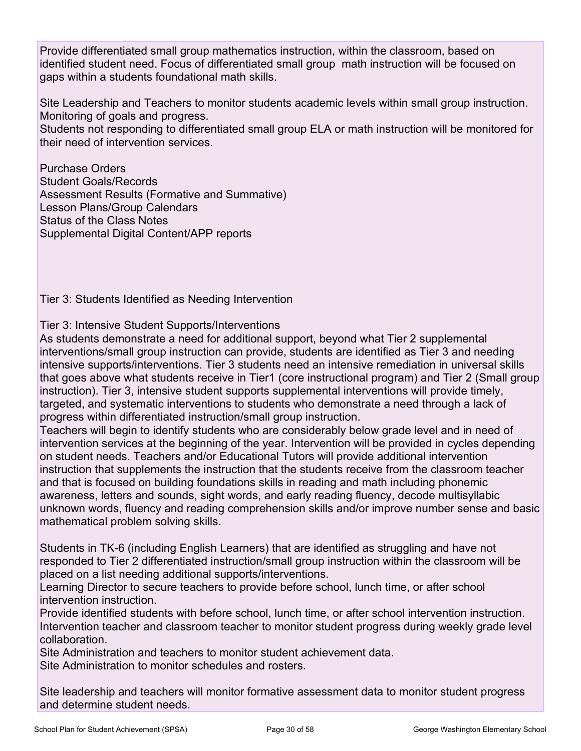Provide differentiated small group mathematics instruction, within the classroom, based on identified student need. Focus of differentiated small group math instruction will be focused on gaps within a students foundational math skills.

Site Leadership and Teachers to monitor students academic levels within small group instruction. Monitoring of goals and progress.
Students not responding to differentiated small group ELA or math instruction will be monitored for their need of intervention services.

Purchase Orders
Student Goals/Records
Assessment Results (Formative and Summative)
Lesson Plans/Group Calendars
Status of the Class Notes
Supplemental Digital Content/APP reports

Tier 3: Students Identified as Needing Intervention

Tier 3: Intensive Student Supports/Interventions
As students demonstrate a need for additional support, beyond what Tier 2 supplemental interventions/small group instruction can provide, students are identified as Tier 3 and needing intensive supports/interventions. Tier 3 students need an intensive remediation in universal skills that goes above what students receive in Tier1 (core instructional program) and Tier 2 (Small group instruction). Tier 3, intensive student supports supplemental interventions will provide timely, targeted, and systematic interventions to students who demonstrate a need through a lack of progress within differentiated instruction/small group instruction.
Teachers will begin to identify students who are considerably below grade level and in need of intervention services at the beginning of the year. Intervention will be provided in cycles depending on student needs. Teachers and/or Educational Tutors will provide additional intervention instruction that supplements the instruction that the students receive from the classroom teacher and that is focused on building foundations skills in reading and math including phonemic awareness, letters and sounds, sight words, and early reading fluency, decode multisyllabic unknown words, fluency and reading comprehension skills and/or improve number sense and basic mathematical problem solving skills.

Students in TK-6 (including English Learners) that are identified as struggling and have not responded to Tier 2 differentiated instruction/small group instruction within the classroom will be placed on a list needing additional supports/interventions.
Learning Director to secure teachers to provide before school, lunch time, or after school intervention instruction.
Provide identified students with before school, lunch time, or after school intervention instruction.
Intervention teacher and classroom teacher to monitor student progress during weekly grade level collaboration.
Site Administration and teachers to monitor student achievement data.
Site Administration to monitor schedules and rosters.

Site leadership and teachers will monitor formative assessment data to monitor student progress and determine student needs.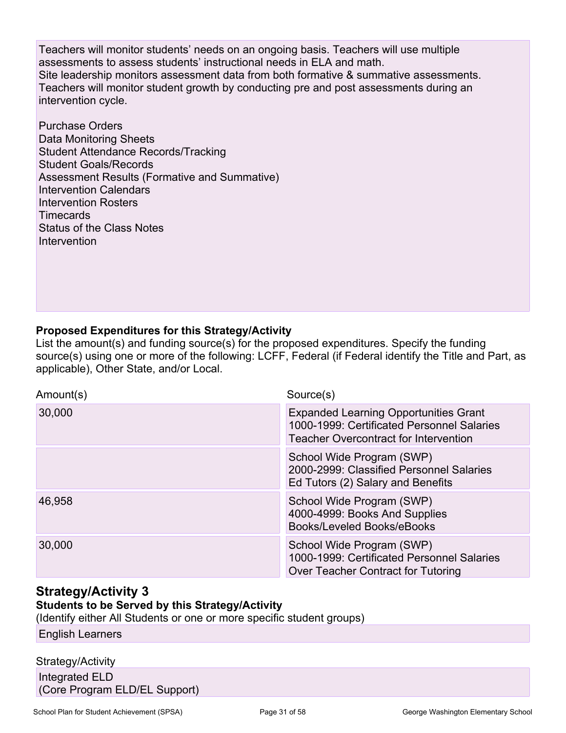Teachers will monitor students' needs on an ongoing basis. Teachers will use multiple assessments to assess students' instructional needs in ELA and math.
Site leadership monitors assessment data from both formative & summative assessments.
Teachers will monitor student growth by conducting pre and post assessments during an intervention cycle.

Purchase Orders
Data Monitoring Sheets
Student Attendance Records/Tracking
Student Goals/Records
Assessment Results (Formative and Summative)
Intervention Calendars
Intervention Rosters
Timecards
Status of the Class Notes
Intervention

**Proposed Expenditures for this Strategy/Activity**

List the amount(s) and funding source(s) for the proposed expenditures. Specify the funding source(s) using one or more of the following: LCFF, Federal (if Federal identify the Title and Part, as applicable), Other State, and/or Local.

| Amount(s) | Source(s) |
| --- | --- |
| 30,000 | Expanded Learning Opportunities Grant<br>1000-1999: Certificated Personnel Salaries<br>Teacher Overcontract for Intervention |
| | School Wide Program (SWP)<br>2000-2999: Classified Personnel Salaries<br>Ed Tutors (2) Salary and Benefits |
| 46,958 | School Wide Program (SWP)<br>4000-4999: Books And Supplies<br>Books/Leveled Books/eBooks |
| 30,000 | School Wide Program (SWP)<br>1000-1999: Certificated Personnel Salaries<br>Over Teacher Contract for Tutoring |

## Strategy/Activity 3

**Students to be Served by this Strategy/Activity**

(Identify either All Students or one or more specific student groups)

English Learners

Strategy/Activity

Integrated ELD
(Core Program ELD/EL Support)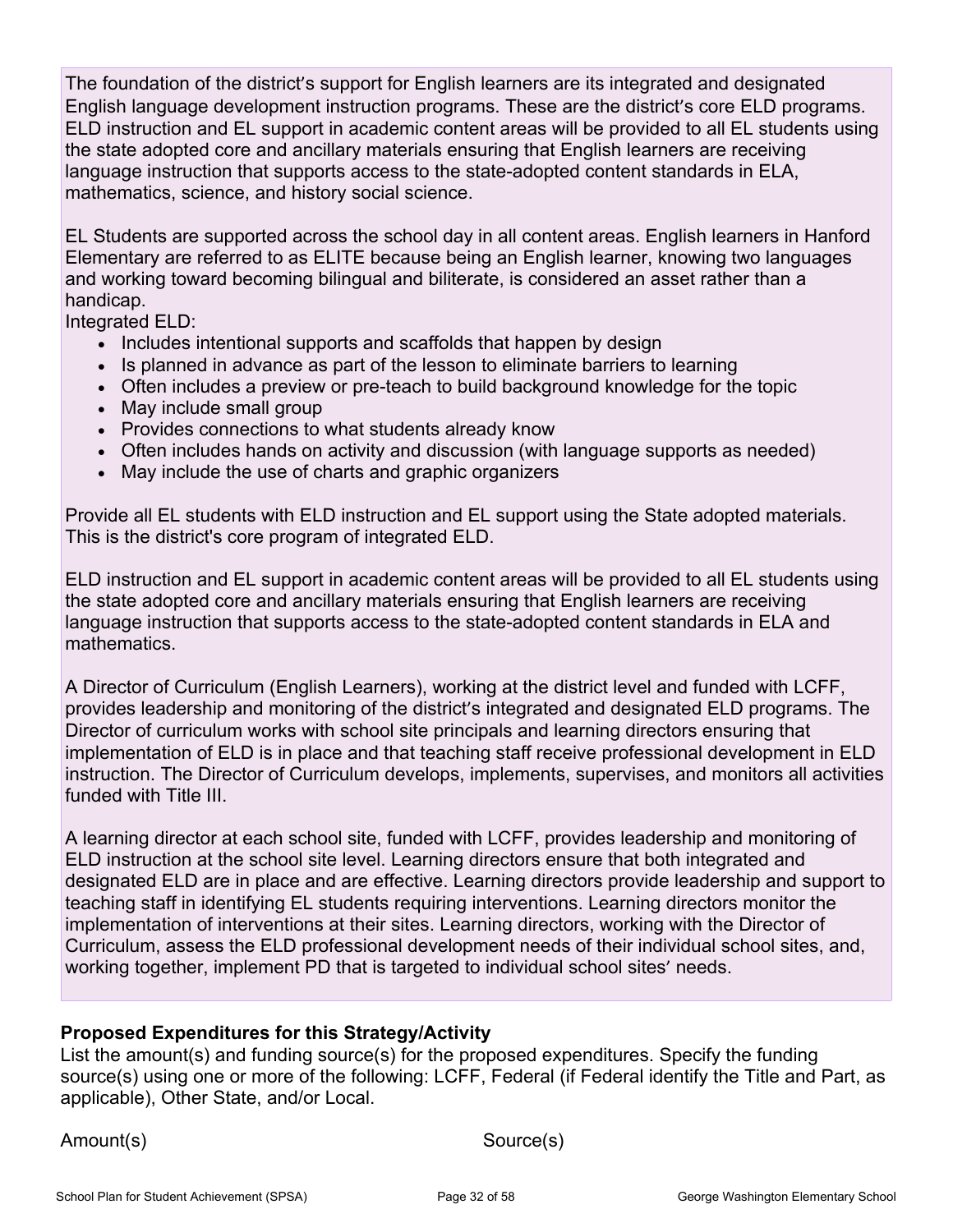The foundation of the district's support for English learners are its integrated and designated English language development instruction programs. These are the district's core ELD programs. ELD instruction and EL support in academic content areas will be provided to all EL students using the state adopted core and ancillary materials ensuring that English learners are receiving language instruction that supports access to the state-adopted content standards in ELA, mathematics, science, and history social science.

EL Students are supported across the school day in all content areas. English learners in Hanford Elementary are referred to as ELITE because being an English learner, knowing two languages and working toward becoming bilingual and biliterate, is considered an asset rather than a handicap.

Integrated ELD:

- Includes intentional supports and scaffolds that happen by design
- Is planned in advance as part of the lesson to eliminate barriers to learning
- Often includes a preview or pre-teach to build background knowledge for the topic
- May include small group
- Provides connections to what students already know
- Often includes hands on activity and discussion (with language supports as needed)
- May include the use of charts and graphic organizers

Provide all EL students with ELD instruction and EL support using the State adopted materials. This is the district's core program of integrated ELD.

ELD instruction and EL support in academic content areas will be provided to all EL students using the state adopted core and ancillary materials ensuring that English learners are receiving language instruction that supports access to the state-adopted content standards in ELA and mathematics.

A Director of Curriculum (English Learners), working at the district level and funded with LCFF, provides leadership and monitoring of the district's integrated and designated ELD programs. The Director of curriculum works with school site principals and learning directors ensuring that implementation of ELD is in place and that teaching staff receive professional development in ELD instruction. The Director of Curriculum develops, implements, supervises, and monitors all activities funded with Title III.

A learning director at each school site, funded with LCFF, provides leadership and monitoring of ELD instruction at the school site level. Learning directors ensure that both integrated and designated ELD are in place and are effective. Learning directors provide leadership and support to teaching staff in identifying EL students requiring interventions. Learning directors monitor the implementation of interventions at their sites. Learning directors, working with the Director of Curriculum, assess the ELD professional development needs of their individual school sites, and, working together, implement PD that is targeted to individual school sites' needs.

**Proposed Expenditures for this Strategy/Activity**

List the amount(s) and funding source(s) for the proposed expenditures. Specify the funding source(s) using one or more of the following: LCFF, Federal (if Federal identify the Title and Part, as applicable), Other State, and/or Local.

| Amount(s) | Source(s) |
| --- | --- |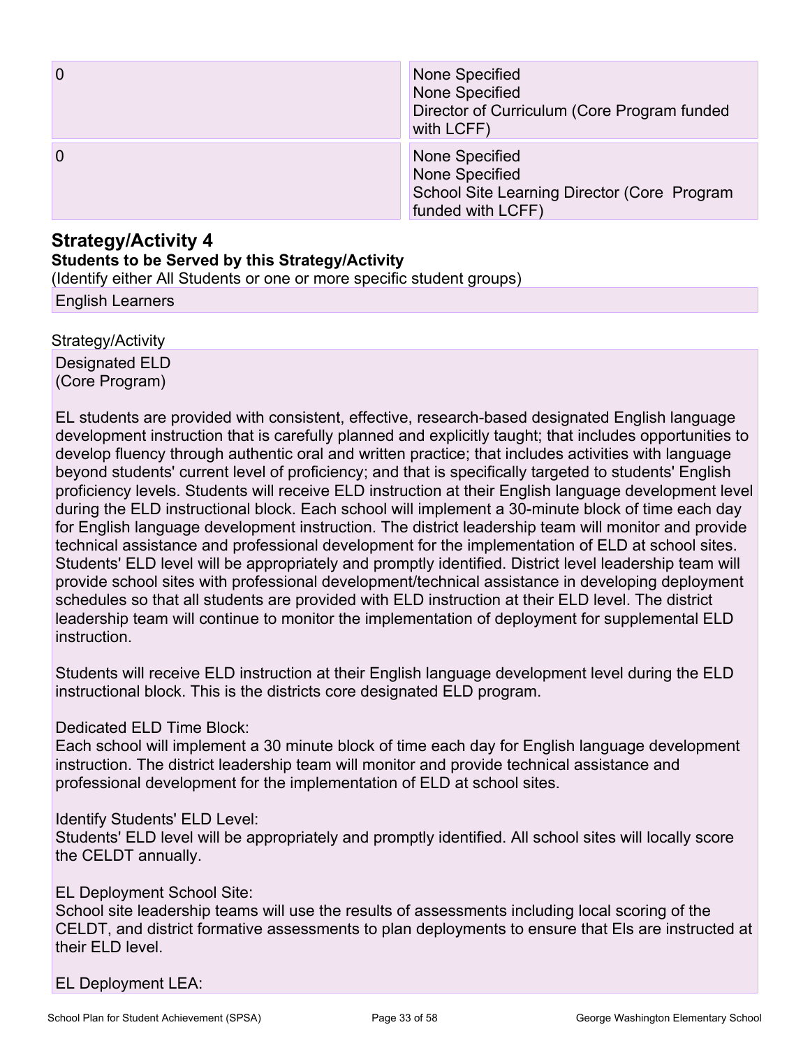| | |
|---|---|
| 0 | None Specified<br>None Specified<br>Director of Curriculum (Core Program funded with LCFF) |
| 0 | None Specified<br>None Specified<br>School Site Learning Director (Core Program funded with LCFF) |

## Strategy/Activity 4

**Students to be Served by this Strategy/Activity**

(Identify either All Students or one or more specific student groups)

English Learners

Strategy/Activity

Designated ELD
(Core Program)

EL students are provided with consistent, effective, research-based designated English language development instruction that is carefully planned and explicitly taught; that includes opportunities to develop fluency through authentic oral and written practice; that includes activities with language beyond students' current level of proficiency; and that is specifically targeted to students' English proficiency levels. Students will receive ELD instruction at their English language development level during the ELD instructional block. Each school will implement a 30-minute block of time each day for English language development instruction. The district leadership team will monitor and provide technical assistance and professional development for the implementation of ELD at school sites. Students' ELD level will be appropriately and promptly identified. District level leadership team will provide school sites with professional development/technical assistance in developing deployment schedules so that all students are provided with ELD instruction at their ELD level. The district leadership team will continue to monitor the implementation of deployment for supplemental ELD instruction.

Students will receive ELD instruction at their English language development level during the ELD instructional block. This is the districts core designated ELD program.

Dedicated ELD Time Block:
Each school will implement a 30 minute block of time each day for English language development instruction. The district leadership team will monitor and provide technical assistance and professional development for the implementation of ELD at school sites.

Identify Students' ELD Level:
Students' ELD level will be appropriately and promptly identified. All school sites will locally score the CELDT annually.

EL Deployment School Site:
School site leadership teams will use the results of assessments including local scoring of the CELDT, and district formative assessments to plan deployments to ensure that Els are instructed at their ELD level.

EL Deployment LEA: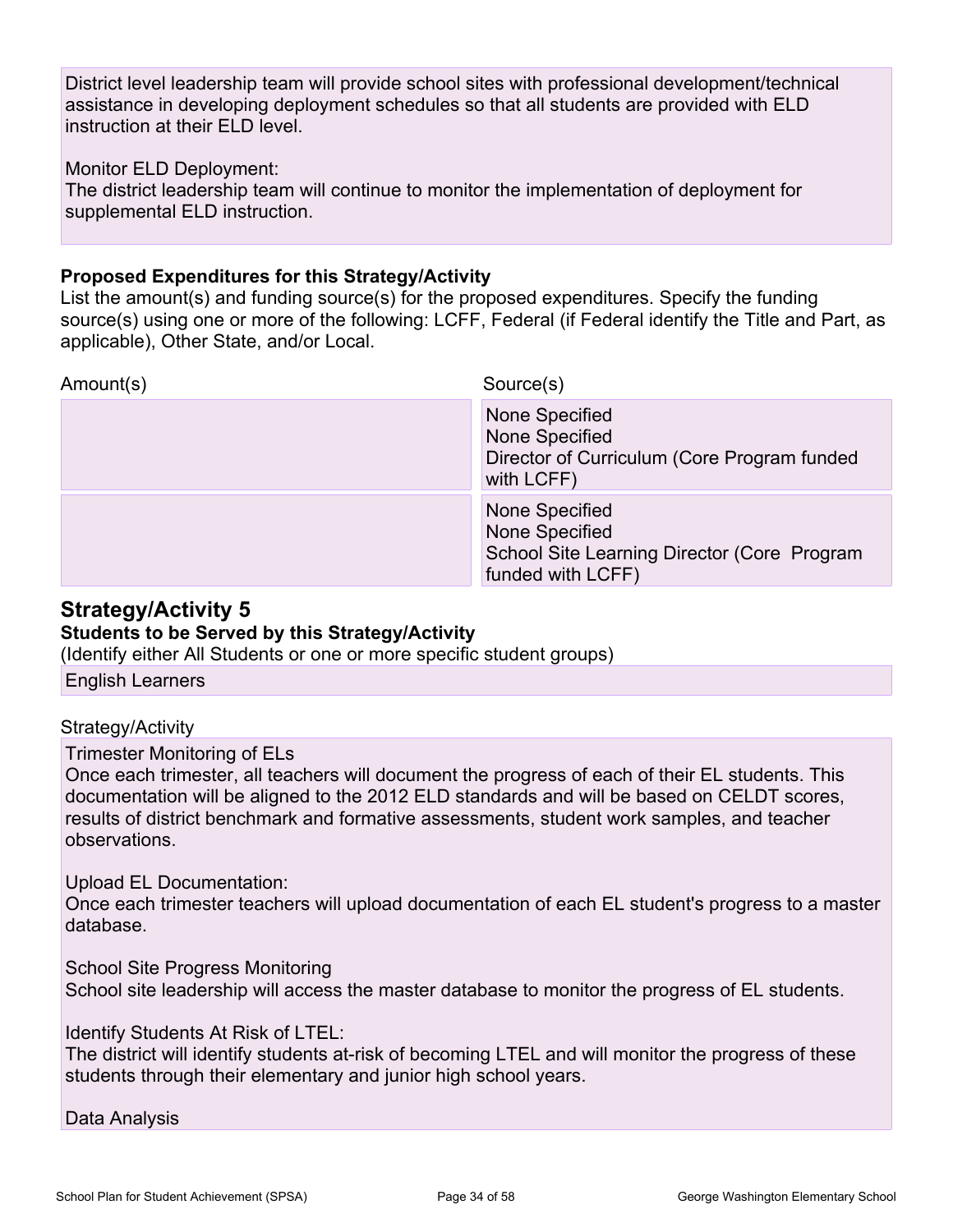District level leadership team will provide school sites with professional development/technical assistance in developing deployment schedules so that all students are provided with ELD instruction at their ELD level.

Monitor ELD Deployment:
The district leadership team will continue to monitor the implementation of deployment for supplemental ELD instruction.

**Proposed Expenditures for this Strategy/Activity**

List the amount(s) and funding source(s) for the proposed expenditures. Specify the funding source(s) using one or more of the following: LCFF, Federal (if Federal identify the Title and Part, as applicable), Other State, and/or Local.

| Amount(s) | Source(s) |
|---|---|
| | None Specified<br>None Specified<br>Director of Curriculum (Core Program funded with LCFF) |
| | None Specified<br>None Specified<br>School Site Learning Director (Core Program funded with LCFF) |

## Strategy/Activity 5

**Students to be Served by this Strategy/Activity**

(Identify either All Students or one or more specific student groups)

English Learners

Strategy/Activity

Trimester Monitoring of ELs
Once each trimester, all teachers will document the progress of each of their EL students. This documentation will be aligned to the 2012 ELD standards and will be based on CELDT scores, results of district benchmark and formative assessments, student work samples, and teacher observations.

Upload EL Documentation:
Once each trimester teachers will upload documentation of each EL student's progress to a master database.

School Site Progress Monitoring
School site leadership will access the master database to monitor the progress of EL students.

Identify Students At Risk of LTEL:
The district will identify students at-risk of becoming LTEL and will monitor the progress of these students through their elementary and junior high school years.

Data Analysis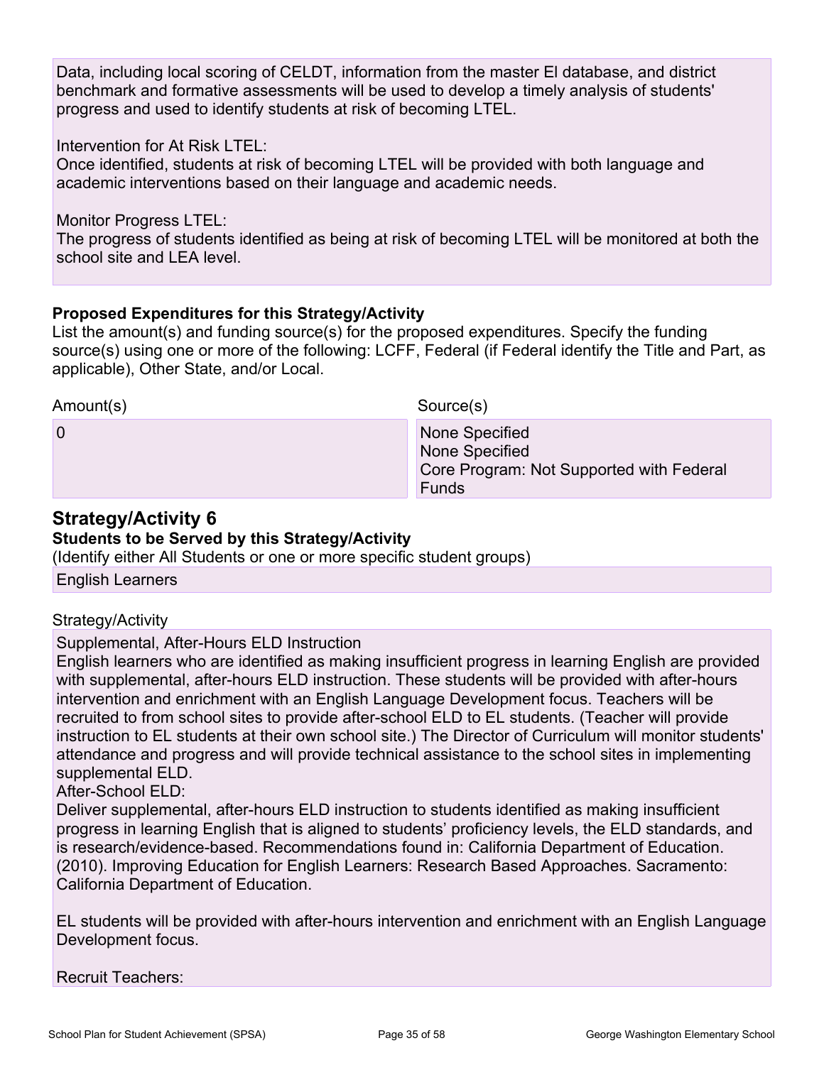Data, including local scoring of CELDT, information from the master El database, and district benchmark and formative assessments will be used to develop a timely analysis of students' progress and used to identify students at risk of becoming LTEL.

Intervention for At Risk LTEL:
Once identified, students at risk of becoming LTEL will be provided with both language and academic interventions based on their language and academic needs.

Monitor Progress LTEL:
The progress of students identified as being at risk of becoming LTEL will be monitored at both the school site and LEA level.

**Proposed Expenditures for this Strategy/Activity**

List the amount(s) and funding source(s) for the proposed expenditures. Specify the funding source(s) using one or more of the following: LCFF, Federal (if Federal identify the Title and Part, as applicable), Other State, and/or Local.

| Amount(s) | Source(s) |
| --- | --- |
| 0 | None Specified<br>None Specified<br>Core Program: Not Supported with Federal Funds |

## Strategy/Activity 6

**Students to be Served by this Strategy/Activity**

(Identify either All Students or one or more specific student groups)

English Learners

Strategy/Activity

Supplemental, After-Hours ELD Instruction
English learners who are identified as making insufficient progress in learning English are provided with supplemental, after-hours ELD instruction. These students will be provided with after-hours intervention and enrichment with an English Language Development focus. Teachers will be recruited to from school sites to provide after-school ELD to EL students. (Teacher will provide instruction to EL students at their own school site.) The Director of Curriculum will monitor students' attendance and progress and will provide technical assistance to the school sites in implementing supplemental ELD.
After-School ELD:
Deliver supplemental, after-hours ELD instruction to students identified as making insufficient progress in learning English that is aligned to students' proficiency levels, the ELD standards, and is research/evidence-based. Recommendations found in: California Department of Education. (2010). Improving Education for English Learners: Research Based Approaches. Sacramento: California Department of Education.

EL students will be provided with after-hours intervention and enrichment with an English Language Development focus.

Recruit Teachers: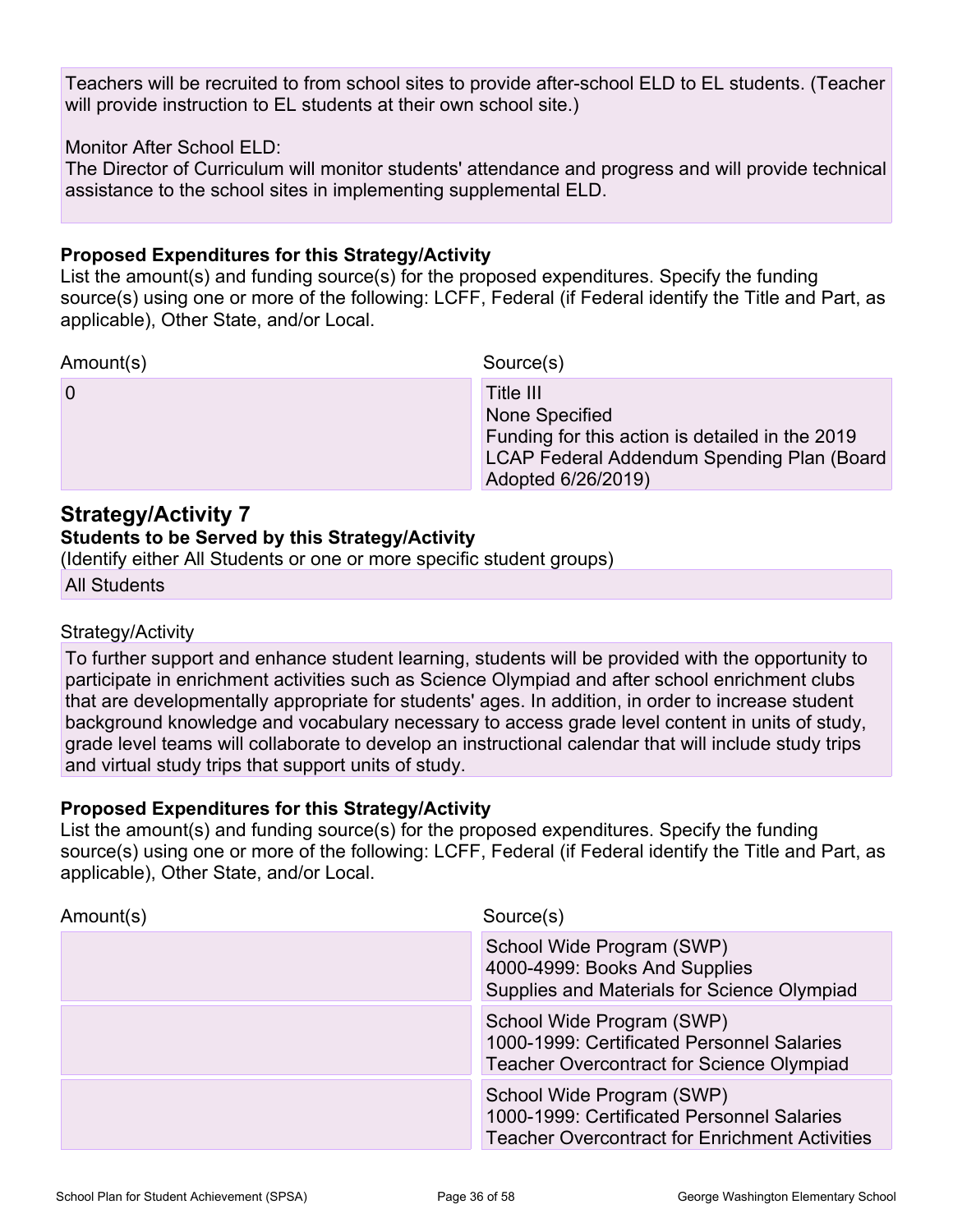Teachers will be recruited to from school sites to provide after-school ELD to EL students. (Teacher will provide instruction to EL students at their own school site.)

Monitor After School ELD:
The Director of Curriculum will monitor students' attendance and progress and will provide technical assistance to the school sites in implementing supplemental ELD.

**Proposed Expenditures for this Strategy/Activity**
List the amount(s) and funding source(s) for the proposed expenditures. Specify the funding source(s) using one or more of the following: LCFF, Federal (if Federal identify the Title and Part, as applicable), Other State, and/or Local.

| Amount(s) | Source(s) |
| --- | --- |
| 0 | Title III<br>None Specified<br>Funding for this action is detailed in the 2019 LCAP Federal Addendum Spending Plan (Board Adopted 6/26/2019) |

## Strategy/Activity 7

**Students to be Served by this Strategy/Activity**
(Identify either All Students or one or more specific student groups)

All Students

Strategy/Activity

To further support and enhance student learning, students will be provided with the opportunity to participate in enrichment activities such as Science Olympiad and after school enrichment clubs that are developmentally appropriate for students' ages. In addition, in order to increase student background knowledge and vocabulary necessary to access grade level content in units of study, grade level teams will collaborate to develop an instructional calendar that will include study trips and virtual study trips that support units of study.

**Proposed Expenditures for this Strategy/Activity**
List the amount(s) and funding source(s) for the proposed expenditures. Specify the funding source(s) using one or more of the following: LCFF, Federal (if Federal identify the Title and Part, as applicable), Other State, and/or Local.

| Amount(s) | Source(s) |
| --- | --- |
| | School Wide Program (SWP)<br>4000-4999: Books And Supplies<br>Supplies and Materials for Science Olympiad |
| | School Wide Program (SWP)<br>1000-1999: Certificated Personnel Salaries<br>Teacher Overcontract for Science Olympiad |
| | School Wide Program (SWP)<br>1000-1999: Certificated Personnel Salaries<br>Teacher Overcontract for Enrichment Activities |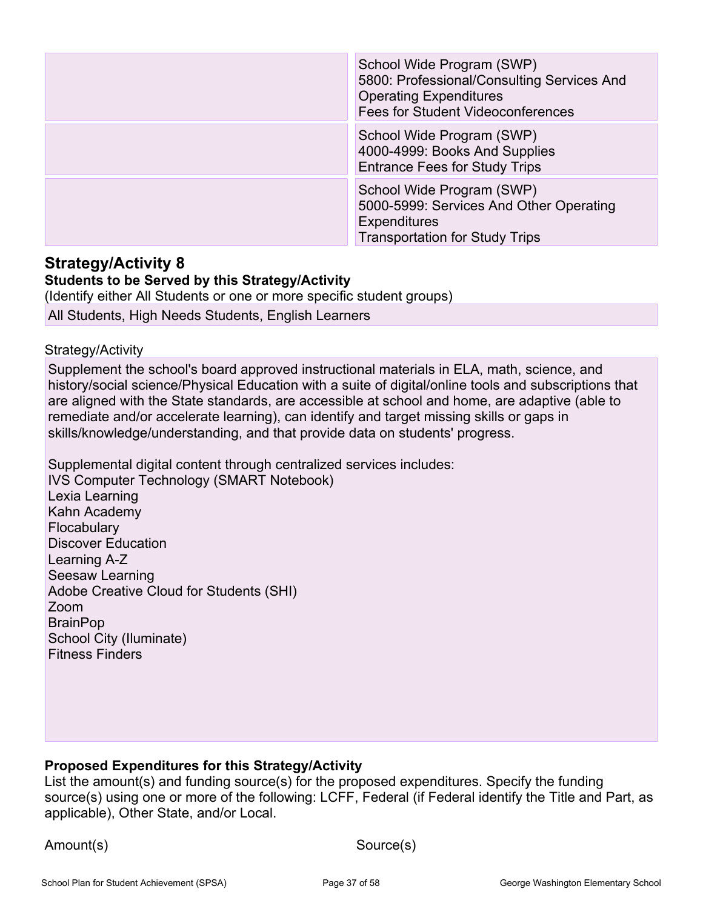| | |
|---|---|
| | School Wide Program (SWP)<br>5800: Professional/Consulting Services And Operating Expenditures<br>Fees for Student Videoconferences |
| | School Wide Program (SWP)<br>4000-4999: Books And Supplies<br>Entrance Fees for Study Trips |
| | School Wide Program (SWP)<br>5000-5999: Services And Other Operating Expenditures<br>Transportation for Study Trips |

## Strategy/Activity 8

**Students to be Served by this Strategy/Activity**

(Identify either All Students or one or more specific student groups)

All Students, High Needs Students, English Learners

Strategy/Activity

Supplement the school's board approved instructional materials in ELA, math, science, and history/social science/Physical Education with a suite of digital/online tools and subscriptions that are aligned with the State standards, are accessible at school and home, are adaptive (able to remediate and/or accelerate learning), can identify and target missing skills or gaps in skills/knowledge/understanding, and that provide data on students' progress.

Supplemental digital content through centralized services includes:
IVS Computer Technology (SMART Notebook)
Lexia Learning
Kahn Academy
Flocabulary
Discover Education
Learning A-Z
Seesaw Learning
Adobe Creative Cloud for Students (SHI)
Zoom
BrainPop
School City (Iluminate)
Fitness Finders

**Proposed Expenditures for this Strategy/Activity**

List the amount(s) and funding source(s) for the proposed expenditures. Specify the funding source(s) using one or more of the following: LCFF, Federal (if Federal identify the Title and Part, as applicable), Other State, and/or Local.

| Amount(s) | Source(s) |
|---|---|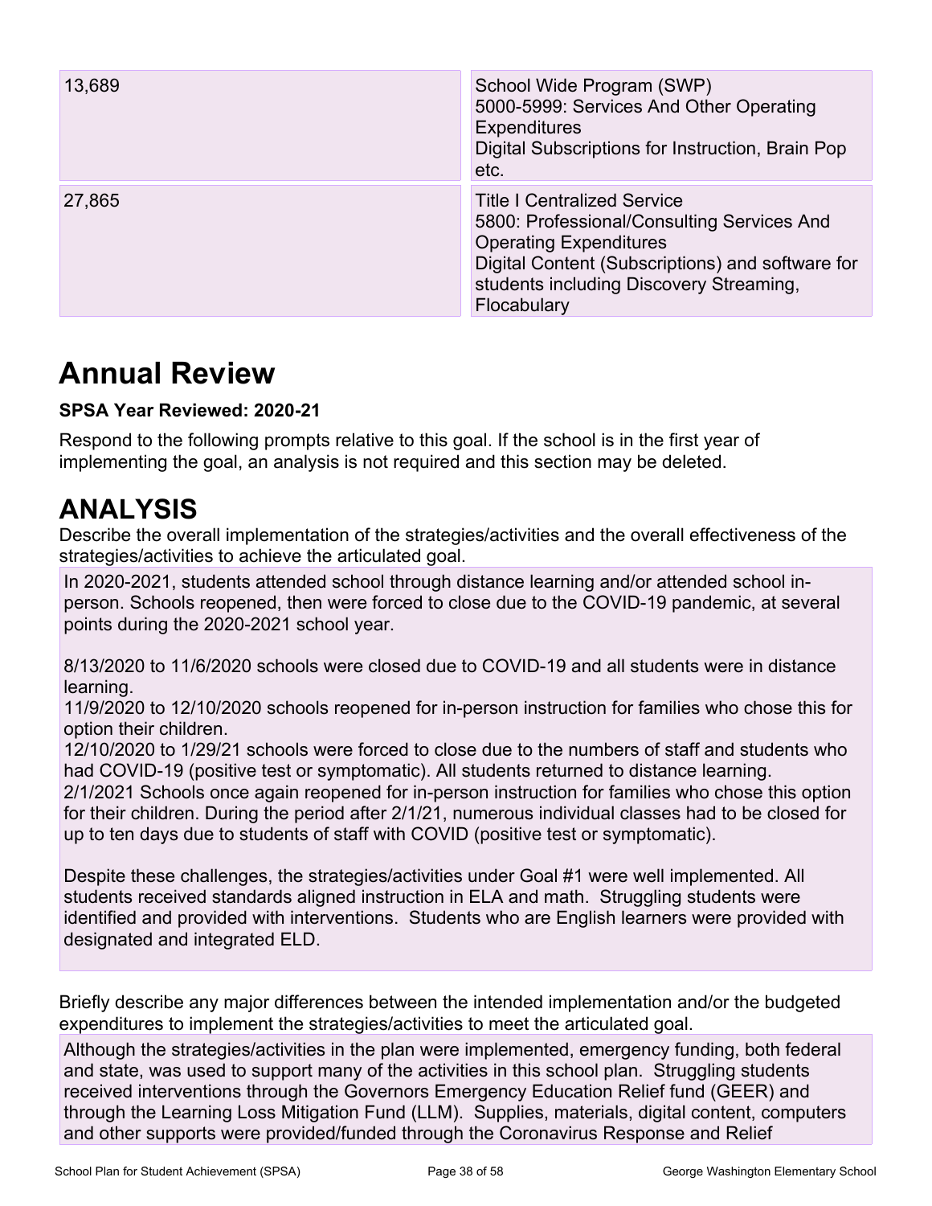| | |
|---|---|
| 13,689 | School Wide Program (SWP)<br>5000-5999: Services And Other Operating Expenditures<br>Digital Subscriptions for Instruction, Brain Pop etc. |
| 27,865 | Title I Centralized Service<br>5800: Professional/Consulting Services And Operating Expenditures<br>Digital Content (Subscriptions) and software for students including Discovery Streaming, Flocabulary |

# Annual Review

**SPSA Year Reviewed: 2020-21**

Respond to the following prompts relative to this goal. If the school is in the first year of implementing the goal, an analysis is not required and this section may be deleted.

## ANALYSIS

Describe the overall implementation of the strategies/activities and the overall effectiveness of the strategies/activities to achieve the articulated goal.

In 2020-2021, students attended school through distance learning and/or attended school in-person. Schools reopened, then were forced to close due to the COVID-19 pandemic, at several points during the 2020-2021 school year.

8/13/2020 to 11/6/2020 schools were closed due to COVID-19 and all students were in distance learning.
11/9/2020 to 12/10/2020 schools reopened for in-person instruction for families who chose this for option their children.
12/10/2020 to 1/29/21 schools were forced to close due to the numbers of staff and students who had COVID-19 (positive test or symptomatic). All students returned to distance learning.
2/1/2021 Schools once again reopened for in-person instruction for families who chose this option for their children. During the period after 2/1/21, numerous individual classes had to be closed for up to ten days due to students of staff with COVID (positive test or symptomatic).

Despite these challenges, the strategies/activities under Goal #1 were well implemented. All students received standards aligned instruction in ELA and math. Struggling students were identified and provided with interventions. Students who are English learners were provided with designated and integrated ELD.

Briefly describe any major differences between the intended implementation and/or the budgeted expenditures to implement the strategies/activities to meet the articulated goal.

Although the strategies/activities in the plan were implemented, emergency funding, both federal and state, was used to support many of the activities in this school plan. Struggling students received interventions through the Governors Emergency Education Relief fund (GEER) and through the Learning Loss Mitigation Fund (LLM). Supplies, materials, digital content, computers and other supports were provided/funded through the Coronavirus Response and Relief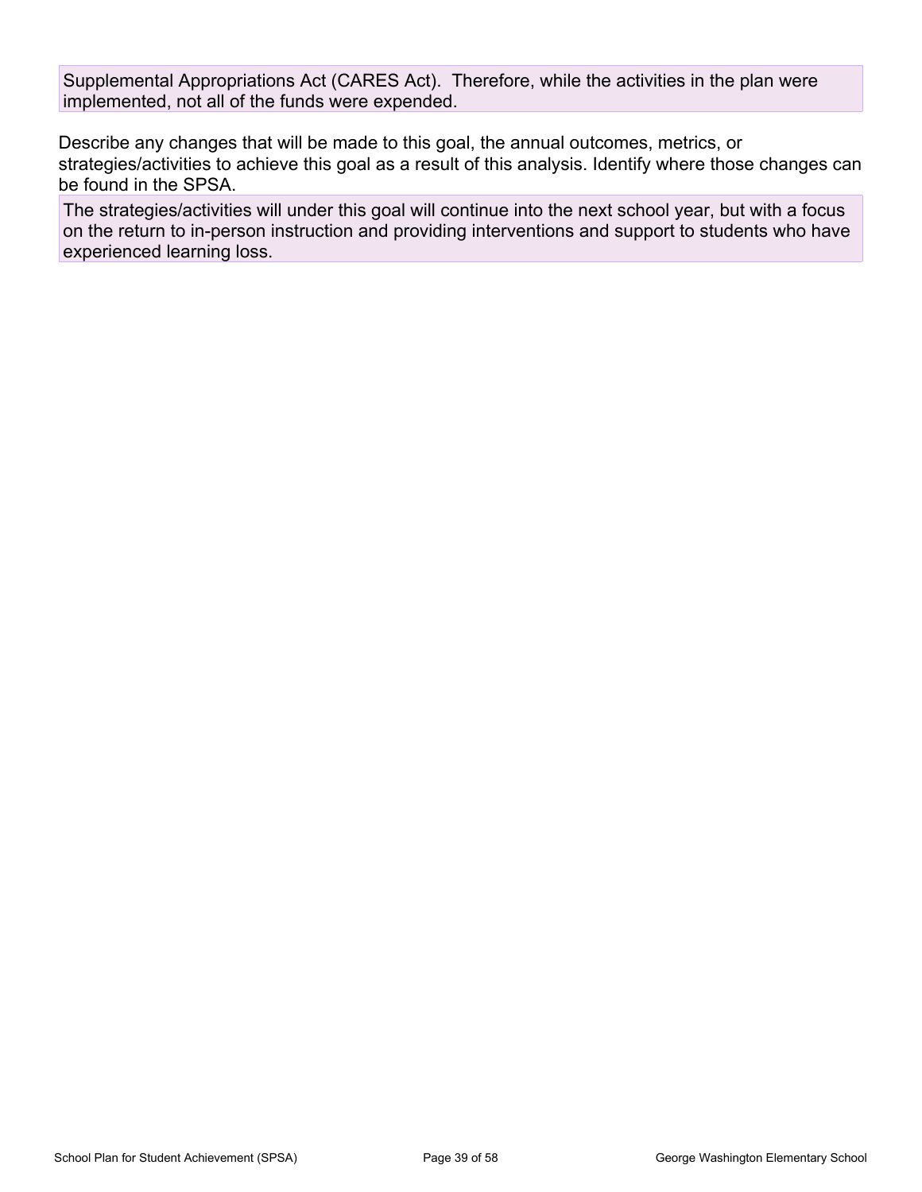Supplemental Appropriations Act (CARES Act). Therefore, while the activities in the plan were implemented, not all of the funds were expended.

Describe any changes that will be made to this goal, the annual outcomes, metrics, or strategies/activities to achieve this goal as a result of this analysis. Identify where those changes can be found in the SPSA.

The strategies/activities will under this goal will continue into the next school year, but with a focus on the return to in-person instruction and providing interventions and support to students who have experienced learning loss.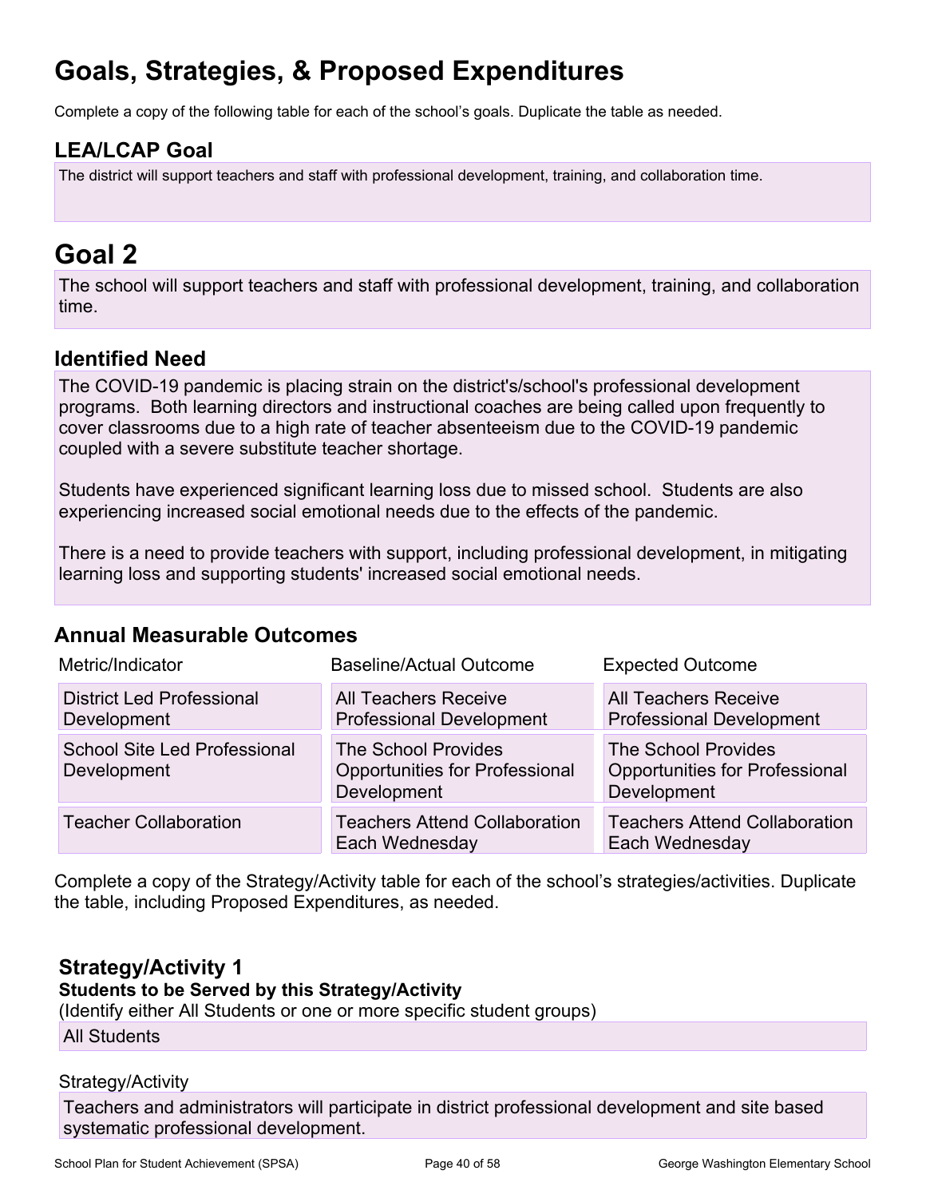# Goals, Strategies, & Proposed Expenditures

Complete a copy of the following table for each of the school's goals. Duplicate the table as needed.

## LEA/LCAP Goal

The district will support teachers and staff with professional development, training, and collaboration time.

# Goal 2

The school will support teachers and staff with professional development, training, and collaboration time.

## Identified Need

The COVID-19 pandemic is placing strain on the district's/school's professional development programs. Both learning directors and instructional coaches are being called upon frequently to cover classrooms due to a high rate of teacher absenteeism due to the COVID-19 pandemic coupled with a severe substitute teacher shortage.

Students have experienced significant learning loss due to missed school. Students are also experiencing increased social emotional needs due to the effects of the pandemic.

There is a need to provide teachers with support, including professional development, in mitigating learning loss and supporting students' increased social emotional needs.

## Annual Measurable Outcomes

| Metric/Indicator | Baseline/Actual Outcome | Expected Outcome |
|---|---|---|
| District Led Professional Development | All Teachers Receive Professional Development | All Teachers Receive Professional Development |
| School Site Led Professional Development | The School Provides Opportunities for Professional Development | The School Provides Opportunities for Professional Development |
| Teacher Collaboration | Teachers Attend Collaboration Each Wednesday | Teachers Attend Collaboration Each Wednesday |

Complete a copy of the Strategy/Activity table for each of the school's strategies/activities. Duplicate the table, including Proposed Expenditures, as needed.

### Strategy/Activity 1

**Students to be Served by this Strategy/Activity**

(Identify either All Students or one or more specific student groups)

All Students

Strategy/Activity

Teachers and administrators will participate in district professional development and site based systematic professional development.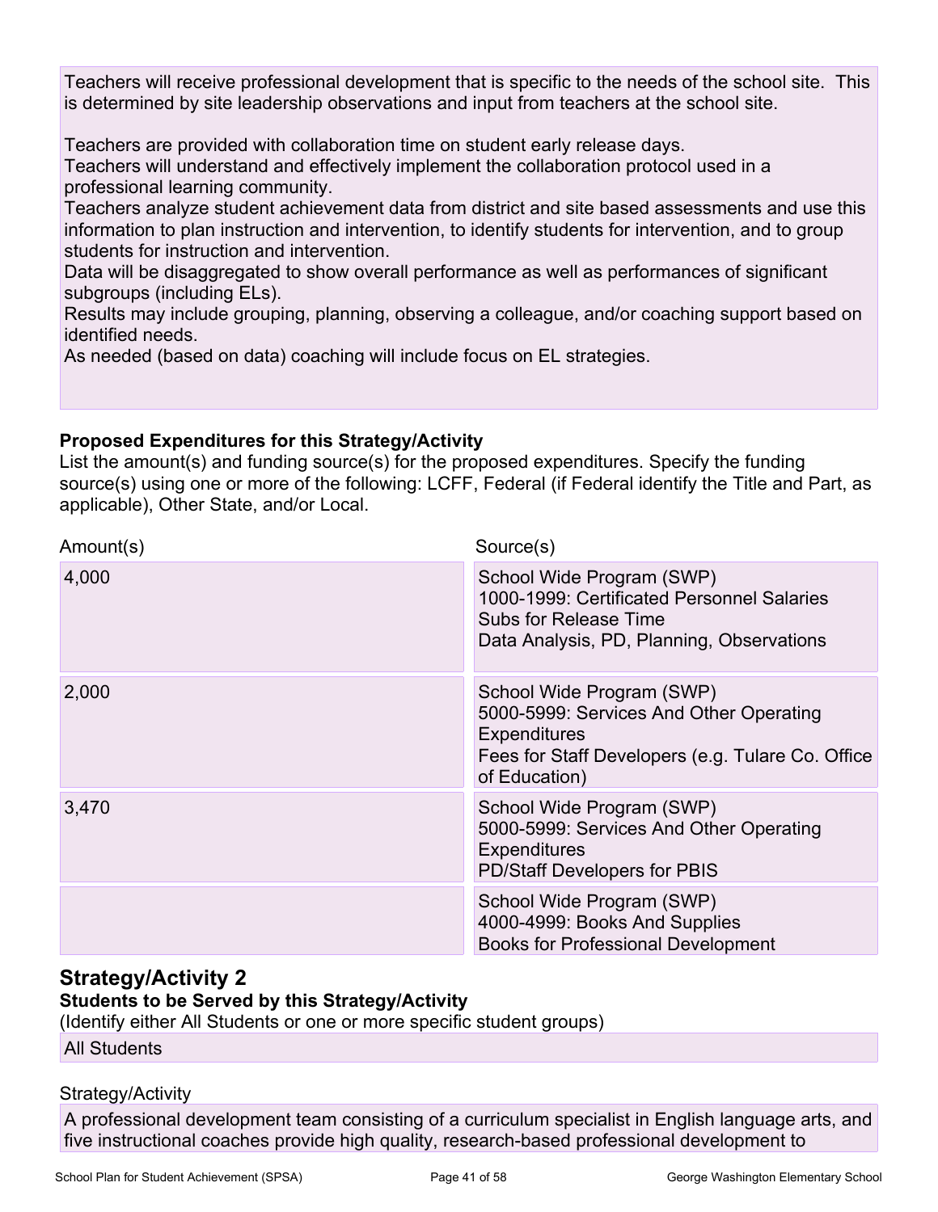Teachers will receive professional development that is specific to the needs of the school site. This is determined by site leadership observations and input from teachers at the school site.

Teachers are provided with collaboration time on student early release days.
Teachers will understand and effectively implement the collaboration protocol used in a professional learning community.
Teachers analyze student achievement data from district and site based assessments and use this information to plan instruction and intervention, to identify students for intervention, and to group students for instruction and intervention.
Data will be disaggregated to show overall performance as well as performances of significant subgroups (including ELs).
Results may include grouping, planning, observing a colleague, and/or coaching support based on identified needs.
As needed (based on data) coaching will include focus on EL strategies.

**Proposed Expenditures for this Strategy/Activity**

List the amount(s) and funding source(s) for the proposed expenditures. Specify the funding source(s) using one or more of the following: LCFF, Federal (if Federal identify the Title and Part, as applicable), Other State, and/or Local.

| Amount(s) | Source(s) |
|---|---|
| 4,000 | School Wide Program (SWP)<br>1000-1999: Certificated Personnel Salaries<br>Subs for Release Time<br>Data Analysis, PD, Planning, Observations |
| 2,000 | School Wide Program (SWP)<br>5000-5999: Services And Other Operating Expenditures<br>Fees for Staff Developers (e.g. Tulare Co. Office of Education) |
| 3,470 | School Wide Program (SWP)<br>5000-5999: Services And Other Operating Expenditures<br>PD/Staff Developers for PBIS |
| | School Wide Program (SWP)<br>4000-4999: Books And Supplies<br>Books for Professional Development |

## Strategy/Activity 2

**Students to be Served by this Strategy/Activity**

(Identify either All Students or one or more specific student groups)

All Students

Strategy/Activity

A professional development team consisting of a curriculum specialist in English language arts, and five instructional coaches provide high quality, research-based professional development to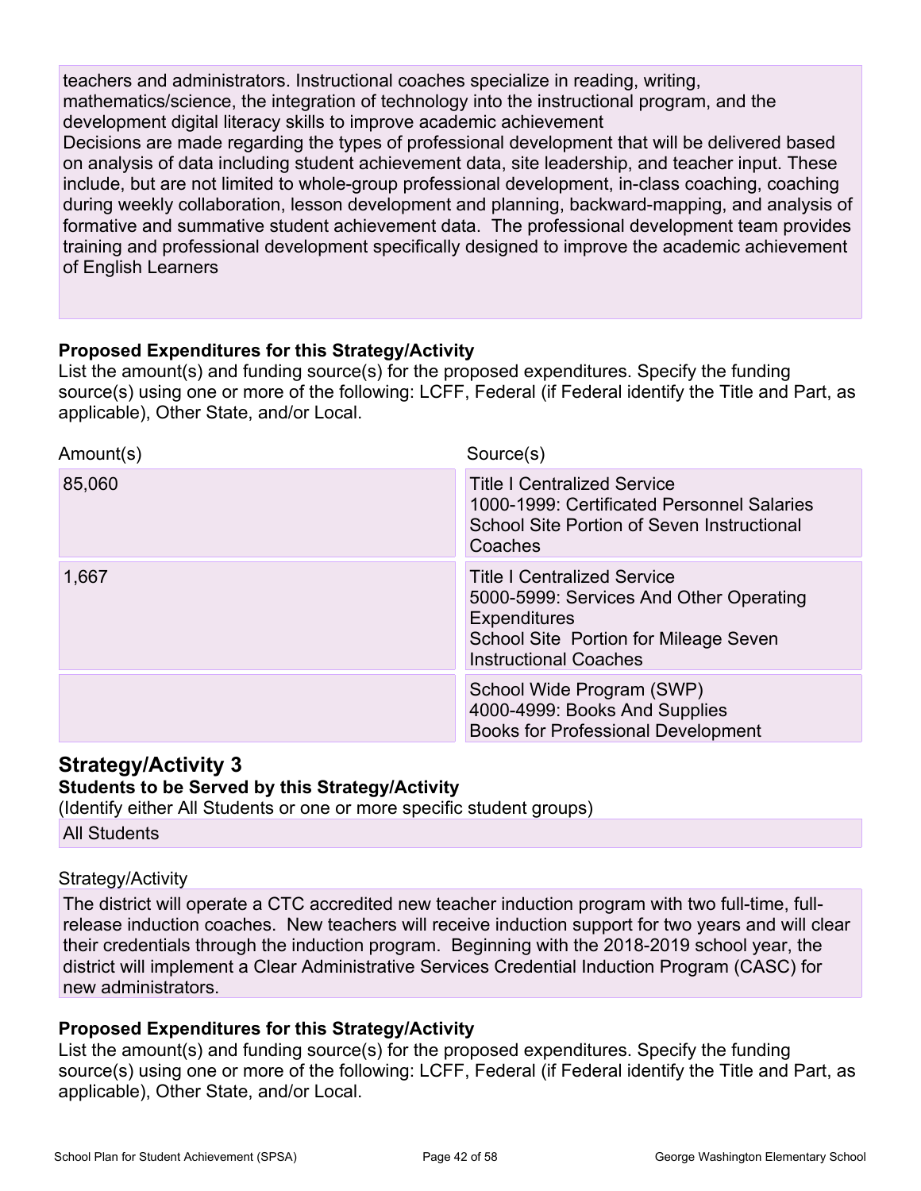teachers and administrators. Instructional coaches specialize in reading, writing, mathematics/science, the integration of technology into the instructional program, and the development digital literacy skills to improve academic achievement
Decisions are made regarding the types of professional development that will be delivered based on analysis of data including student achievement data, site leadership, and teacher input. These include, but are not limited to whole-group professional development, in-class coaching, coaching during weekly collaboration, lesson development and planning, backward-mapping, and analysis of formative and summative student achievement data. The professional development team provides training and professional development specifically designed to improve the academic achievement of English Learners

**Proposed Expenditures for this Strategy/Activity**

List the amount(s) and funding source(s) for the proposed expenditures. Specify the funding source(s) using one or more of the following: LCFF, Federal (if Federal identify the Title and Part, as applicable), Other State, and/or Local.

| Amount(s) | Source(s) |
|---|---|
| 85,060 | Title I Centralized Service<br>1000-1999: Certificated Personnel Salaries<br>School Site Portion of Seven Instructional Coaches |
| 1,667 | Title I Centralized Service<br>5000-5999: Services And Other Operating Expenditures<br>School Site Portion for Mileage Seven Instructional Coaches |
| | School Wide Program (SWP)<br>4000-4999: Books And Supplies<br>Books for Professional Development |

## Strategy/Activity 3

**Students to be Served by this Strategy/Activity**

(Identify either All Students or one or more specific student groups)

All Students

Strategy/Activity

The district will operate a CTC accredited new teacher induction program with two full-time, full-release induction coaches. New teachers will receive induction support for two years and will clear their credentials through the induction program. Beginning with the 2018-2019 school year, the district will implement a Clear Administrative Services Credential Induction Program (CASC) for new administrators.

**Proposed Expenditures for this Strategy/Activity**

List the amount(s) and funding source(s) for the proposed expenditures. Specify the funding source(s) using one or more of the following: LCFF, Federal (if Federal identify the Title and Part, as applicable), Other State, and/or Local.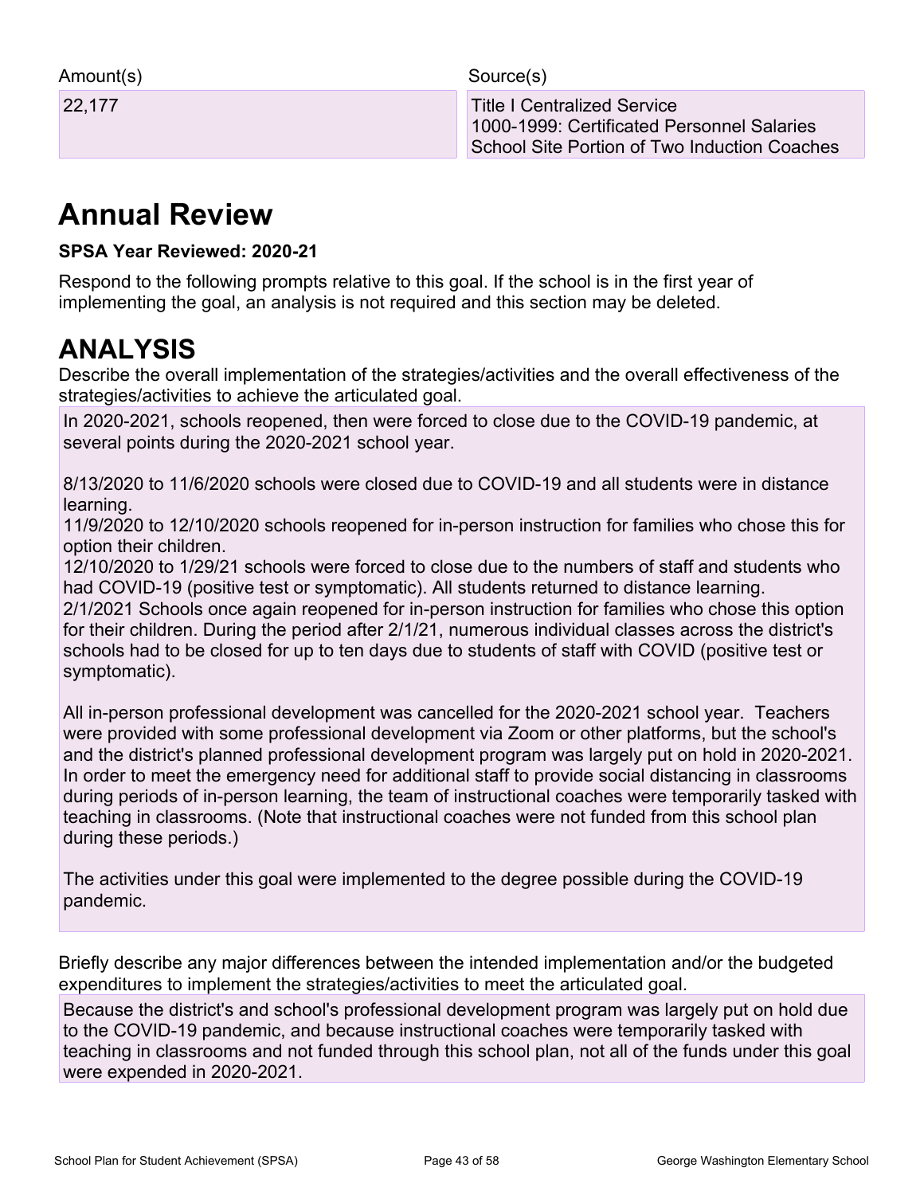| Amount(s) | Source(s) |
| --- | --- |
| 22,177 | Title I Centralized Service<br>1000-1999: Certificated Personnel Salaries<br>School Site Portion of Two Induction Coaches |

# Annual Review

**SPSA Year Reviewed: 2020-21**

Respond to the following prompts relative to this goal. If the school is in the first year of implementing the goal, an analysis is not required and this section may be deleted.

## ANALYSIS

Describe the overall implementation of the strategies/activities and the overall effectiveness of the strategies/activities to achieve the articulated goal.

In 2020-2021, schools reopened, then were forced to close due to the COVID-19 pandemic, at several points during the 2020-2021 school year.

8/13/2020 to 11/6/2020 schools were closed due to COVID-19 and all students were in distance learning.
11/9/2020 to 12/10/2020 schools reopened for in-person instruction for families who chose this for option their children.
12/10/2020 to 1/29/21 schools were forced to close due to the numbers of staff and students who had COVID-19 (positive test or symptomatic). All students returned to distance learning.
2/1/2021 Schools once again reopened for in-person instruction for families who chose this option for their children. During the period after 2/1/21, numerous individual classes across the district's schools had to be closed for up to ten days due to students of staff with COVID (positive test or symptomatic).

All in-person professional development was cancelled for the 2020-2021 school year. Teachers were provided with some professional development via Zoom or other platforms, but the school's and the district's planned professional development program was largely put on hold in 2020-2021. In order to meet the emergency need for additional staff to provide social distancing in classrooms during periods of in-person learning, the team of instructional coaches were temporarily tasked with teaching in classrooms. (Note that instructional coaches were not funded from this school plan during these periods.)

The activities under this goal were implemented to the degree possible during the COVID-19 pandemic.

Briefly describe any major differences between the intended implementation and/or the budgeted expenditures to implement the strategies/activities to meet the articulated goal.

Because the district's and school's professional development program was largely put on hold due to the COVID-19 pandemic, and because instructional coaches were temporarily tasked with teaching in classrooms and not funded through this school plan, not all of the funds under this goal were expended in 2020-2021.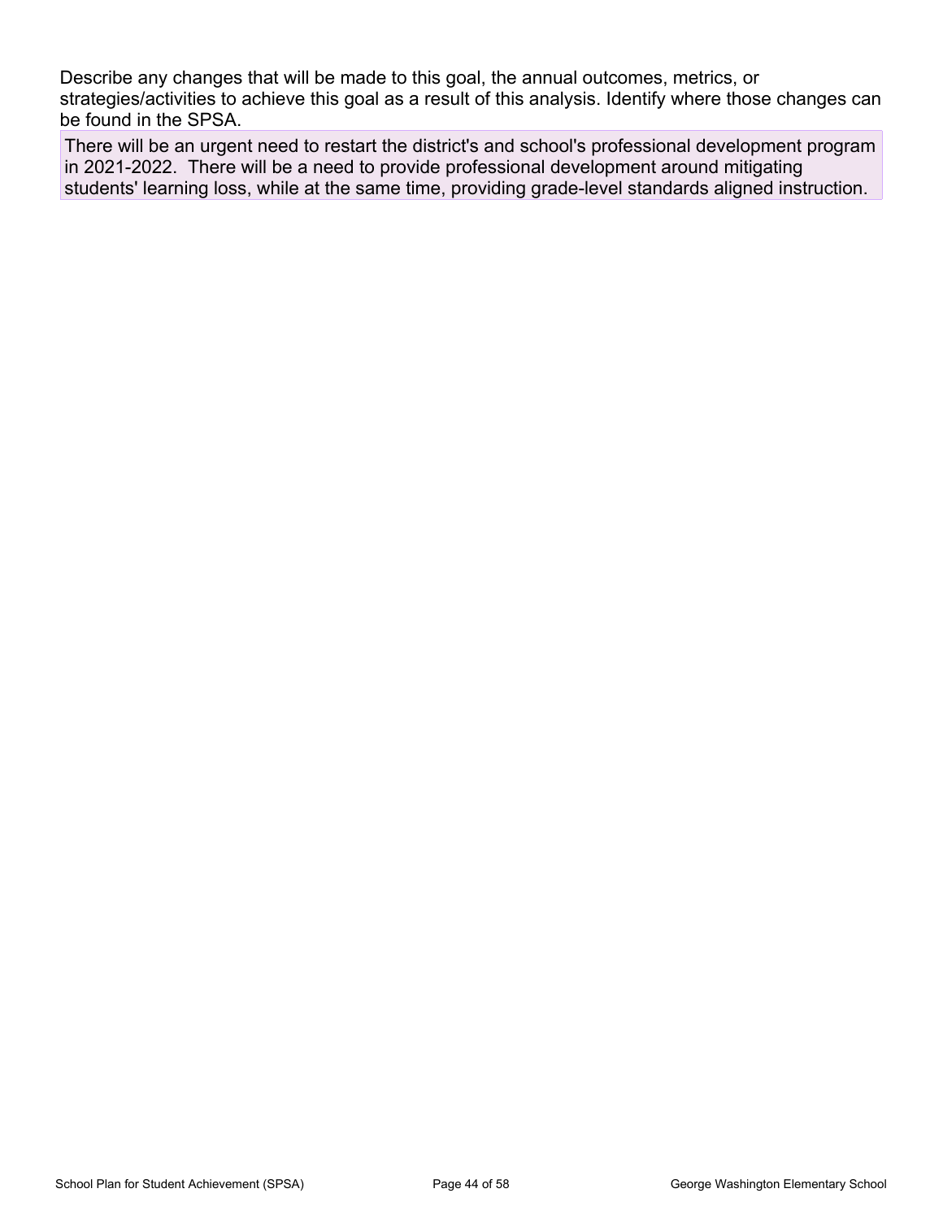Describe any changes that will be made to this goal, the annual outcomes, metrics, or strategies/activities to achieve this goal as a result of this analysis. Identify where those changes can be found in the SPSA.

There will be an urgent need to restart the district's and school's professional development program in 2021-2022. There will be a need to provide professional development around mitigating students' learning loss, while at the same time, providing grade-level standards aligned instruction.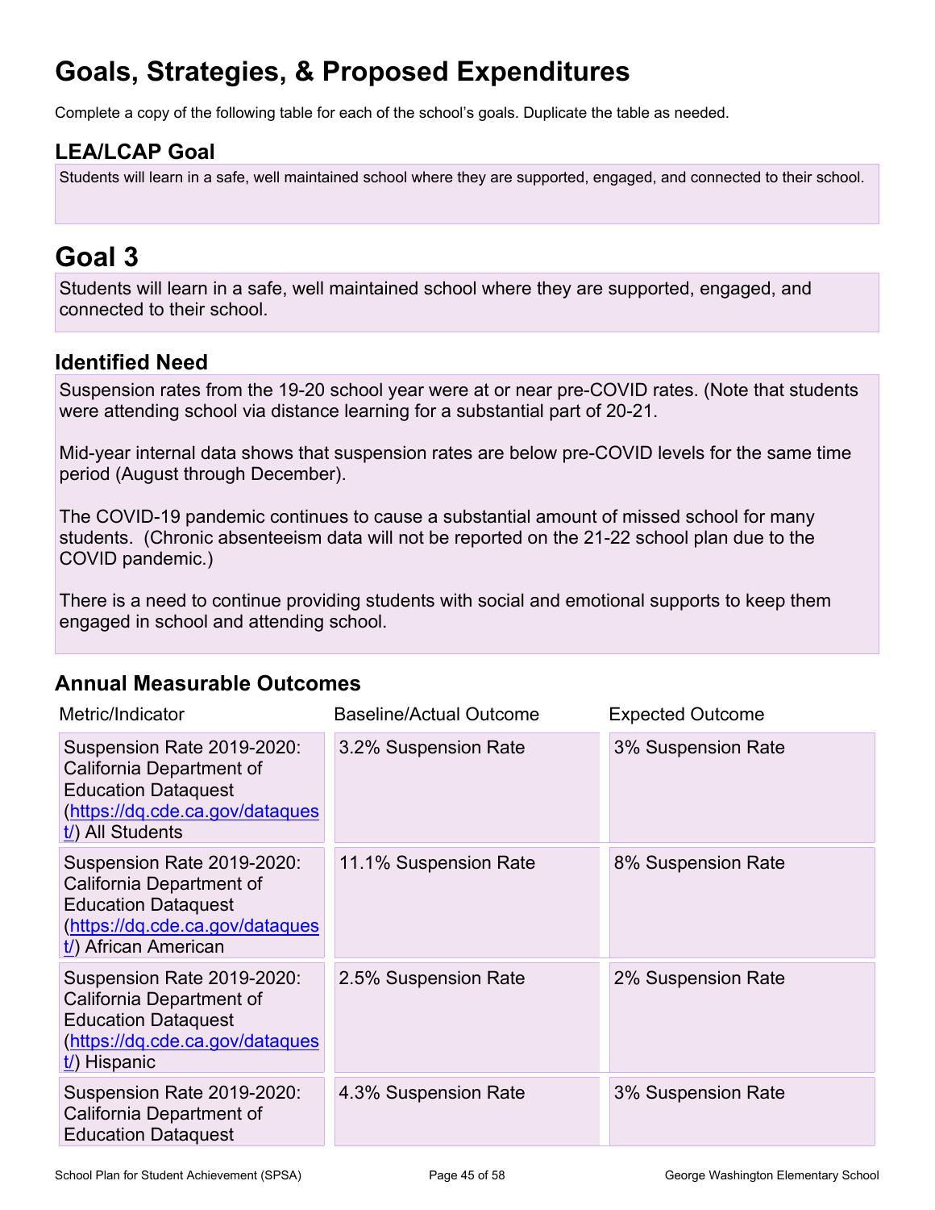# Goals, Strategies, & Proposed Expenditures

Complete a copy of the following table for each of the school's goals. Duplicate the table as needed.

## LEA/LCAP Goal

Students will learn in a safe, well maintained school where they are supported, engaged, and connected to their school.

# Goal 3

Students will learn in a safe, well maintained school where they are supported, engaged, and connected to their school.

## Identified Need

Suspension rates from the 19-20 school year were at or near pre-COVID rates. (Note that students were attending school via distance learning for a substantial part of 20-21.

Mid-year internal data shows that suspension rates are below pre-COVID levels for the same time period (August through December).

The COVID-19 pandemic continues to cause a substantial amount of missed school for many students. (Chronic absenteeism data will not be reported on the 21-22 school plan due to the COVID pandemic.)

There is a need to continue providing students with social and emotional supports to keep them engaged in school and attending school.

## Annual Measurable Outcomes

| Metric/Indicator | Baseline/Actual Outcome | Expected Outcome |
|---|---|---|
| Suspension Rate 2019-2020: California Department of Education Dataquest (https://dq.cde.ca.gov/dataquest/) All Students | 3.2% Suspension Rate | 3% Suspension Rate |
| Suspension Rate 2019-2020: California Department of Education Dataquest (https://dq.cde.ca.gov/dataquest/) African American | 11.1% Suspension Rate | 8% Suspension Rate |
| Suspension Rate 2019-2020: California Department of Education Dataquest (https://dq.cde.ca.gov/dataquest/) Hispanic | 2.5% Suspension Rate | 2% Suspension Rate |
| Suspension Rate 2019-2020: California Department of Education Dataquest | 4.3% Suspension Rate | 3% Suspension Rate |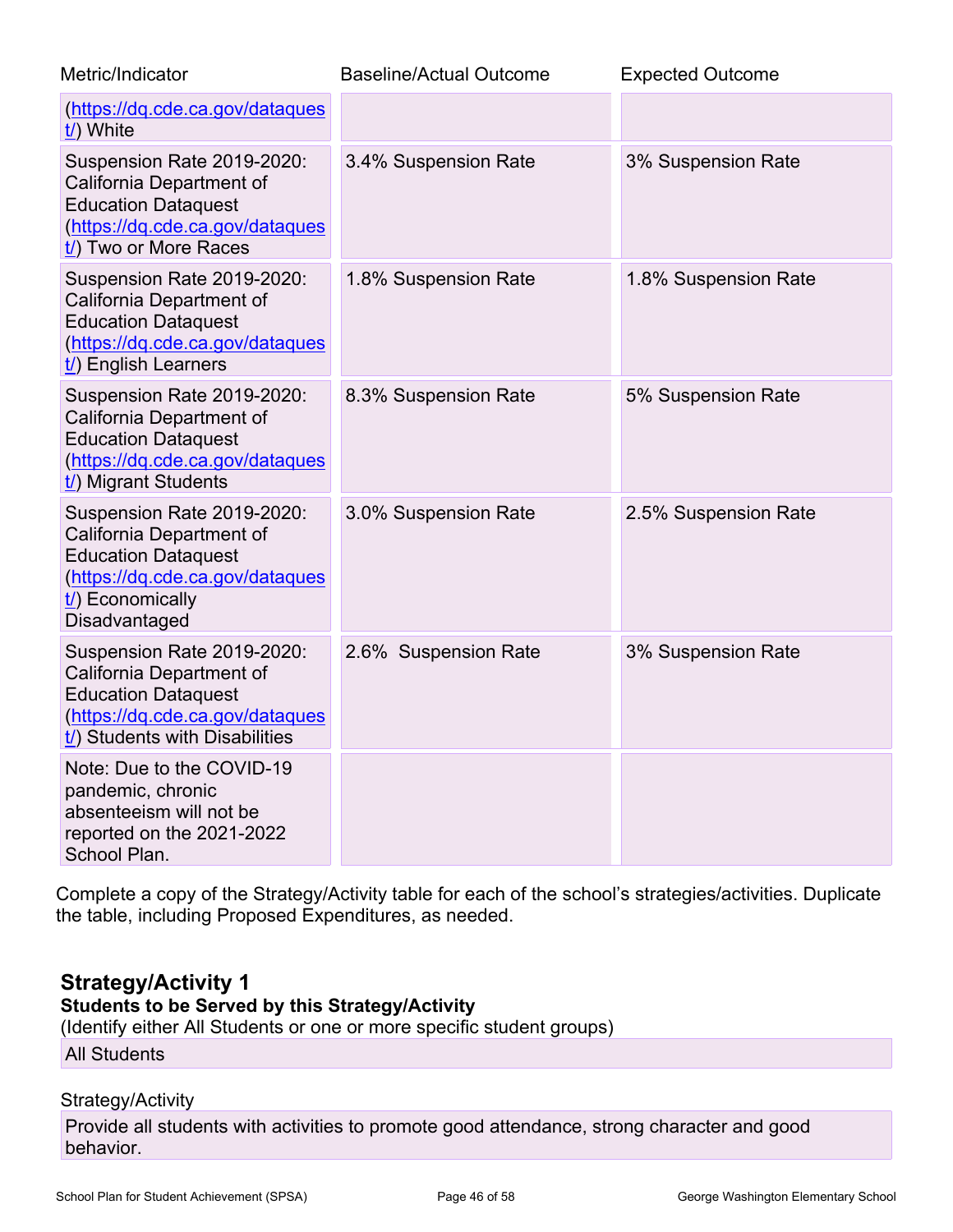| Metric/Indicator | Baseline/Actual Outcome | Expected Outcome |
|---|---|---|
| (https://dq.cde.ca.gov/dataquest/) White | | |
| Suspension Rate 2019-2020: California Department of Education Dataquest (https://dq.cde.ca.gov/dataquest/) Two or More Races | 3.4% Suspension Rate | 3% Suspension Rate |
| Suspension Rate 2019-2020: California Department of Education Dataquest (https://dq.cde.ca.gov/dataquest/) English Learners | 1.8% Suspension Rate | 1.8% Suspension Rate |
| Suspension Rate 2019-2020: California Department of Education Dataquest (https://dq.cde.ca.gov/dataquest/) Migrant Students | 8.3% Suspension Rate | 5% Suspension Rate |
| Suspension Rate 2019-2020: California Department of Education Dataquest (https://dq.cde.ca.gov/dataquest/) Economically Disadvantaged | 3.0% Suspension Rate | 2.5% Suspension Rate |
| Suspension Rate 2019-2020: California Department of Education Dataquest (https://dq.cde.ca.gov/dataquest/) Students with Disabilities | 2.6% Suspension Rate | 3% Suspension Rate |
| Note: Due to the COVID-19 pandemic, chronic absenteeism will not be reported on the 2021-2022 School Plan. | | |

Complete a copy of the Strategy/Activity table for each of the school's strategies/activities. Duplicate the table, including Proposed Expenditures, as needed.

## Strategy/Activity 1

**Students to be Served by this Strategy/Activity**

(Identify either All Students or one or more specific student groups)

All Students

Strategy/Activity

Provide all students with activities to promote good attendance, strong character and good behavior.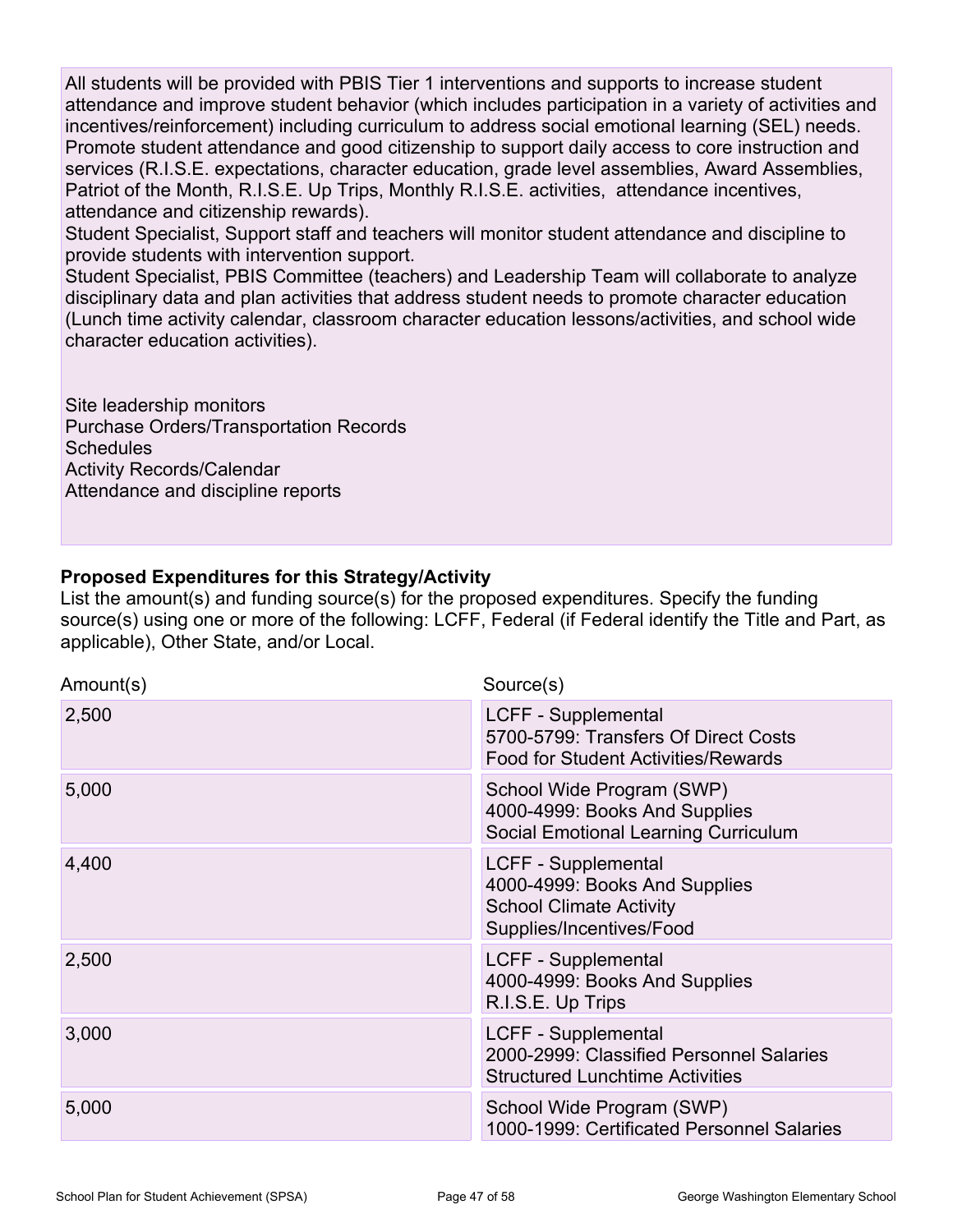All students will be provided with PBIS Tier 1 interventions and supports to increase student attendance and improve student behavior (which includes participation in a variety of activities and incentives/reinforcement) including curriculum to address social emotional learning (SEL) needs.
Promote student attendance and good citizenship to support daily access to core instruction and services (R.I.S.E. expectations, character education, grade level assemblies, Award Assemblies, Patriot of the Month, R.I.S.E. Up Trips, Monthly R.I.S.E. activities, attendance incentives, attendance and citizenship rewards).
Student Specialist, Support staff and teachers will monitor student attendance and discipline to provide students with intervention support.
Student Specialist, PBIS Committee (teachers) and Leadership Team will collaborate to analyze disciplinary data and plan activities that address student needs to promote character education (Lunch time activity calendar, classroom character education lessons/activities, and school wide character education activities).

Site leadership monitors
Purchase Orders/Transportation Records
Schedules
Activity Records/Calendar
Attendance and discipline reports

**Proposed Expenditures for this Strategy/Activity**

List the amount(s) and funding source(s) for the proposed expenditures. Specify the funding source(s) using one or more of the following: LCFF, Federal (if Federal identify the Title and Part, as applicable), Other State, and/or Local.

| Amount(s) | Source(s) |
|---|---|
| 2,500 | LCFF - Supplemental<br>5700-5799: Transfers Of Direct Costs<br>Food for Student Activities/Rewards |
| 5,000 | School Wide Program (SWP)<br>4000-4999: Books And Supplies<br>Social Emotional Learning Curriculum |
| 4,400 | LCFF - Supplemental<br>4000-4999: Books And Supplies<br>School Climate Activity Supplies/Incentives/Food |
| 2,500 | LCFF - Supplemental<br>4000-4999: Books And Supplies<br>R.I.S.E. Up Trips |
| 3,000 | LCFF - Supplemental<br>2000-2999: Classified Personnel Salaries<br>Structured Lunchtime Activities |
| 5,000 | School Wide Program (SWP)<br>1000-1999: Certificated Personnel Salaries |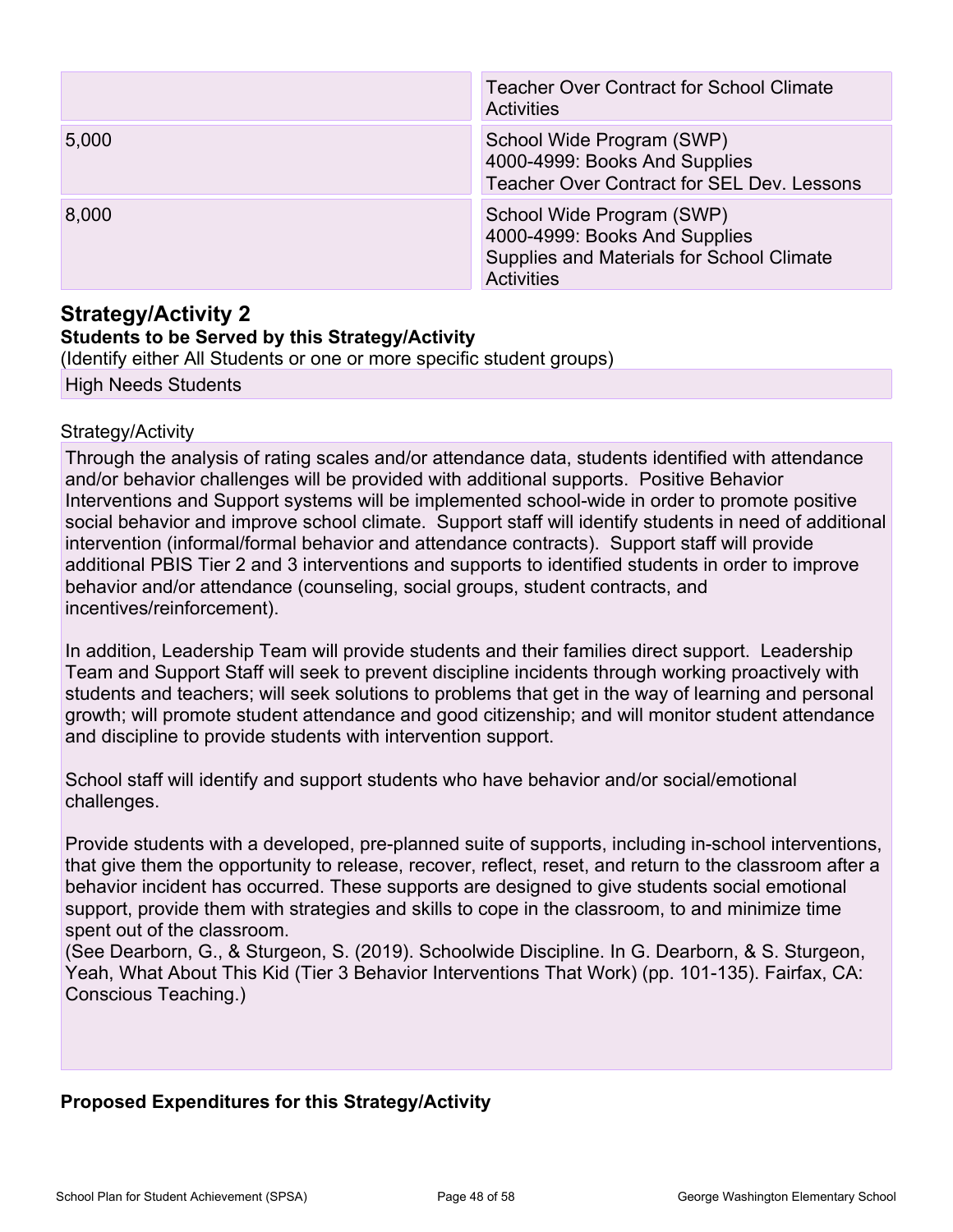| | |
|---|---|
| | Teacher Over Contract for School Climate Activities |
| 5,000 | School Wide Program (SWP)<br>4000-4999: Books And Supplies<br>Teacher Over Contract for SEL Dev. Lessons |
| 8,000 | School Wide Program (SWP)<br>4000-4999: Books And Supplies<br>Supplies and Materials for School Climate Activities |

## Strategy/Activity 2

**Students to be Served by this Strategy/Activity**

(Identify either All Students or one or more specific student groups)

High Needs Students

Strategy/Activity

Through the analysis of rating scales and/or attendance data, students identified with attendance and/or behavior challenges will be provided with additional supports. Positive Behavior Interventions and Support systems will be implemented school-wide in order to promote positive social behavior and improve school climate. Support staff will identify students in need of additional intervention (informal/formal behavior and attendance contracts). Support staff will provide additional PBIS Tier 2 and 3 interventions and supports to identified students in order to improve behavior and/or attendance (counseling, social groups, student contracts, and incentives/reinforcement).

In addition, Leadership Team will provide students and their families direct support. Leadership Team and Support Staff will seek to prevent discipline incidents through working proactively with students and teachers; will seek solutions to problems that get in the way of learning and personal growth; will promote student attendance and good citizenship; and will monitor student attendance and discipline to provide students with intervention support.

School staff will identify and support students who have behavior and/or social/emotional challenges.

Provide students with a developed, pre-planned suite of supports, including in-school interventions, that give them the opportunity to release, recover, reflect, reset, and return to the classroom after a behavior incident has occurred. These supports are designed to give students social emotional support, provide them with strategies and skills to cope in the classroom, to and minimize time spent out of the classroom.
(See Dearborn, G., & Sturgeon, S. (2019). Schoolwide Discipline. In G. Dearborn, & S. Sturgeon, Yeah, What About This Kid (Tier 3 Behavior Interventions That Work) (pp. 101-135). Fairfax, CA: Conscious Teaching.)

**Proposed Expenditures for this Strategy/Activity**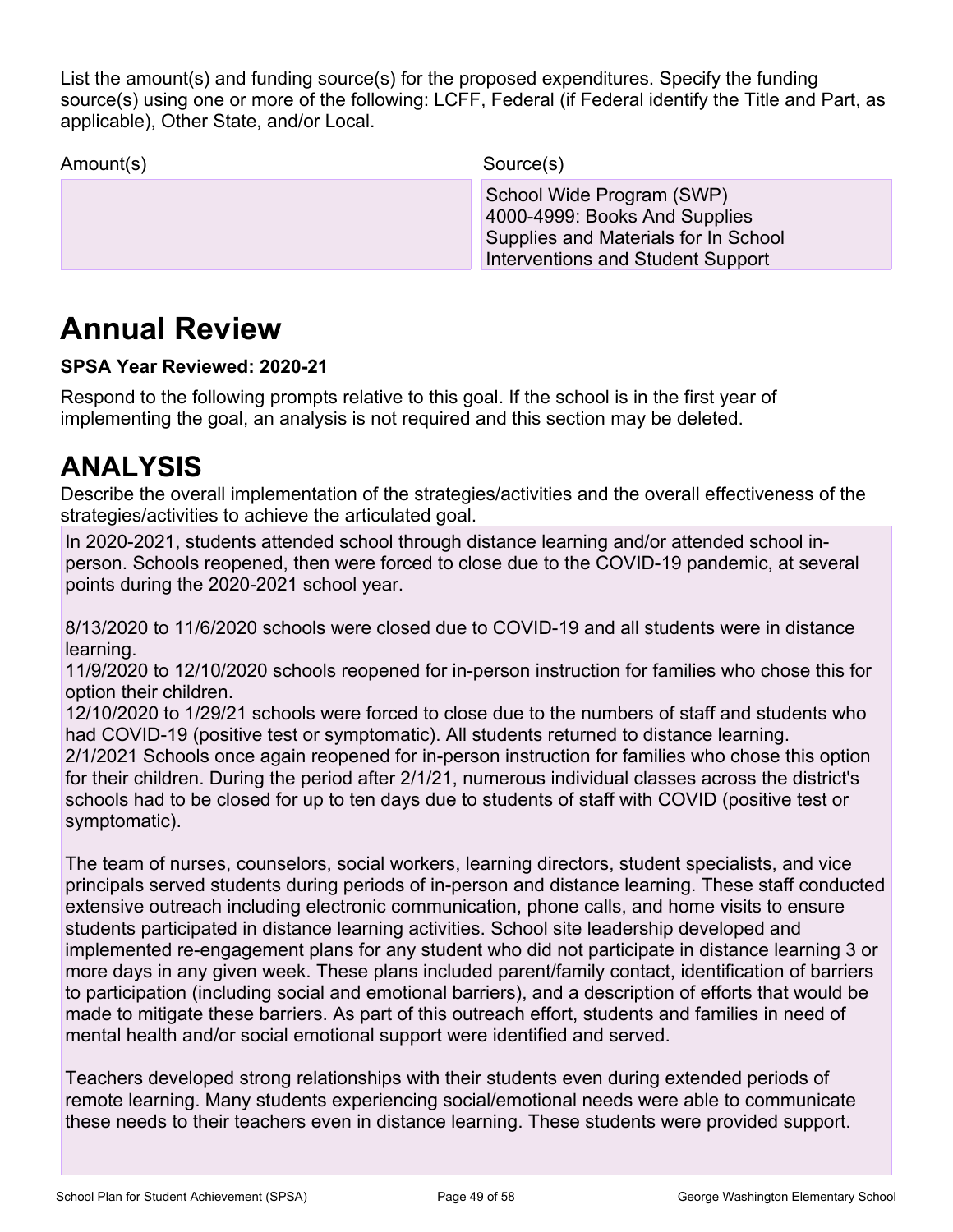List the amount(s) and funding source(s) for the proposed expenditures. Specify the funding source(s) using one or more of the following: LCFF, Federal (if Federal identify the Title and Part, as applicable), Other State, and/or Local.

| Amount(s) | Source(s) |
| --- | --- |
| | School Wide Program (SWP)<br>4000-4999: Books And Supplies<br>Supplies and Materials for In School Interventions and Student Support |

# Annual Review

**SPSA Year Reviewed: 2020-21**

Respond to the following prompts relative to this goal. If the school is in the first year of implementing the goal, an analysis is not required and this section may be deleted.

# ANALYSIS

Describe the overall implementation of the strategies/activities and the overall effectiveness of the strategies/activities to achieve the articulated goal.

In 2020-2021, students attended school through distance learning and/or attended school in-person. Schools reopened, then were forced to close due to the COVID-19 pandemic, at several points during the 2020-2021 school year.

8/13/2020 to 11/6/2020 schools were closed due to COVID-19 and all students were in distance learning.
11/9/2020 to 12/10/2020 schools reopened for in-person instruction for families who chose this for option their children.
12/10/2020 to 1/29/21 schools were forced to close due to the numbers of staff and students who had COVID-19 (positive test or symptomatic). All students returned to distance learning.
2/1/2021 Schools once again reopened for in-person instruction for families who chose this option for their children. During the period after 2/1/21, numerous individual classes across the district's schools had to be closed for up to ten days due to students of staff with COVID (positive test or symptomatic).

The team of nurses, counselors, social workers, learning directors, student specialists, and vice principals served students during periods of in-person and distance learning. These staff conducted extensive outreach including electronic communication, phone calls, and home visits to ensure students participated in distance learning activities. School site leadership developed and implemented re-engagement plans for any student who did not participate in distance learning 3 or more days in any given week. These plans included parent/family contact, identification of barriers to participation (including social and emotional barriers), and a description of efforts that would be made to mitigate these barriers. As part of this outreach effort, students and families in need of mental health and/or social emotional support were identified and served.

Teachers developed strong relationships with their students even during extended periods of remote learning. Many students experiencing social/emotional needs were able to communicate these needs to their teachers even in distance learning. These students were provided support.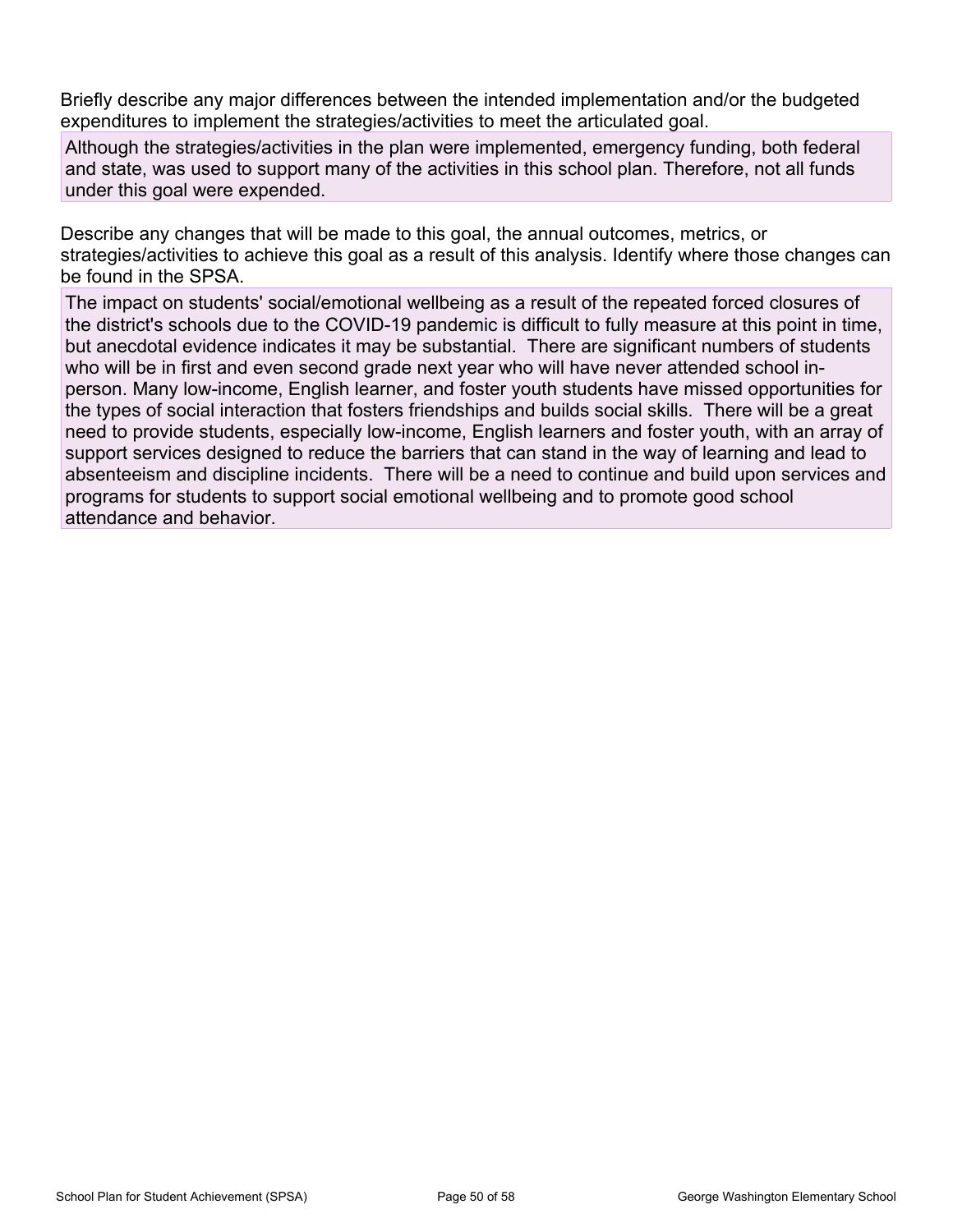Briefly describe any major differences between the intended implementation and/or the budgeted expenditures to implement the strategies/activities to meet the articulated goal.

Although the strategies/activities in the plan were implemented, emergency funding, both federal and state, was used to support many of the activities in this school plan. Therefore, not all funds under this goal were expended.

Describe any changes that will be made to this goal, the annual outcomes, metrics, or strategies/activities to achieve this goal as a result of this analysis. Identify where those changes can be found in the SPSA.

The impact on students' social/emotional wellbeing as a result of the repeated forced closures of the district's schools due to the COVID-19 pandemic is difficult to fully measure at this point in time, but anecdotal evidence indicates it may be substantial. There are significant numbers of students who will be in first and even second grade next year who will have never attended school in-person. Many low-income, English learner, and foster youth students have missed opportunities for the types of social interaction that fosters friendships and builds social skills. There will be a great need to provide students, especially low-income, English learners and foster youth, with an array of support services designed to reduce the barriers that can stand in the way of learning and lead to absenteeism and discipline incidents. There will be a need to continue and build upon services and programs for students to support social emotional wellbeing and to promote good school attendance and behavior.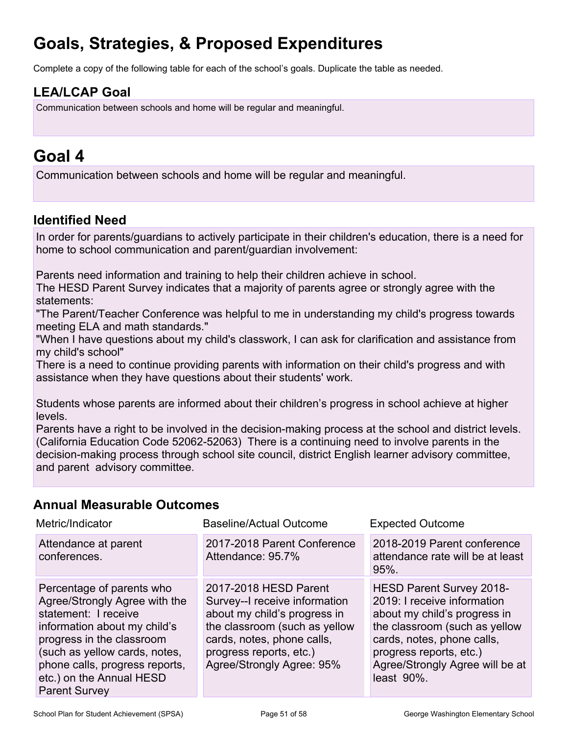# Goals, Strategies, & Proposed Expenditures

Complete a copy of the following table for each of the school's goals. Duplicate the table as needed.

## LEA/LCAP Goal

Communication between schools and home will be regular and meaningful.

# Goal 4

Communication between schools and home will be regular and meaningful.

## Identified Need

In order for parents/guardians to actively participate in their children's education, there is a need for home to school communication and parent/guardian involvement:

Parents need information and training to help their children achieve in school.
The HESD Parent Survey indicates that a majority of parents agree or strongly agree with the statements:
"The Parent/Teacher Conference was helpful to me in understanding my child's progress towards meeting ELA and math standards."
"When I have questions about my child's classwork, I can ask for clarification and assistance from my child's school"
There is a need to continue providing parents with information on their child's progress and with assistance when they have questions about their students' work.

Students whose parents are informed about their children's progress in school achieve at higher levels.
Parents have a right to be involved in the decision-making process at the school and district levels. (California Education Code 52062-52063) There is a continuing need to involve parents in the decision-making process through school site council, district English learner advisory committee, and parent advisory committee.

## Annual Measurable Outcomes

| Metric/Indicator | Baseline/Actual Outcome | Expected Outcome |
| --- | --- | --- |
| Attendance at parent conferences. | 2017-2018 Parent Conference Attendance: 95.7% | 2018-2019 Parent conference attendance rate will be at least 95%. |
| Percentage of parents who Agree/Strongly Agree with the statement: I receive information about my child's progress in the classroom (such as yellow cards, notes, phone calls, progress reports, etc.) on the Annual HESD Parent Survey | 2017-2018 HESD Parent Survey--I receive information about my child's progress in the classroom (such as yellow cards, notes, phone calls, progress reports, etc.) Agree/Strongly Agree: 95% | HESD Parent Survey 2018-2019: I receive information about my child's progress in the classroom (such as yellow cards, notes, phone calls, progress reports, etc.) Agree/Strongly Agree will be at least 90%. |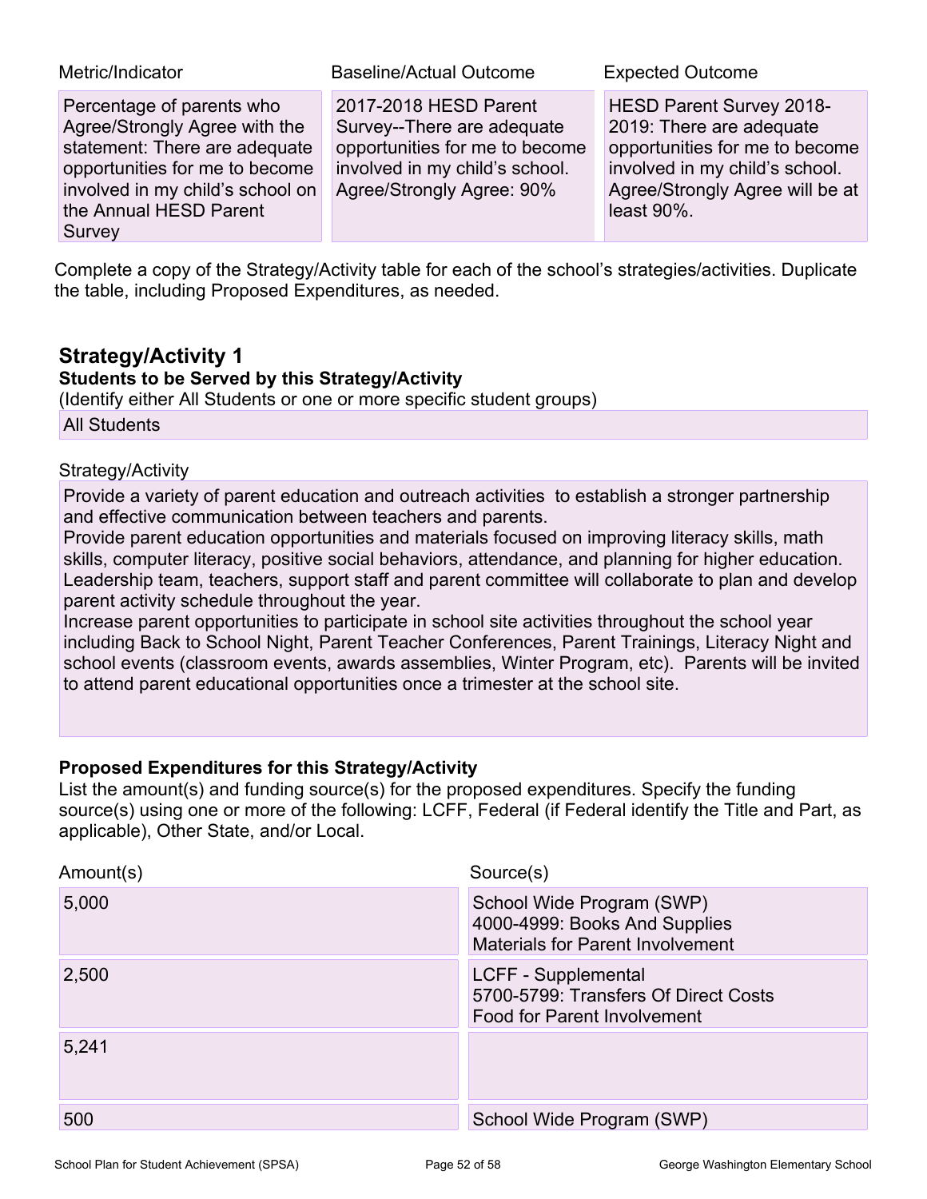| Metric/Indicator | Baseline/Actual Outcome | Expected Outcome |
|---|---|---|
| Percentage of parents who Agree/Strongly Agree with the statement: There are adequate opportunities for me to become involved in my child's school on the Annual HESD Parent Survey | 2017-2018 HESD Parent Survey--There are adequate opportunities for me to become involved in my child's school. Agree/Strongly Agree: 90% | HESD Parent Survey 2018-2019: There are adequate opportunities for me to become involved in my child's school. Agree/Strongly Agree will be at least 90%. |

Complete a copy of the Strategy/Activity table for each of the school's strategies/activities. Duplicate the table, including Proposed Expenditures, as needed.

## Strategy/Activity 1

**Students to be Served by this Strategy/Activity**

(Identify either All Students or one or more specific student groups)

All Students

Strategy/Activity

Provide a variety of parent education and outreach activities to establish a stronger partnership and effective communication between teachers and parents.
Provide parent education opportunities and materials focused on improving literacy skills, math skills, computer literacy, positive social behaviors, attendance, and planning for higher education.
Leadership team, teachers, support staff and parent committee will collaborate to plan and develop parent activity schedule throughout the year.
Increase parent opportunities to participate in school site activities throughout the school year including Back to School Night, Parent Teacher Conferences, Parent Trainings, Literacy Night and school events (classroom events, awards assemblies, Winter Program, etc). Parents will be invited to attend parent educational opportunities once a trimester at the school site.

**Proposed Expenditures for this Strategy/Activity**

List the amount(s) and funding source(s) for the proposed expenditures. Specify the funding source(s) using one or more of the following: LCFF, Federal (if Federal identify the Title and Part, as applicable), Other State, and/or Local.

| Amount(s) | Source(s) |
|---|---|
| 5,000 | School Wide Program (SWP)<br>4000-4999: Books And Supplies<br>Materials for Parent Involvement |
| 2,500 | LCFF - Supplemental<br>5700-5799: Transfers Of Direct Costs<br>Food for Parent Involvement |
| 5,241 | |
| 500 | School Wide Program (SWP) |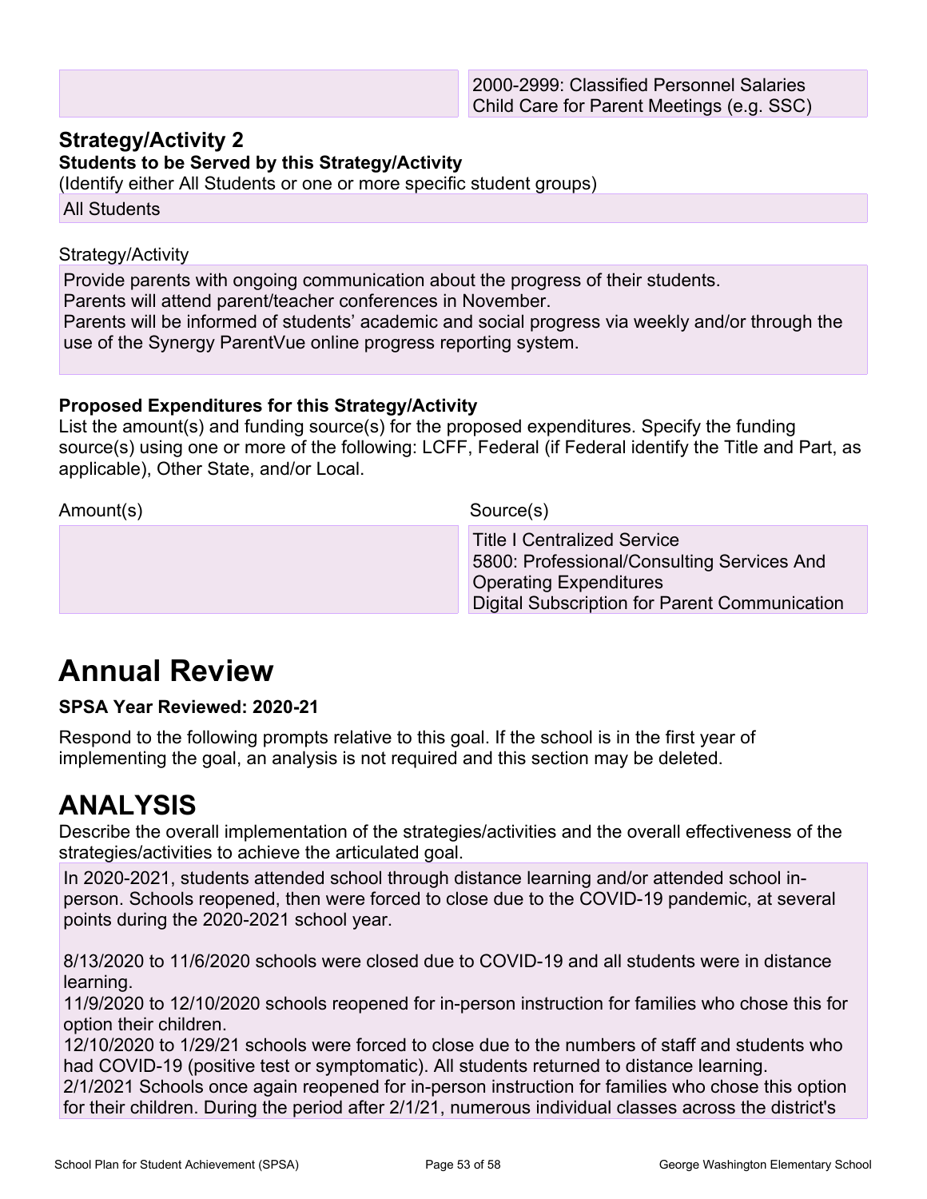| | |
|---|---|
| | 2000-2999: Classified Personnel Salaries<br>Child Care for Parent Meetings (e.g. SSC) |

### Strategy/Activity 2

**Students to be Served by this Strategy/Activity**

(Identify either All Students or one or more specific student groups)

All Students

Strategy/Activity

Provide parents with ongoing communication about the progress of their students.
Parents will attend parent/teacher conferences in November.
Parents will be informed of students' academic and social progress via weekly and/or through the use of the Synergy ParentVue online progress reporting system.

**Proposed Expenditures for this Strategy/Activity**

List the amount(s) and funding source(s) for the proposed expenditures. Specify the funding source(s) using one or more of the following: LCFF, Federal (if Federal identify the Title and Part, as applicable), Other State, and/or Local.

| Amount(s) | Source(s) |
|---|---|
| | Title I Centralized Service<br>5800: Professional/Consulting Services And Operating Expenditures<br>Digital Subscription for Parent Communication |

# Annual Review

**SPSA Year Reviewed: 2020-21**

Respond to the following prompts relative to this goal. If the school is in the first year of implementing the goal, an analysis is not required and this section may be deleted.

# ANALYSIS

Describe the overall implementation of the strategies/activities and the overall effectiveness of the strategies/activities to achieve the articulated goal.

In 2020-2021, students attended school through distance learning and/or attended school in-person. Schools reopened, then were forced to close due to the COVID-19 pandemic, at several points during the 2020-2021 school year.

8/13/2020 to 11/6/2020 schools were closed due to COVID-19 and all students were in distance learning.
11/9/2020 to 12/10/2020 schools reopened for in-person instruction for families who chose this for option their children.
12/10/2020 to 1/29/21 schools were forced to close due to the numbers of staff and students who had COVID-19 (positive test or symptomatic). All students returned to distance learning.
2/1/2021 Schools once again reopened for in-person instruction for families who chose this option for their children. During the period after 2/1/21, numerous individual classes across the district's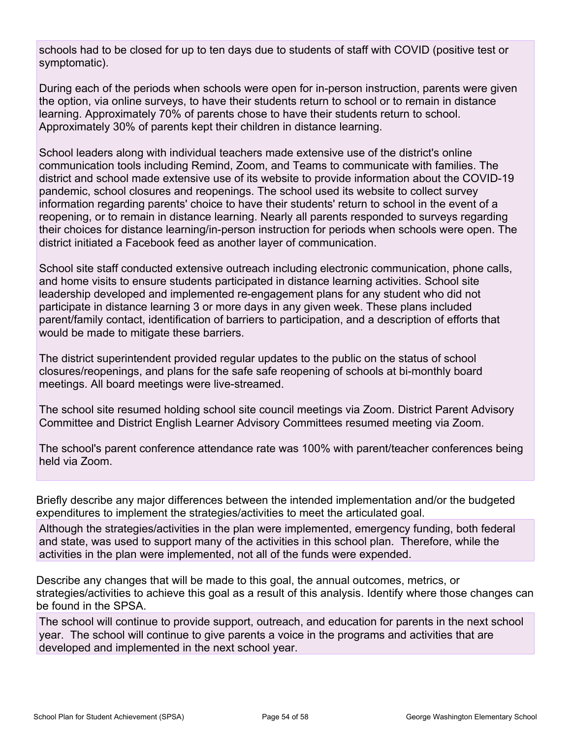schools had to be closed for up to ten days due to students of staff with COVID (positive test or symptomatic).

During each of the periods when schools were open for in-person instruction, parents were given the option, via online surveys, to have their students return to school or to remain in distance learning. Approximately 70% of parents chose to have their students return to school. Approximately 30% of parents kept their children in distance learning.

School leaders along with individual teachers made extensive use of the district's online communication tools including Remind, Zoom, and Teams to communicate with families. The district and school made extensive use of its website to provide information about the COVID-19 pandemic, school closures and reopenings. The school used its website to collect survey information regarding parents' choice to have their students' return to school in the event of a reopening, or to remain in distance learning. Nearly all parents responded to surveys regarding their choices for distance learning/in-person instruction for periods when schools were open. The district initiated a Facebook feed as another layer of communication.

School site staff conducted extensive outreach including electronic communication, phone calls, and home visits to ensure students participated in distance learning activities. School site leadership developed and implemented re-engagement plans for any student who did not participate in distance learning 3 or more days in any given week. These plans included parent/family contact, identification of barriers to participation, and a description of efforts that would be made to mitigate these barriers.

The district superintendent provided regular updates to the public on the status of school closures/reopenings, and plans for the safe safe reopening of schools at bi-monthly board meetings. All board meetings were live-streamed.

The school site resumed holding school site council meetings via Zoom. District Parent Advisory Committee and District English Learner Advisory Committees resumed meeting via Zoom.

The school's parent conference attendance rate was 100% with parent/teacher conferences being held via Zoom.

Briefly describe any major differences between the intended implementation and/or the budgeted expenditures to implement the strategies/activities to meet the articulated goal.

Although the strategies/activities in the plan were implemented, emergency funding, both federal and state, was used to support many of the activities in this school plan. Therefore, while the activities in the plan were implemented, not all of the funds were expended.

Describe any changes that will be made to this goal, the annual outcomes, metrics, or strategies/activities to achieve this goal as a result of this analysis. Identify where those changes can be found in the SPSA.

The school will continue to provide support, outreach, and education for parents in the next school year. The school will continue to give parents a voice in the programs and activities that are developed and implemented in the next school year.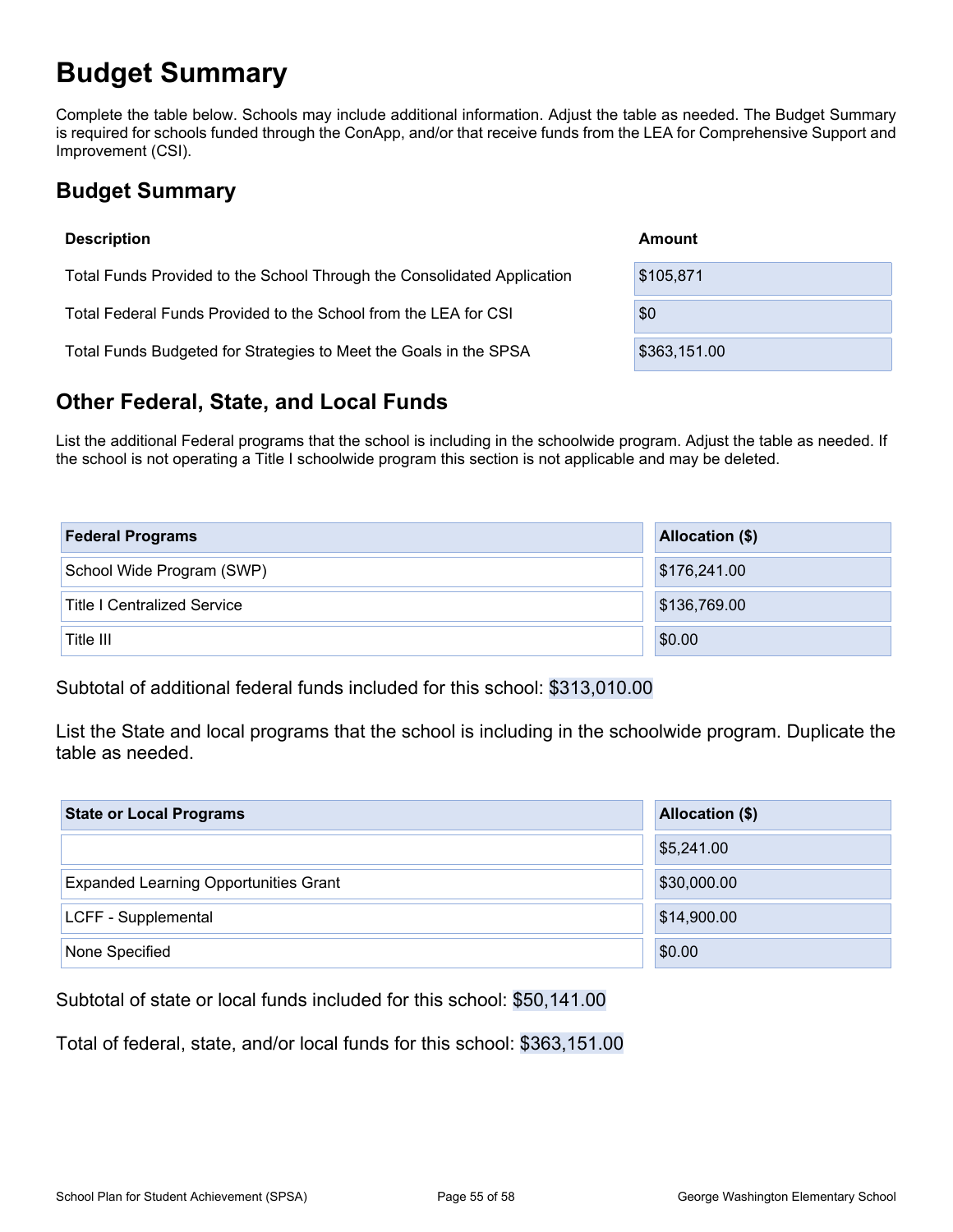# Budget Summary

Complete the table below. Schools may include additional information. Adjust the table as needed. The Budget Summary is required for schools funded through the ConApp, and/or that receive funds from the LEA for Comprehensive Support and Improvement (CSI).

## Budget Summary

| Description | Amount |
| --- | --- |
| Total Funds Provided to the School Through the Consolidated Application | $105,871 |
| Total Federal Funds Provided to the School from the LEA for CSI | $0 |
| Total Funds Budgeted for Strategies to Meet the Goals in the SPSA | $363,151.00 |

## Other Federal, State, and Local Funds

List the additional Federal programs that the school is including in the schoolwide program. Adjust the table as needed. If the school is not operating a Title I schoolwide program this section is not applicable and may be deleted.

| Federal Programs | Allocation ($) |
| --- | --- |
| School Wide Program (SWP) | $176,241.00 |
| Title I Centralized Service | $136,769.00 |
| Title III | $0.00 |

Subtotal of additional federal funds included for this school: $313,010.00

List the State and local programs that the school is including in the schoolwide program. Duplicate the table as needed.

| State or Local Programs | Allocation ($) |
| --- | --- |
| | $5,241.00 |
| Expanded Learning Opportunities Grant | $30,000.00 |
| LCFF - Supplemental | $14,900.00 |
| None Specified | $0.00 |

Subtotal of state or local funds included for this school: $50,141.00

Total of federal, state, and/or local funds for this school: $363,151.00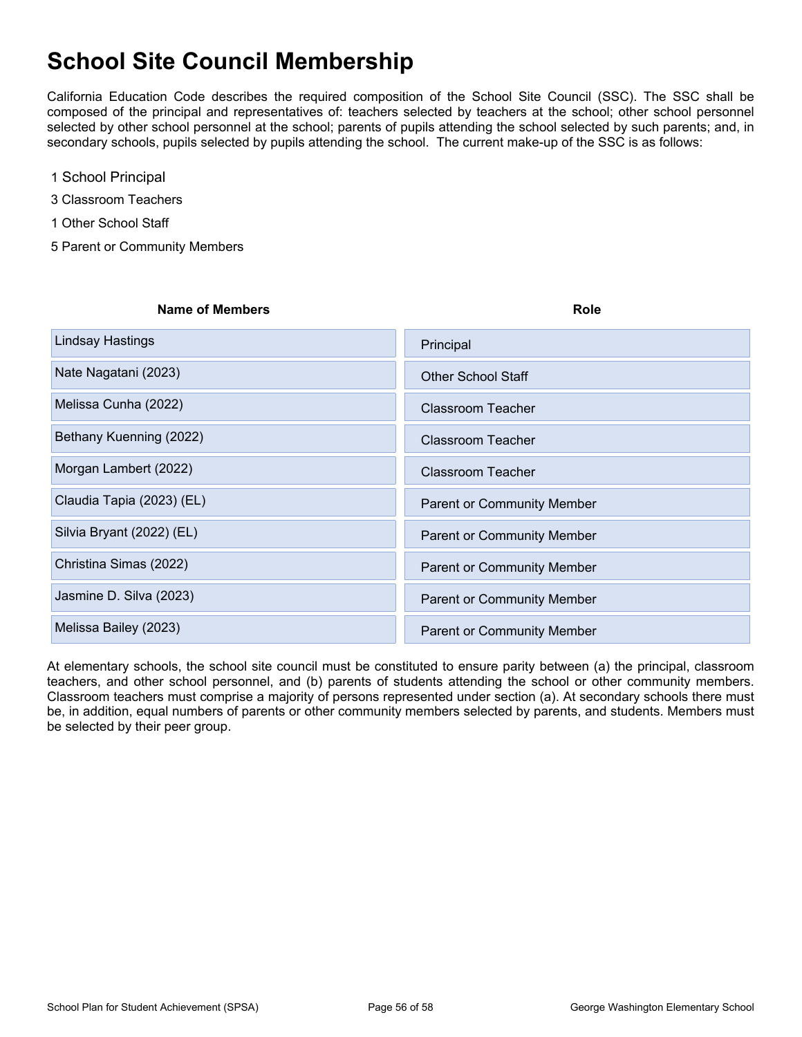# School Site Council Membership

California Education Code describes the required composition of the School Site Council (SSC). The SSC shall be composed of the principal and representatives of: teachers selected by teachers at the school; other school personnel selected by other school personnel at the school; parents of pupils attending the school selected by such parents; and, in secondary schools, pupils selected by pupils attending the school. The current make-up of the SSC is as follows:

1 School Principal

3 Classroom Teachers

1 Other School Staff

5 Parent or Community Members

| Name of Members | Role |
| --- | --- |
| Lindsay Hastings | Principal |
| Nate Nagatani (2023) | Other School Staff |
| Melissa Cunha (2022) | Classroom Teacher |
| Bethany Kuenning (2022) | Classroom Teacher |
| Morgan Lambert (2022) | Classroom Teacher |
| Claudia Tapia (2023) (EL) | Parent or Community Member |
| Silvia Bryant (2022) (EL) | Parent or Community Member |
| Christina Simas (2022) | Parent or Community Member |
| Jasmine D. Silva (2023) | Parent or Community Member |
| Melissa Bailey (2023) | Parent or Community Member |

At elementary schools, the school site council must be constituted to ensure parity between (a) the principal, classroom teachers, and other school personnel, and (b) parents of students attending the school or other community members. Classroom teachers must comprise a majority of persons represented under section (a). At secondary schools there must be, in addition, equal numbers of parents or other community members selected by parents, and students. Members must be selected by their peer group.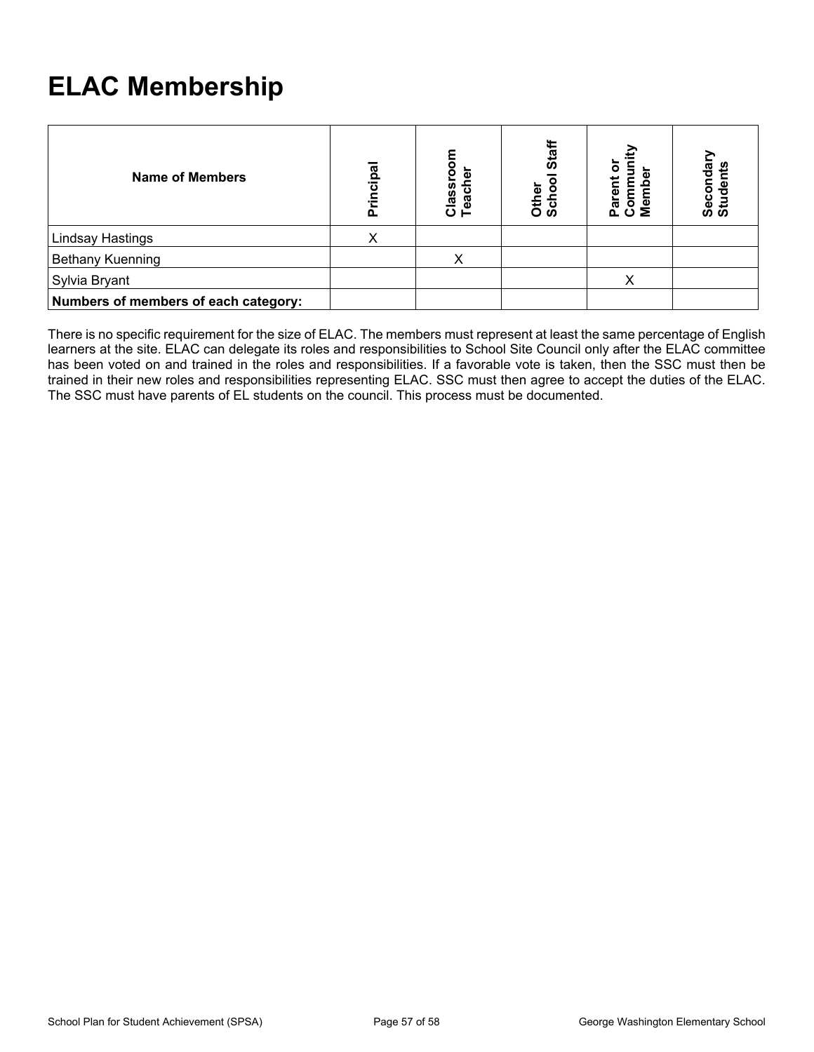# ELAC Membership

| Name of Members | Principal | Classroom Teacher | Other School Staff | Parent or Community Member | Secondary Students |
|---|---|---|---|---|---|
| Lindsay Hastings | X | | | | |
| Bethany Kuenning | | X | | | |
| Sylvia Bryant | | | | X | |
| **Numbers of members of each category:** | | | | | |

There is no specific requirement for the size of ELAC. The members must represent at least the same percentage of English learners at the site. ELAC can delegate its roles and responsibilities to School Site Council only after the ELAC committee has been voted on and trained in the roles and responsibilities. If a favorable vote is taken, then the SSC must then be trained in their new roles and responsibilities representing ELAC. SSC must then agree to accept the duties of the ELAC. The SSC must have parents of EL students on the council. This process must be documented.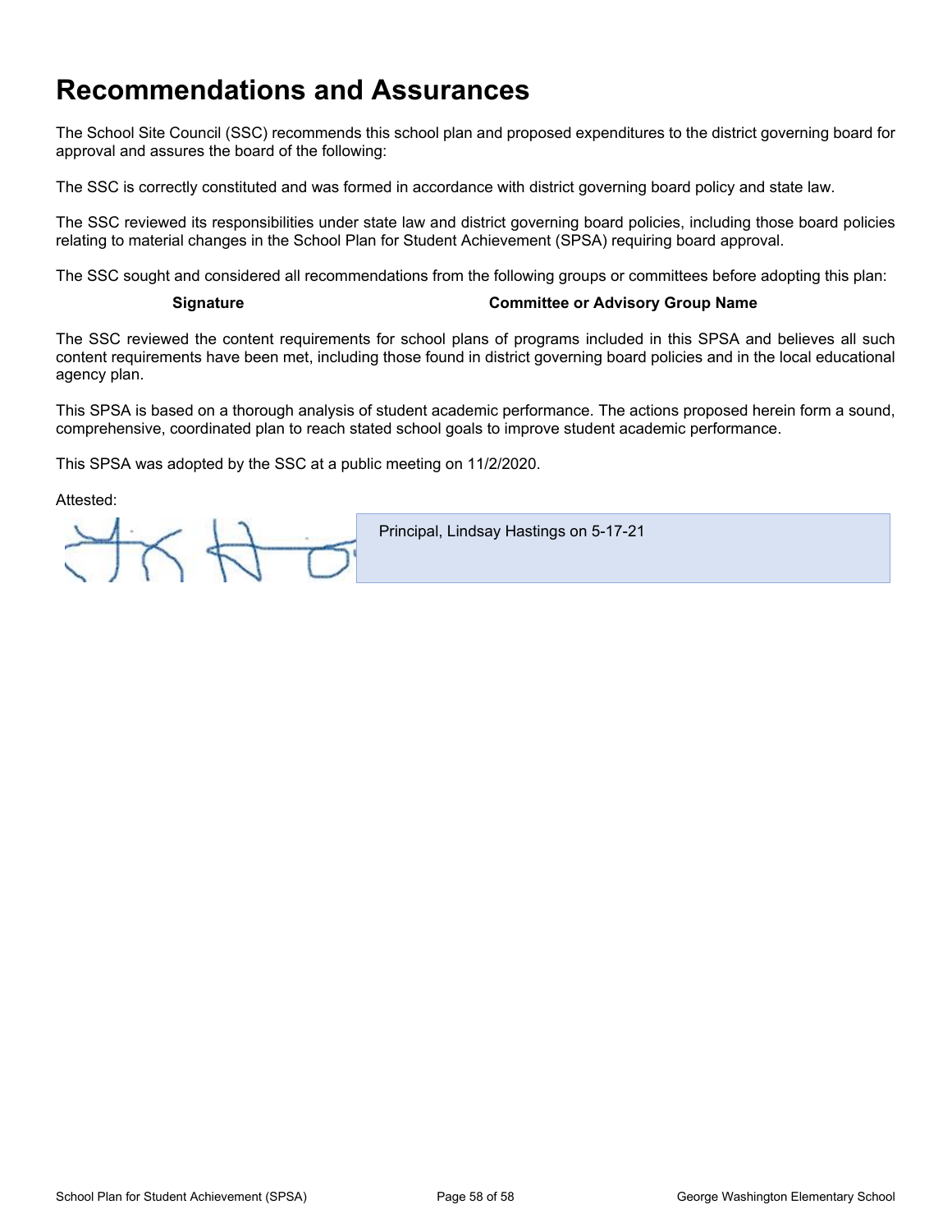# Recommendations and Assurances

The School Site Council (SSC) recommends this school plan and proposed expenditures to the district governing board for approval and assures the board of the following:

The SSC is correctly constituted and was formed in accordance with district governing board policy and state law.

The SSC reviewed its responsibilities under state law and district governing board policies, including those board policies relating to material changes in the School Plan for Student Achievement (SPSA) requiring board approval.

The SSC sought and considered all recommendations from the following groups or committees before adopting this plan:

| Signature | Committee or Advisory Group Name |
| --- | --- |

The SSC reviewed the content requirements for school plans of programs included in this SPSA and believes all such content requirements have been met, including those found in district governing board policies and in the local educational agency plan.

This SPSA is based on a thorough analysis of student academic performance. The actions proposed herein form a sound, comprehensive, coordinated plan to reach stated school goals to improve student academic performance.

This SPSA was adopted by the SSC at a public meeting on 11/2/2020.

Attested:

Principal, Lindsay Hastings on 5-17-21